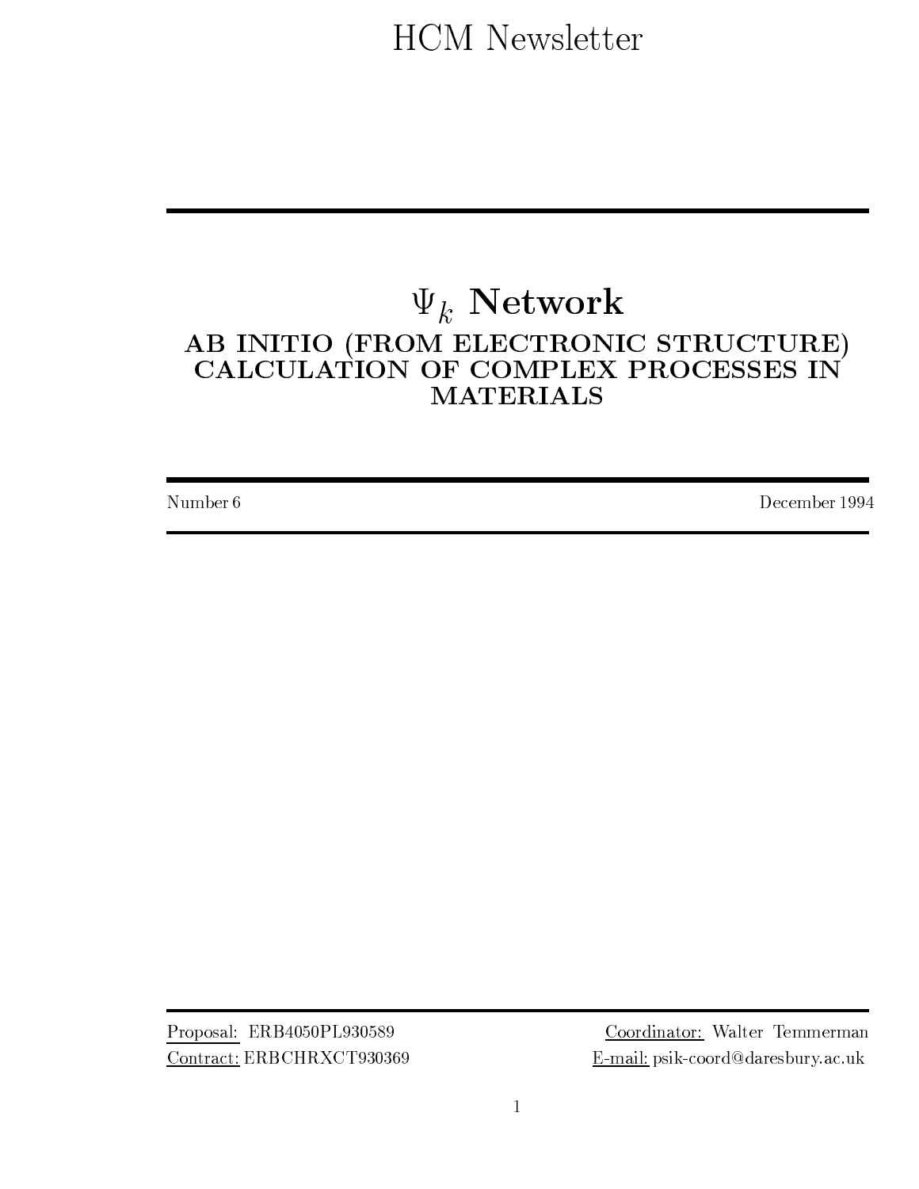# HCM Newsletter

# $\Psi_k$ Network

## AB INITIO (FROM ELECTRONIC STRUCTURE) CALCULATION OF COMPLEX PROCESSES IN MATERIALS

Number 6 December 1994

Proposal: ERB4050PL930589

Contract: ERBCHRXCT930369

Coordinator: Walter Temmerman

E-mail: psik-coord@daresbury.ac.uk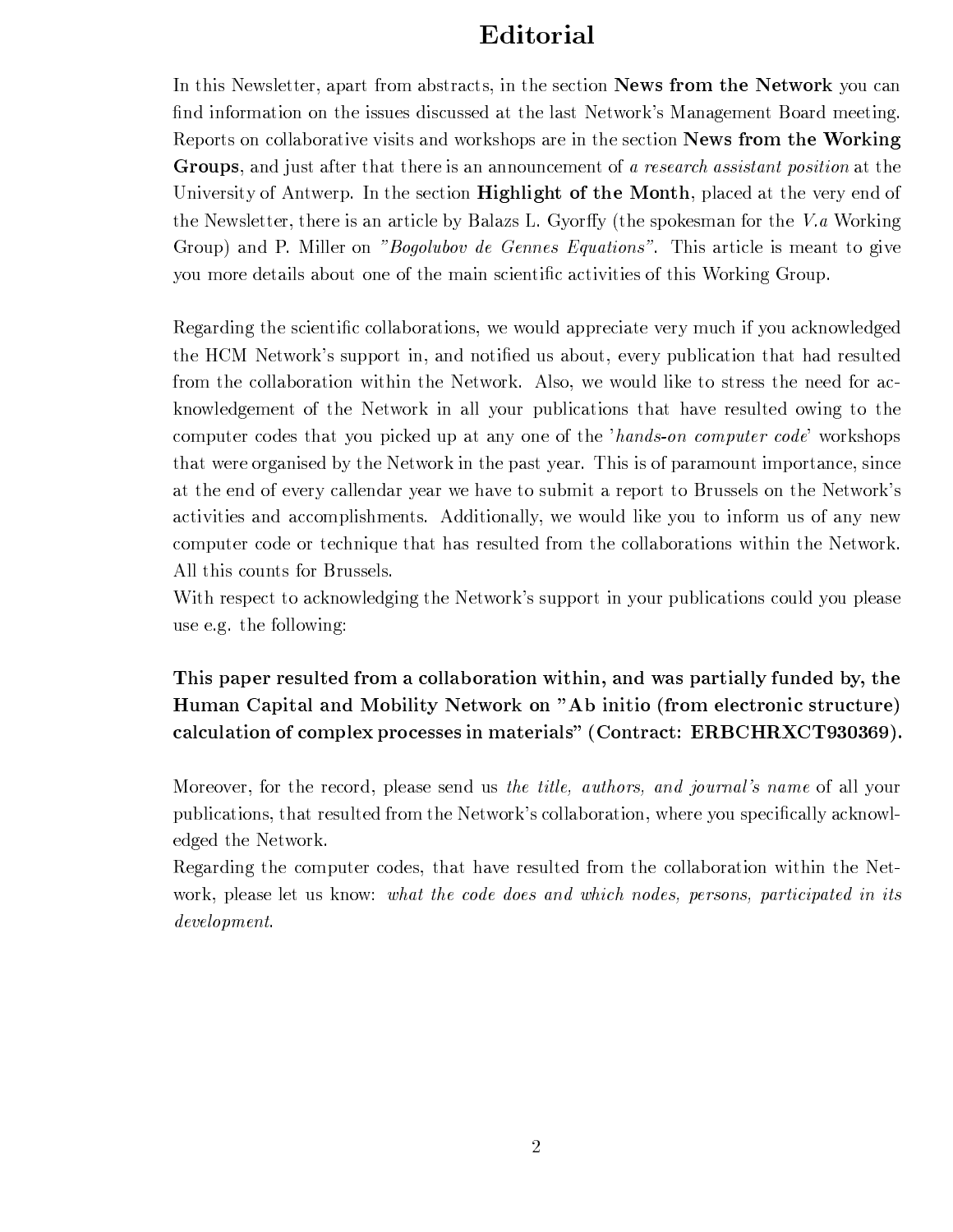# Editorial

In this Newsletter, apart from abstracts, in the section **News from the Network** you can find information on the issues discussed at the last Network's Management Board meeting. Reports on collaborative visits and workshops are in the section **News from the Working Groups**, and just after that there is an announcement of *a research assistant position* at the University of Antwerp. In the section **Highlight of the Month**, placed at the very end of the Newsletter, there is an article by Balazs L. Gyorffy (the spokesman for the *V.a* Working Group) and P. Miller on *"Bogolubov de Gennes Equations"*. This article is meant to give you more details about one of the main scientific activities of this Working Group.

Regarding the scientific collaborations, we would appreciate very much if you acknowledged the HCM Network's support in, and notified us about, every publication that had resulted from the collaboration within the Network. Also, we would like to stress the need for acknowledgement of the Network in all your publications that have resulted owing to the computer codes that you picked up at any one of the '*hands-on computer code*' workshops that were organised by the Network in the past year. This is of paramount importance, since at the end of every callendar year we have to submit a report to Brussels on the Network's activities and accomplishments. Additionally, we would like you to inform us of any new computer code or technique that has resulted from the collaborations within the Network. All this counts for Brussels.

With respect to acknowledging the Network's support in your publications could you please use e.g. the following:

**This paper resulted from a collaboration within, and was partially funded by, the Human Capital and Mobility Network on "Ab initio (from electronic structure) calculation of complex processes in materials" (Contract: ERBCHRXCT930369).**

Moreover, for the record, please send us *the title, authors, and journal's name* of all your publications, that resulted from the Network's collaboration, where you specifically acknowledged the Network.

Regarding the computer codes, that have resulted from the collaboration within the Network, please let us know: *what the code does and which nodes, persons, participated in its development.*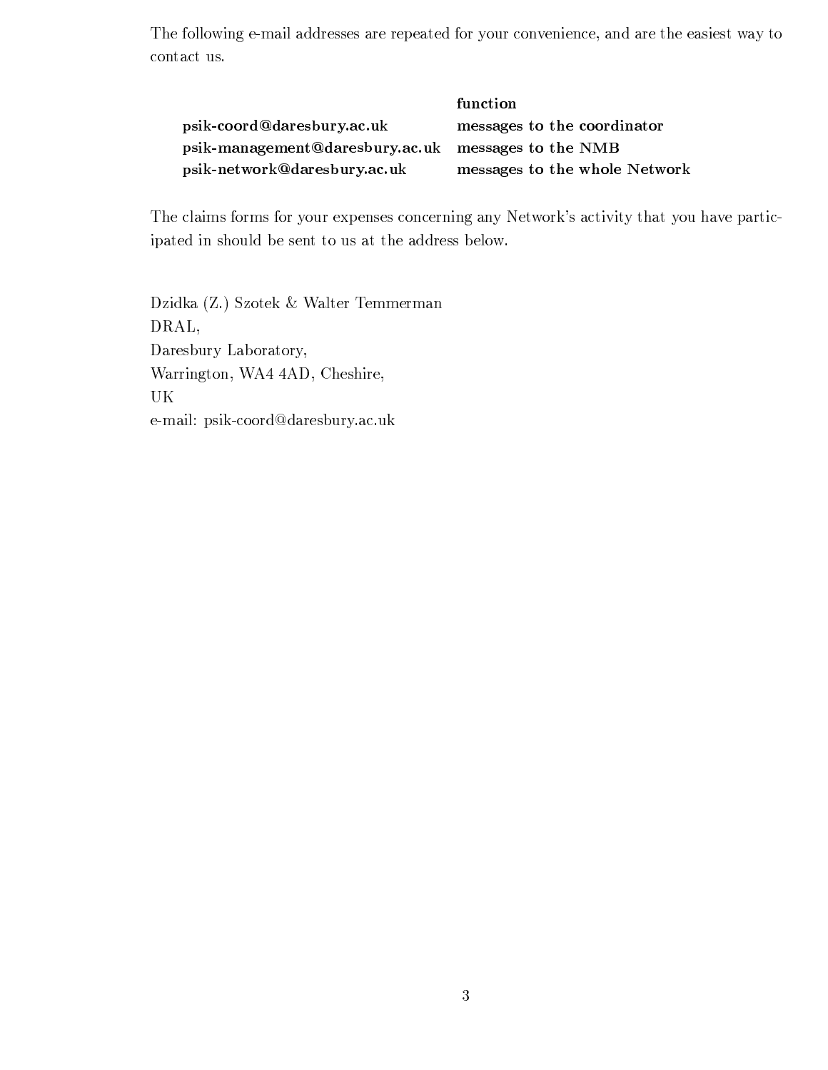The following e-mail addresses are repeated for your convenience, and are the easiest way to contact us.

| | function |
|---|---|
| **psik-coord@daresbury.ac.uk** | **messages to the coordinator** |
| **psik-management@daresbury.ac.uk** | **messages to the NMB** |
| **psik-network@daresbury.ac.uk** | **messages to the whole Network** |

The claims forms for your expenses concerning any Network's activity that you have participated in should be sent to us at the address below.

Dzidka (Z.) Szotek & Walter Temmerman
DRAL,
Daresbury Laboratory,
Warrington, WA4 4AD, Cheshire,
UK
e-mail: psik-coord@daresbury.ac.uk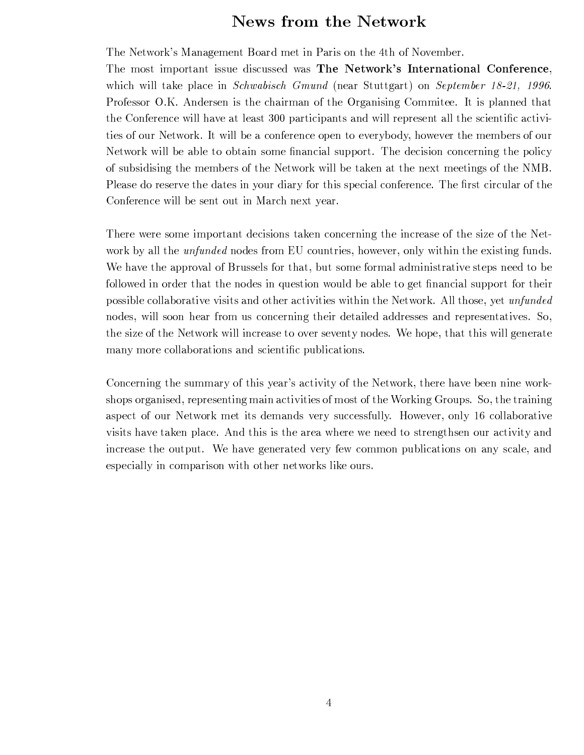# News from the Network

The Network's Management Board met in Paris on the 4th of November.

The most important issue discussed was **The Network's International Conference**, which will take place in *Schwabisch Gmund* (near Stuttgart) on *September 18-21, 1996*. Professor O.K. Andersen is the chairman of the Organising Commitee. It is planned that the Conference will have at least 300 participants and will represent all the scientific activities of our Network. It will be a conference open to everybody, however the members of our Network will be able to obtain some financial support. The decision concerning the policy of subsidising the members of the Network will be taken at the next meetings of the NMB. Please do reserve the dates in your diary for this special conference. The first circular of the Conference will be sent out in March next year.

There were some important decisions taken concerning the increase of the size of the Network by all the *unfunded* nodes from EU countries, however, only within the existing funds. We have the approval of Brussels for that, but some formal administrative steps need to be followed in order that the nodes in question would be able to get financial support for their possible collaborative visits and other activities within the Network. All those, yet *unfunded* nodes, will soon hear from us concerning their detailed addresses and representatives. So, the size of the Network will increase to over seventy nodes. We hope, that this will generate many more collaborations and scientific publications.

Concerning the summary of this year's activity of the Network, there have been nine workshops organised, representing main activities of most of the Working Groups. So, the training aspect of our Network met its demands very successfully. However, only 16 collaborative visits have taken place. And this is the area where we need to strengthsen our activity and increase the output. We have generated very few common publications on any scale, and especially in comparison with other networks like ours.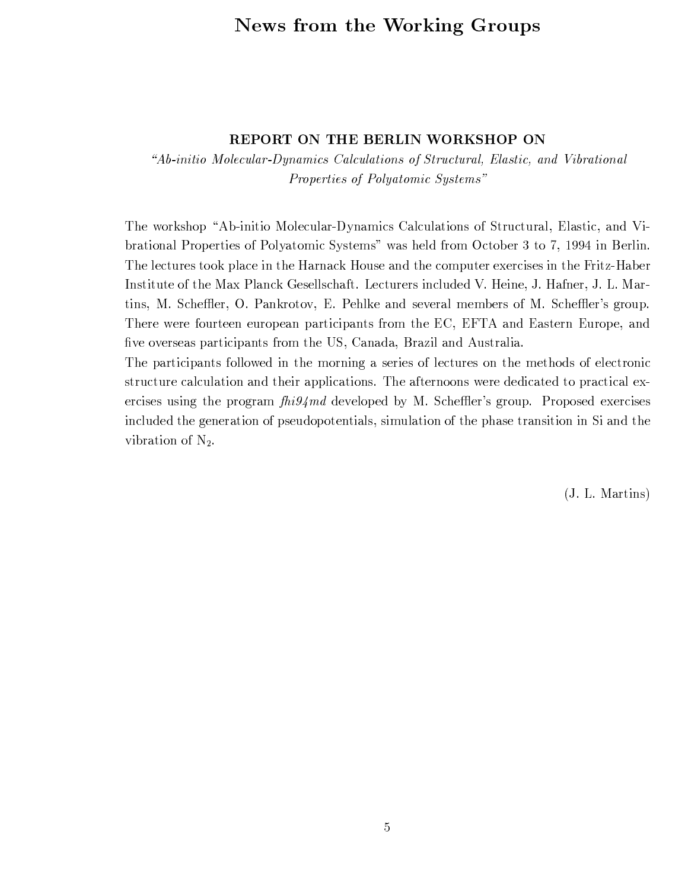# News from the Working Groups

### REPORT ON THE BERLIN WORKSHOP ON

*"Ab-initio Molecular-Dynamics Calculations of Structural, Elastic, and Vibrational Properties of Polyatomic Systems"*

The workshop "Ab-initio Molecular-Dynamics Calculations of Structural, Elastic, and Vibrational Properties of Polyatomic Systems" was held from October 3 to 7, 1994 in Berlin. The lectures took place in the Harnack House and the computer exercises in the Fritz-Haber Institute of the Max Planck Gesellschaft. Lecturers included V. Heine, J. Hafner, J. L. Martins, M. Scheffler, O. Pankrotov, E. Pehlke and several members of M. Scheffler's group. There were fourteen european participants from the EC, EFTA and Eastern Europe, and five overseas participants from the US, Canada, Brazil and Australia.

The participants followed in the morning a series of lectures on the methods of electronic structure calculation and their applications. The afternoons were dedicated to practical exercises using the program *fhi94md* developed by M. Scheffler's group. Proposed exercises included the generation of pseudopotentials, simulation of the phase transition in Si and the vibration of $N_2$.

(J. L. Martins)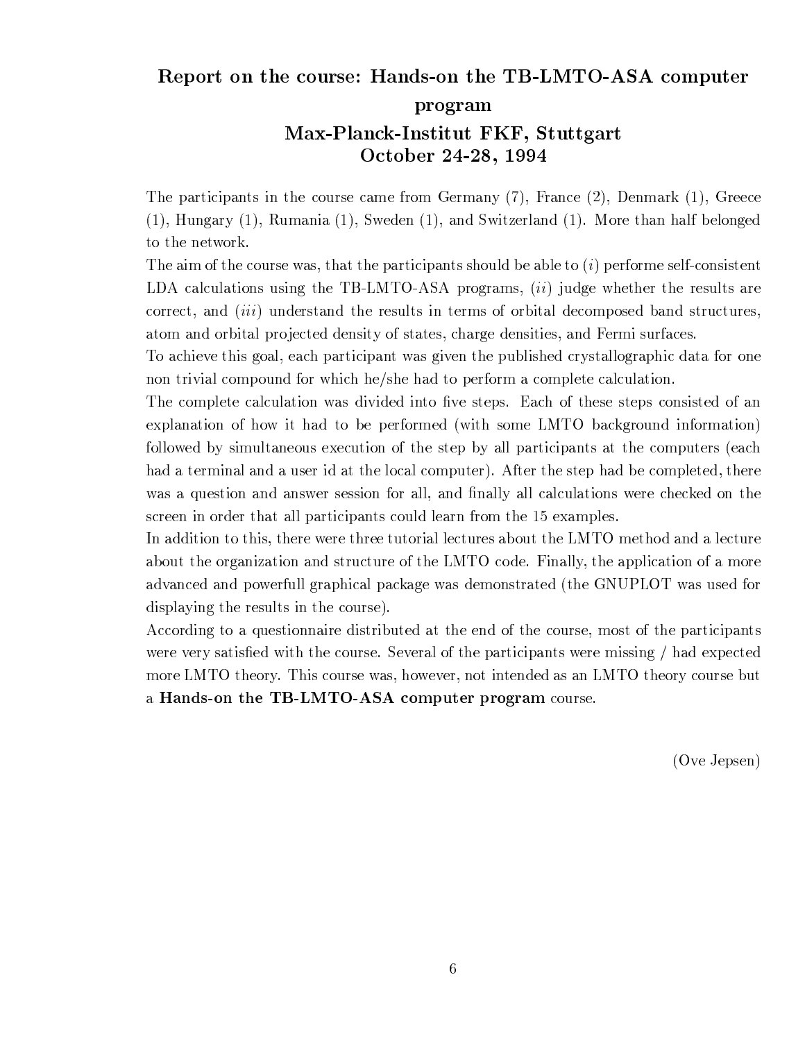## Report on the course: Hands-on the TB-LMTO-ASA computer program

## Max-Planck-Institut FKF, Stuttgart

## October 24-28, 1994

The participants in the course came from Germany (7), France (2), Denmark (1), Greece (1), Hungary (1), Rumania (1), Sweden (1), and Switzerland (1). More than half belonged to the network.

The aim of the course was, that the participants should be able to (*i*) performe self-consistent LDA calculations using the TB-LMTO-ASA programs, (*ii*) judge whether the results are correct, and (*iii*) understand the results in terms of orbital decomposed band structures, atom and orbital projected density of states, charge densities, and Fermi surfaces.

To achieve this goal, each participant was given the published crystallographic data for one non trivial compound for which he/she had to perform a complete calculation.

The complete calculation was divided into five steps. Each of these steps consisted of an explanation of how it had to be performed (with some LMTO background information) followed by simultaneous execution of the step by all participants at the computers (each had a terminal and a user id at the local computer). After the step had be completed, there was a question and answer session for all, and finally all calculations were checked on the screen in order that all participants could learn from the 15 examples.

In addition to this, there were three tutorial lectures about the LMTO method and a lecture about the organization and structure of the LMTO code. Finally, the application of a more advanced and powerfull graphical package was demonstrated (the GNUPLOT was used for displaying the results in the course).

According to a questionnaire distributed at the end of the course, most of the participants were very satisfied with the course. Several of the participants were missing / had expected more LMTO theory. This course was, however, not intended as an LMTO theory course but a **Hands-on the TB-LMTO-ASA computer program** course.

(Ove Jepsen)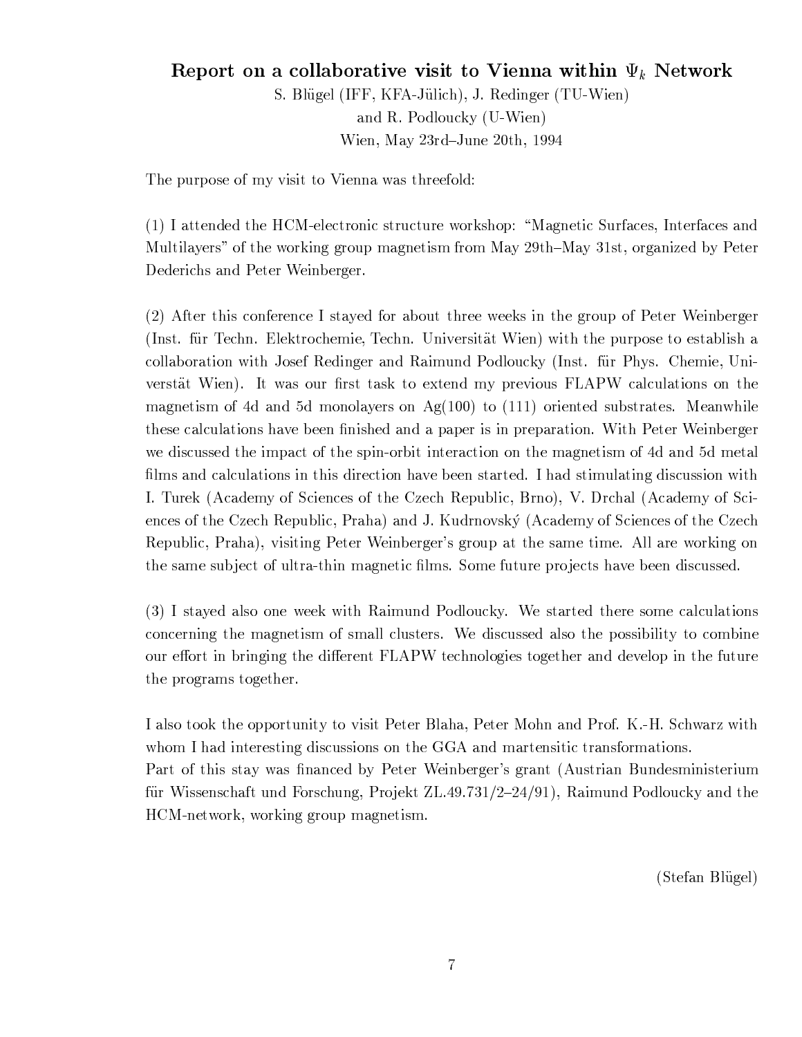## Report on a collaborative visit to Vienna within $\Psi_k$ Network

S. Blügel (IFF, KFA-Jülich), J. Redinger (TU-Wien)
and R. Podloucky (U-Wien)
Wien, May 23rd–June 20th, 1994

The purpose of my visit to Vienna was threefold:

(1) I attended the HCM-electronic structure workshop: "Magnetic Surfaces, Interfaces and Multilayers" of the working group magnetism from May 29th–May 31st, organized by Peter Dederichs and Peter Weinberger.

(2) After this conference I stayed for about three weeks in the group of Peter Weinberger (Inst. für Techn. Elektrochemie, Techn. Universität Wien) with the purpose to establish a collaboration with Josef Redinger and Raimund Podloucky (Inst. für Phys. Chemie, Universtät Wien). It was our first task to extend my previous FLAPW calculations on the magnetism of 4d and 5d monolayers on Ag(100) to (111) oriented substrates. Meanwhile these calculations have been finished and a paper is in preparation. With Peter Weinberger we discussed the impact of the spin-orbit interaction on the magnetism of 4d and 5d metal films and calculations in this direction have been started. I had stimulating discussion with I. Turek (Academy of Sciences of the Czech Republic, Brno), V. Drchal (Academy of Sciences of the Czech Republic, Praha) and J. Kudrnovský (Academy of Sciences of the Czech Republic, Praha), visiting Peter Weinberger's group at the same time. All are working on the same subject of ultra-thin magnetic films. Some future projects have been discussed.

(3) I stayed also one week with Raimund Podloucky. We started there some calculations concerning the magnetism of small clusters. We discussed also the possibility to combine our effort in bringing the different FLAPW technologies together and develop in the future the programs together.

I also took the opportunity to visit Peter Blaha, Peter Mohn and Prof. K.-H. Schwarz with whom I had interesting discussions on the GGA and martensitic transformations.
Part of this stay was financed by Peter Weinberger's grant (Austrian Bundesministerium für Wissenschaft und Forschung, Projekt ZL.49.731/2–24/91), Raimund Podloucky and the HCM-network, working group magnetism.

(Stefan Blügel)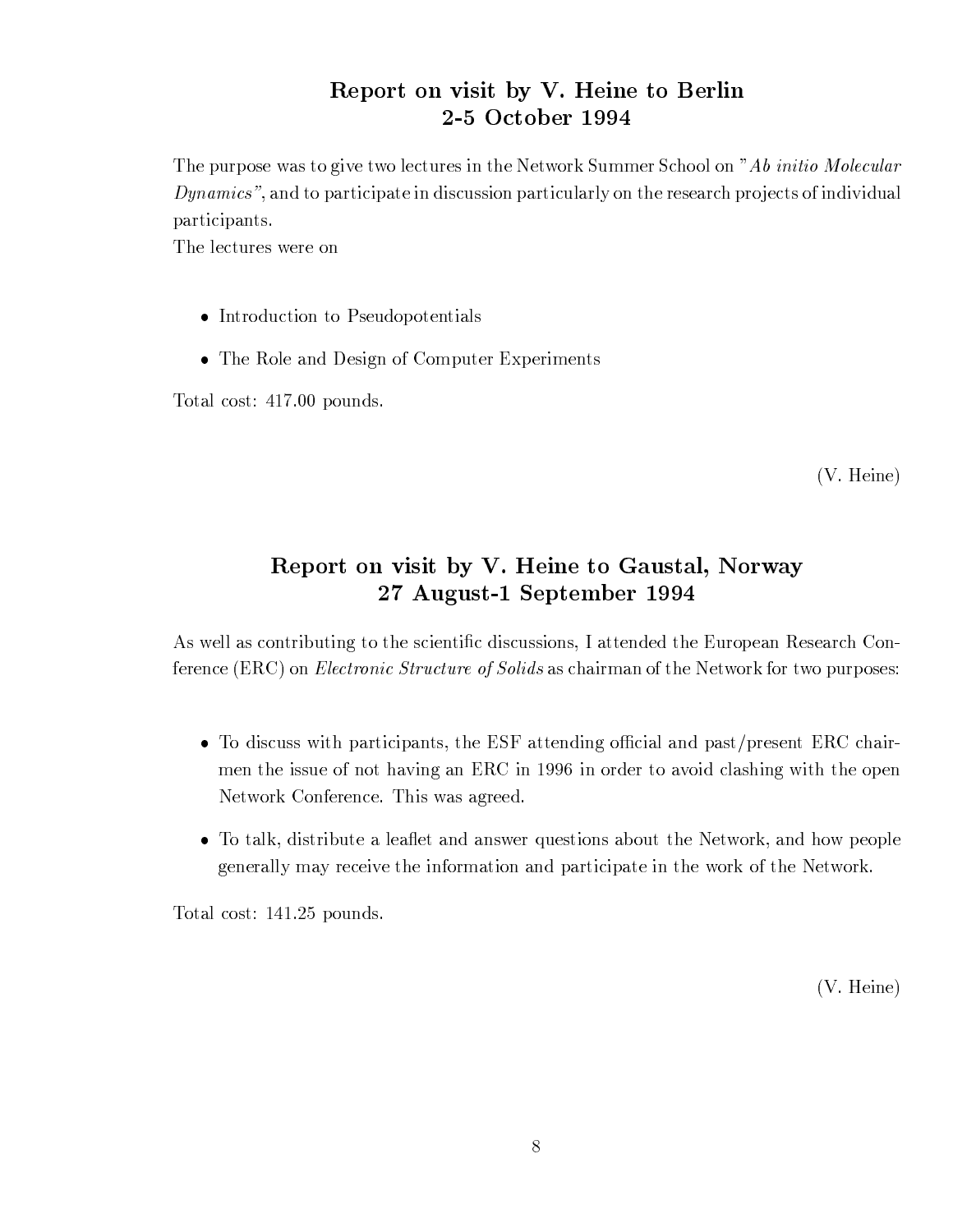## Report on visit by V. Heine to Berlin
## 2-5 October 1994

The purpose was to give two lectures in the Network Summer School on "*Ab initio Molecular Dynamics*", and to participate in discussion particularly on the research projects of individual participants.

The lectures were on

- Introduction to Pseudopotentials
- The Role and Design of Computer Experiments

Total cost: 417.00 pounds.

(V. Heine)

## Report on visit by V. Heine to Gaustal, Norway
## 27 August-1 September 1994

As well as contributing to the scientific discussions, I attended the European Research Conference (ERC) on *Electronic Structure of Solids* as chairman of the Network for two purposes:

- To discuss with participants, the ESF attending official and past/present ERC chairmen the issue of not having an ERC in 1996 in order to avoid clashing with the open Network Conference. This was agreed.
- To talk, distribute a leaflet and answer questions about the Network, and how people generally may receive the information and participate in the work of the Network.

Total cost: 141.25 pounds.

(V. Heine)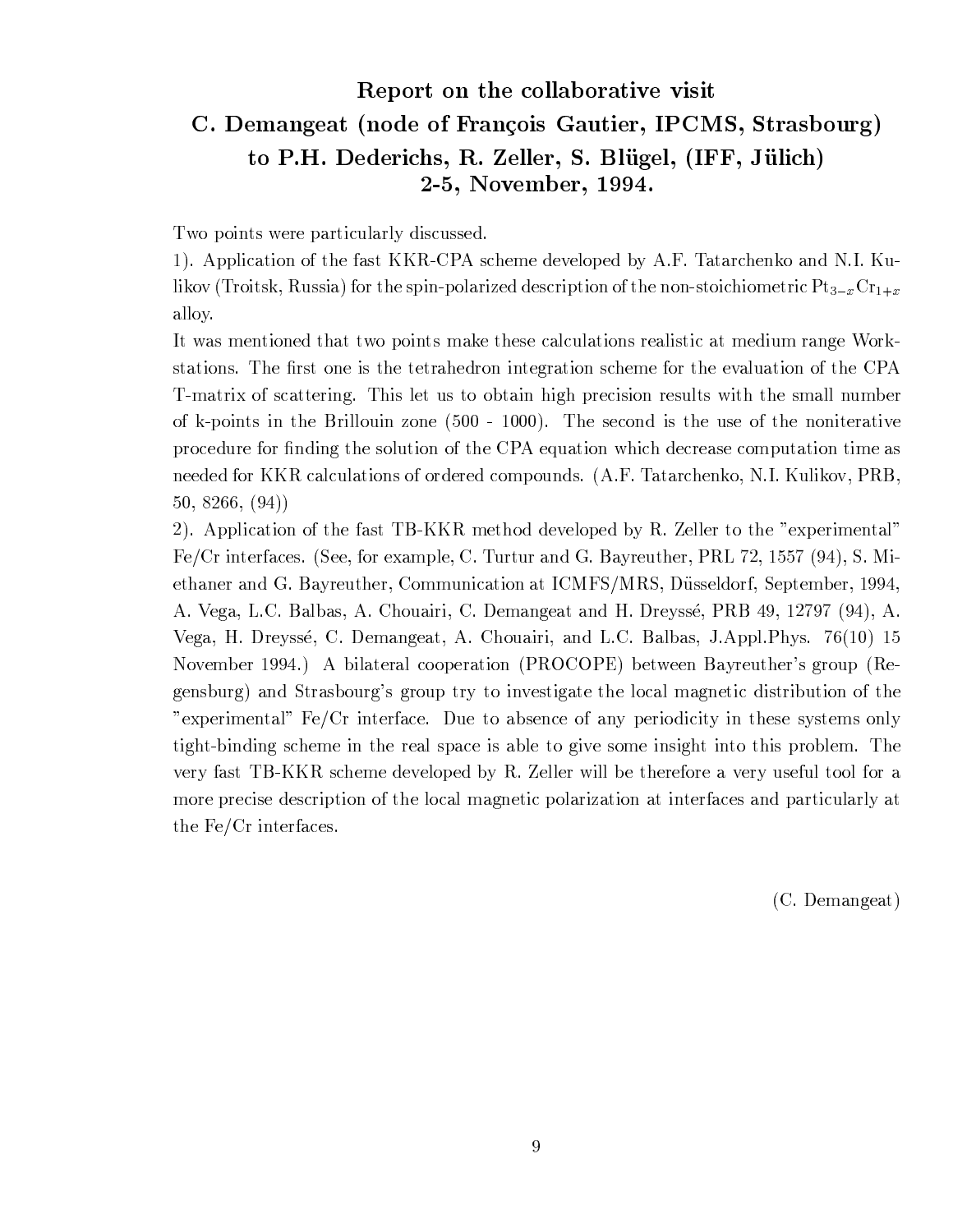# Report on the collaborative visit
# C. Demangeat (node of François Gautier, IPCMS, Strasbourg) to P.H. Dederichs, R. Zeller, S. Blügel, (IFF, Jülich)
# 2-5, November, 1994.

Two points were particularly discussed.

1). Application of the fast KKR-CPA scheme developed by A.F. Tatarchenko and N.I. Kulikov (Troitsk, Russia) for the spin-polarized description of the non-stoichiometric $Pt_{3-x}Cr_{1+x}$ alloy.

It was mentioned that two points make these calculations realistic at medium range Workstations. The first one is the tetrahedron integration scheme for the evaluation of the CPA T-matrix of scattering. This let us to obtain high precision results with the small number of k-points in the Brillouin zone (500 - 1000). The second is the use of the noniterative procedure for finding the solution of the CPA equation which decrease computation time as needed for KKR calculations of ordered compounds. (A.F. Tatarchenko, N.I. Kulikov, PRB, 50, 8266, (94))

2). Application of the fast TB-KKR method developed by R. Zeller to the "experimental" Fe/Cr interfaces. (See, for example, C. Turtur and G. Bayreuther, PRL 72, 1557 (94), S. Miethaner and G. Bayreuther, Communication at ICMFS/MRS, Düsseldorf, September, 1994, A. Vega, L.C. Balbas, A. Chouairi, C. Demangeat and H. Dreyssé, PRB 49, 12797 (94), A. Vega, H. Dreyssé, C. Demangeat, A. Chouairi, and L.C. Balbas, J.Appl.Phys. 76(10) 15 November 1994.) A bilateral cooperation (PROCOPE) between Bayreuther's group (Regensburg) and Strasbourg's group try to investigate the local magnetic distribution of the "experimental" Fe/Cr interface. Due to absence of any periodicity in these systems only tight-binding scheme in the real space is able to give some insight into this problem. The very fast TB-KKR scheme developed by R. Zeller will be therefore a very useful tool for a more precise description of the local magnetic polarization at interfaces and particularly at the Fe/Cr interfaces.

(C. Demangeat)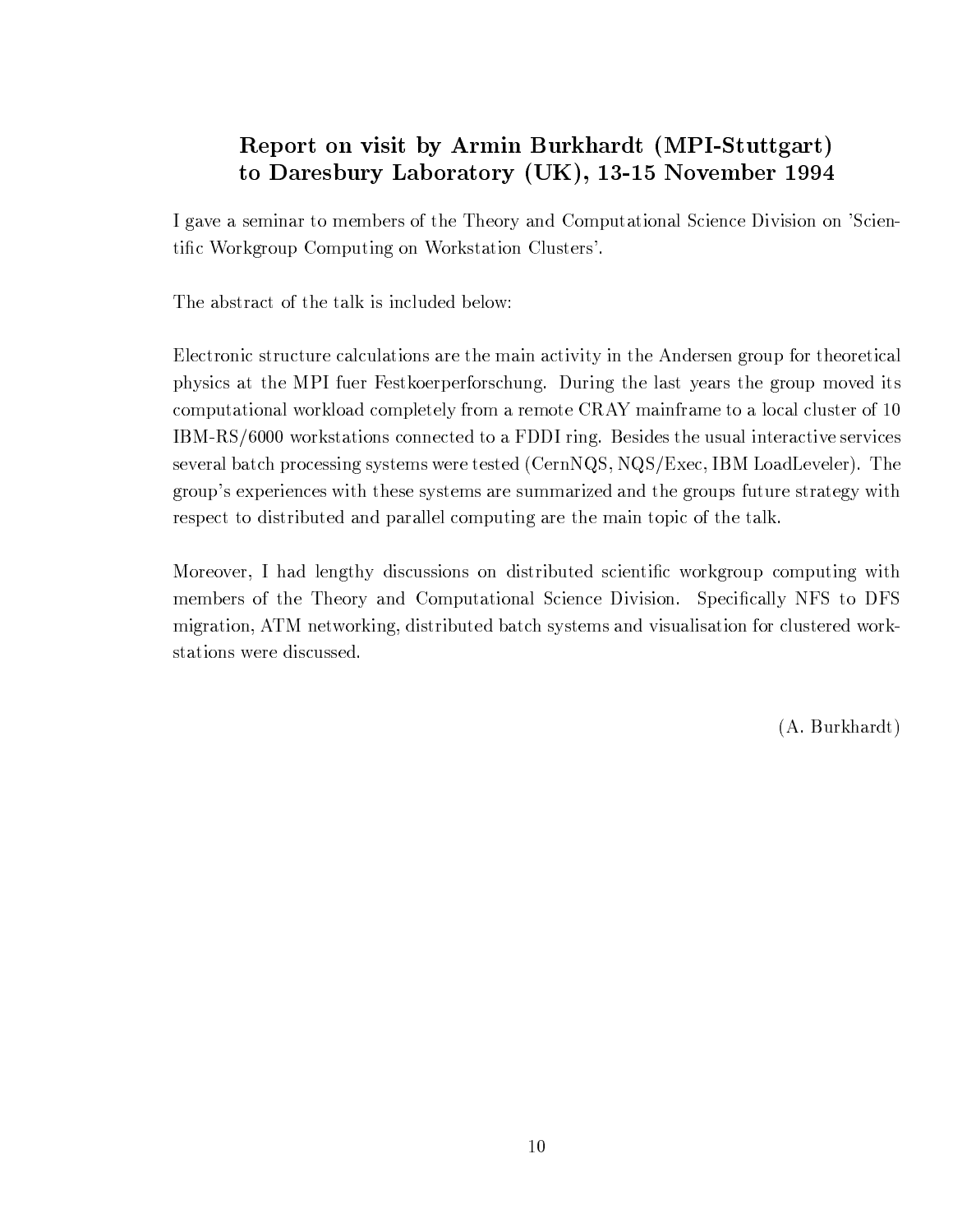## Report on visit by Armin Burkhardt (MPI-Stuttgart) to Daresbury Laboratory (UK), 13-15 November 1994

I gave a seminar to members of the Theory and Computational Science Division on 'Scientific Workgroup Computing on Workstation Clusters'.

The abstract of the talk is included below:

Electronic structure calculations are the main activity in the Andersen group for theoretical physics at the MPI fuer Festkoerperforschung. During the last years the group moved its computational workload completely from a remote CRAY mainframe to a local cluster of 10 IBM-RS/6000 workstations connected to a FDDI ring. Besides the usual interactive services several batch processing systems were tested (CernNQS, NQS/Exec, IBM LoadLeveler). The group's experiences with these systems are summarized and the groups future strategy with respect to distributed and parallel computing are the main topic of the talk.

Moreover, I had lengthy discussions on distributed scientific workgroup computing with members of the Theory and Computational Science Division. Specifically NFS to DFS migration, ATM networking, distributed batch systems and visualisation for clustered workstations were discussed.

(A. Burkhardt)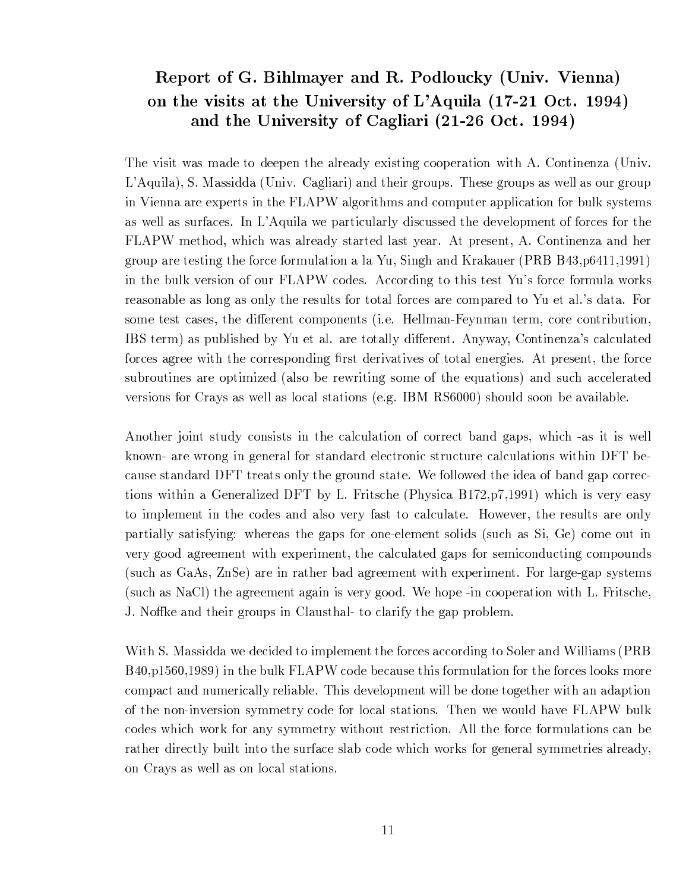## Report of G. Bihlmayer and R. Podloucky (Univ. Vienna) on the visits at the University of L'Aquila (17-21 Oct. 1994) and the University of Cagliari (21-26 Oct. 1994)

The visit was made to deepen the already existing cooperation with A. Continenza (Univ. L'Aquila), S. Massidda (Univ. Cagliari) and their groups. These groups as well as our group in Vienna are experts in the FLAPW algorithms and computer application for bulk systems as well as surfaces. In L'Aquila we particularly discussed the development of forces for the FLAPW method, which was already started last year. At present, A. Continenza and her group are testing the force formulation a la Yu, Singh and Krakauer (PRB B43,p6411,1991) in the bulk version of our FLAPW codes. According to this test Yu's force formula works reasonable as long as only the results for total forces are compared to Yu et al.'s data. For some test cases, the different components (i.e. Hellman-Feynman term, core contribution, IBS term) as published by Yu et al. are totally different. Anyway, Continenza's calculated forces agree with the corresponding first derivatives of total energies. At present, the force subroutines are optimized (also be rewriting some of the equations) and such accelerated versions for Crays as well as local stations (e.g. IBM RS6000) should soon be available.

Another joint study consists in the calculation of correct band gaps, which -as it is well known- are wrong in general for standard electronic structure calculations within DFT because standard DFT treats only the ground state. We followed the idea of band gap corrections within a Generalized DFT by L. Fritsche (Physica B172,p7,1991) which is very easy to implement in the codes and also very fast to calculate. However, the results are only partially satisfying: whereas the gaps for one-element solids (such as Si, Ge) come out in very good agreement with experiment, the calculated gaps for semiconducting compounds (such as GaAs, ZnSe) are in rather bad agreement with experiment. For large-gap systems (such as NaCl) the agreement again is very good. We hope -in cooperation with L. Fritsche, J. Noffke and their groups in Clausthal- to clarify the gap problem.

With S. Massidda we decided to implement the forces according to Soler and Williams (PRB B40,p1560,1989) in the bulk FLAPW code because this formulation for the forces looks more compact and numerically reliable. This development will be done together with an adaption of the non-inversion symmetry code for local stations. Then we would have FLAPW bulk codes which work for any symmetry without restriction. All the force formulations can be rather directly built into the surface slab code which works for general symmetries already, on Crays as well as on local stations.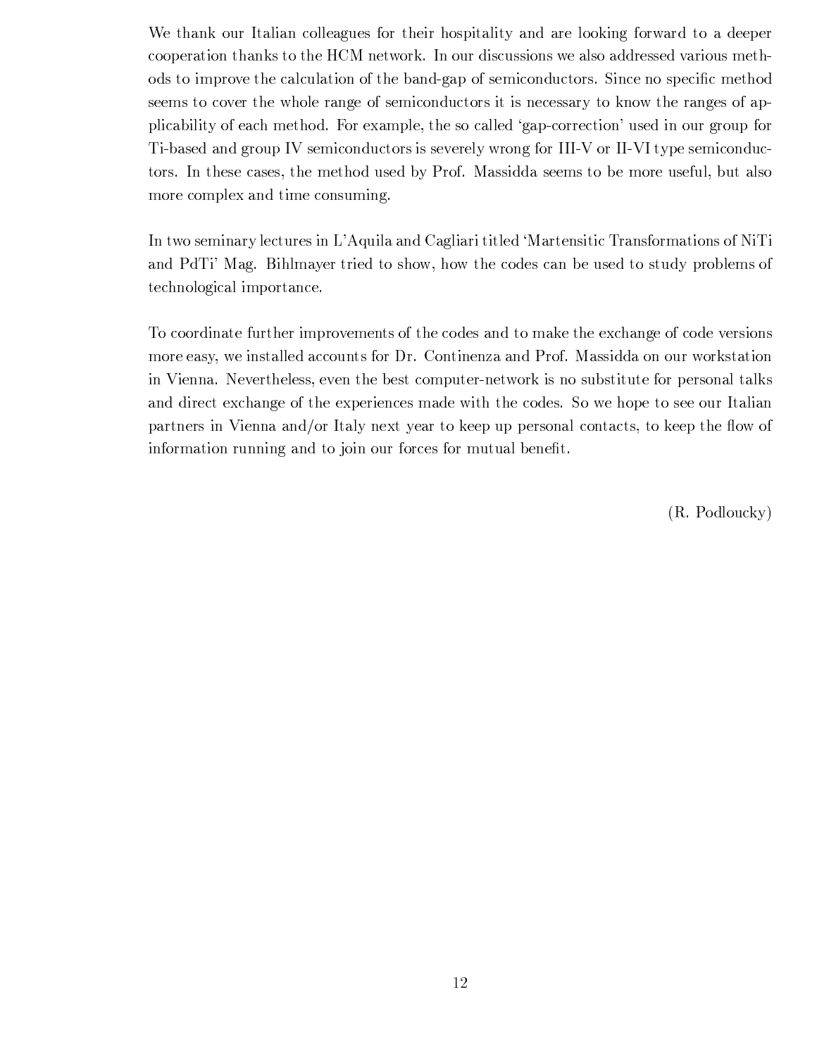We thank our Italian colleagues for their hospitality and are looking forward to a deeper cooperation thanks to the HCM network. In our discussions we also addressed various methods to improve the calculation of the band-gap of semiconductors. Since no specific method seems to cover the whole range of semiconductors it is necessary to know the ranges of applicability of each method. For example, the so called 'gap-correction' used in our group for Ti-based and group IV semiconductors is severely wrong for III-V or II-VI type semiconductors. In these cases, the method used by Prof. Massidda seems to be more useful, but also more complex and time consuming.

In two seminary lectures in L'Aquila and Cagliari titled 'Martensitic Transformations of NiTi and PdTi' Mag. Bihlmayer tried to show, how the codes can be used to study problems of technological importance.

To coordinate further improvements of the codes and to make the exchange of code versions more easy, we installed accounts for Dr. Continenza and Prof. Massidda on our workstation in Vienna. Nevertheless, even the best computer-network is no substitute for personal talks and direct exchange of the experiences made with the codes. So we hope to see our Italian partners in Vienna and/or Italy next year to keep up personal contacts, to keep the flow of information running and to join our forces for mutual benefit.

(R. Podloucky)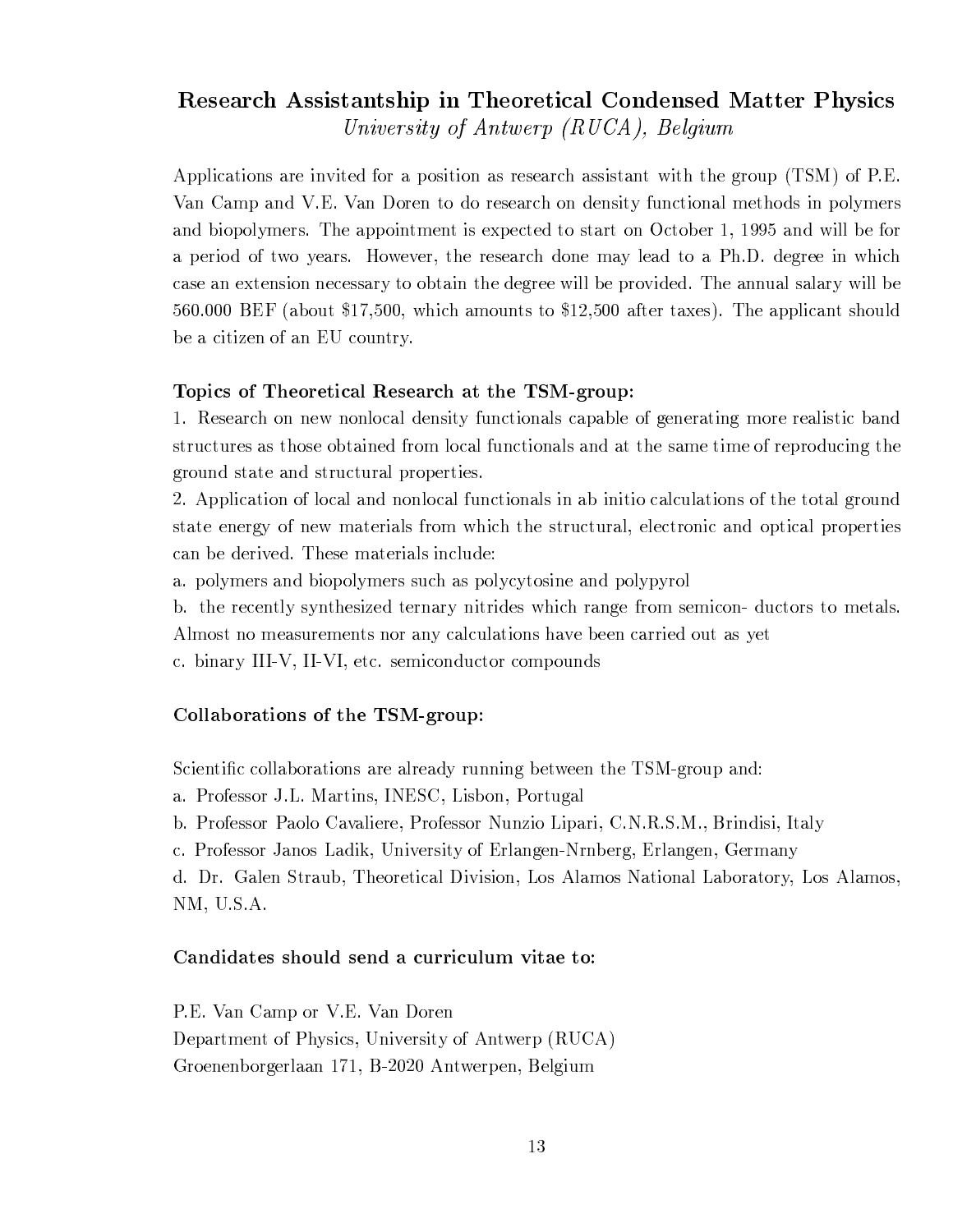## Research Assistantship in Theoretical Condensed Matter Physics

*University of Antwerp (RUCA), Belgium*

Applications are invited for a position as research assistant with the group (TSM) of P.E. Van Camp and V.E. Van Doren to do research on density functional methods in polymers and biopolymers. The appointment is expected to start on October 1, 1995 and will be for a period of two years. However, the research done may lead to a Ph.D. degree in which case an extension necessary to obtain the degree will be provided. The annual salary will be 560.000 BEF (about $17,500, which amounts to $12,500 after taxes). The applicant should be a citizen of an EU country.

**Topics of Theoretical Research at the TSM-group:**

1. Research on new nonlocal density functionals capable of generating more realistic band structures as those obtained from local functionals and at the same time of reproducing the ground state and structural properties.

2. Application of local and nonlocal functionals in ab initio calculations of the total ground state energy of new materials from which the structural, electronic and optical properties can be derived. These materials include:

a. polymers and biopolymers such as polycytosine and polypyrol

b. the recently synthesized ternary nitrides which range from semicon- ductors to metals. Almost no measurements nor any calculations have been carried out as yet

c. binary III-V, II-VI, etc. semiconductor compounds

**Collaborations of the TSM-group:**

Scientific collaborations are already running between the TSM-group and:

a. Professor J.L. Martins, INESC, Lisbon, Portugal

b. Professor Paolo Cavaliere, Professor Nunzio Lipari, C.N.R.S.M., Brindisi, Italy

c. Professor Janos Ladik, University of Erlangen-Nrnberg, Erlangen, Germany

d. Dr. Galen Straub, Theoretical Division, Los Alamos National Laboratory, Los Alamos, NM, U.S.A.

**Candidates should send a curriculum vitae to:**

P.E. Van Camp or V.E. Van Doren
Department of Physics, University of Antwerp (RUCA)
Groenenborgerlaan 171, B-2020 Antwerpen, Belgium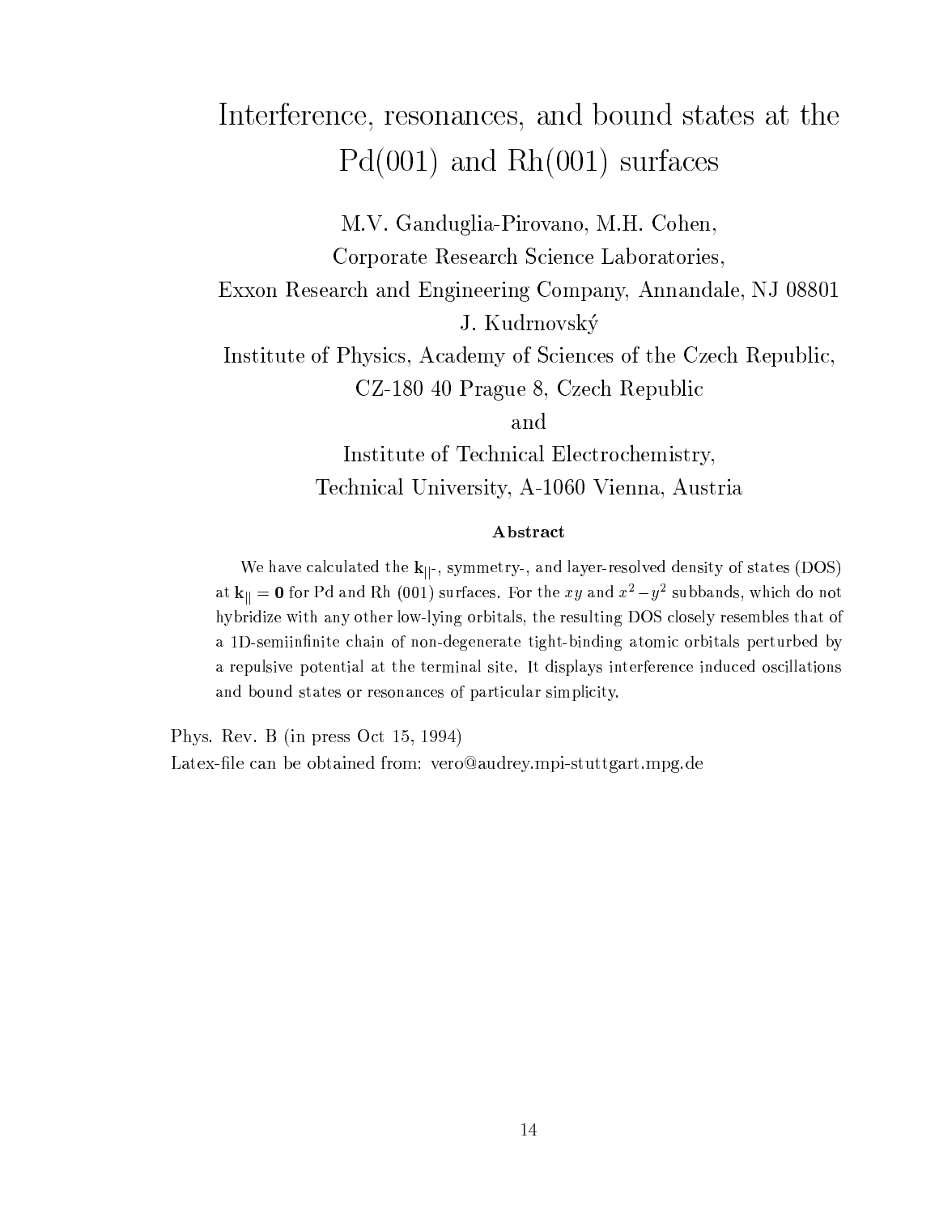# Interference, resonances, and bound states at the Pd(001) and Rh(001) surfaces

M.V. Ganduglia-Pirovano, M.H. Cohen,

Corporate Research Science Laboratories,

Exxon Research and Engineering Company, Annandale, NJ 08801

J. Kudrnovský

Institute of Physics, Academy of Sciences of the Czech Republic,

CZ-180 40 Prague 8, Czech Republic

and

Institute of Technical Electrochemistry,

Technical University, A-1060 Vienna, Austria

### Abstract

We have calculated the $\mathbf{k}_{||}$-, symmetry-, and layer-resolved density of states (DOS) at $\mathbf{k}_{||} = \mathbf{0}$ for Pd and Rh (001) surfaces. For the $xy$ and $x^2-y^2$ subbands, which do not hybridize with any other low-lying orbitals, the resulting DOS closely resembles that of a 1D-semiinfinite chain of non-degenerate tight-binding atomic orbitals perturbed by a repulsive potential at the terminal site. It displays interference induced oscillations and bound states or resonances of particular simplicity.

Phys. Rev. B (in press Oct 15, 1994)

Latex-file can be obtained from: vero@audrey.mpi-stuttgart.mpg.de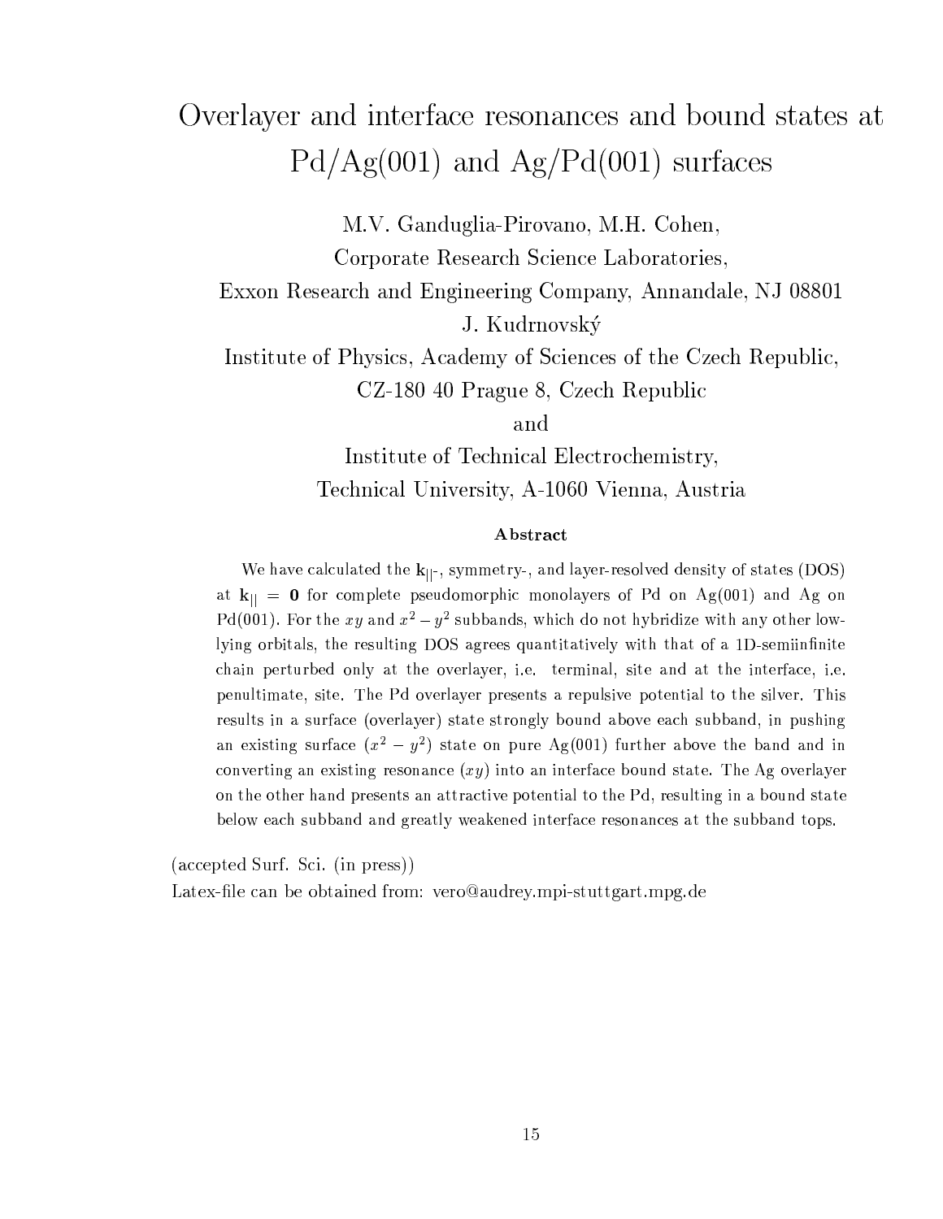# Overlayer and interface resonances and bound states at Pd/Ag(001) and Ag/Pd(001) surfaces

M.V. Ganduglia-Pirovano, M.H. Cohen,

Corporate Research Science Laboratories,

Exxon Research and Engineering Company, Annandale, NJ 08801

J. Kudrnovský

Institute of Physics, Academy of Sciences of the Czech Republic,

CZ-180 40 Prague 8, Czech Republic

and

Institute of Technical Electrochemistry,

Technical University, A-1060 Vienna, Austria

### Abstract

We have calculated the $\mathbf{k}_{||}$-, symmetry-, and layer-resolved density of states (DOS) at $\mathbf{k}_{||} = \mathbf{0}$ for complete pseudomorphic monolayers of Pd on Ag(001) and Ag on Pd(001). For the $xy$ and $x^2 - y^2$ subbands, which do not hybridize with any other low-lying orbitals, the resulting DOS agrees quantitatively with that of a 1D-semiinfinite chain perturbed only at the overlayer, i.e. terminal, site and at the interface, i.e. penultimate, site. The Pd overlayer presents a repulsive potential to the silver. This results in a surface (overlayer) state strongly bound above each subband, in pushing an existing surface ($x^2 - y^2$) state on pure Ag(001) further above the band and in converting an existing resonance ($xy$) into an interface bound state. The Ag overlayer on the other hand presents an attractive potential to the Pd, resulting in a bound state below each subband and greatly weakened interface resonances at the subband tops.

(accepted Surf. Sci. (in press))

Latex-file can be obtained from: vero@audrey.mpi-stuttgart.mpg.de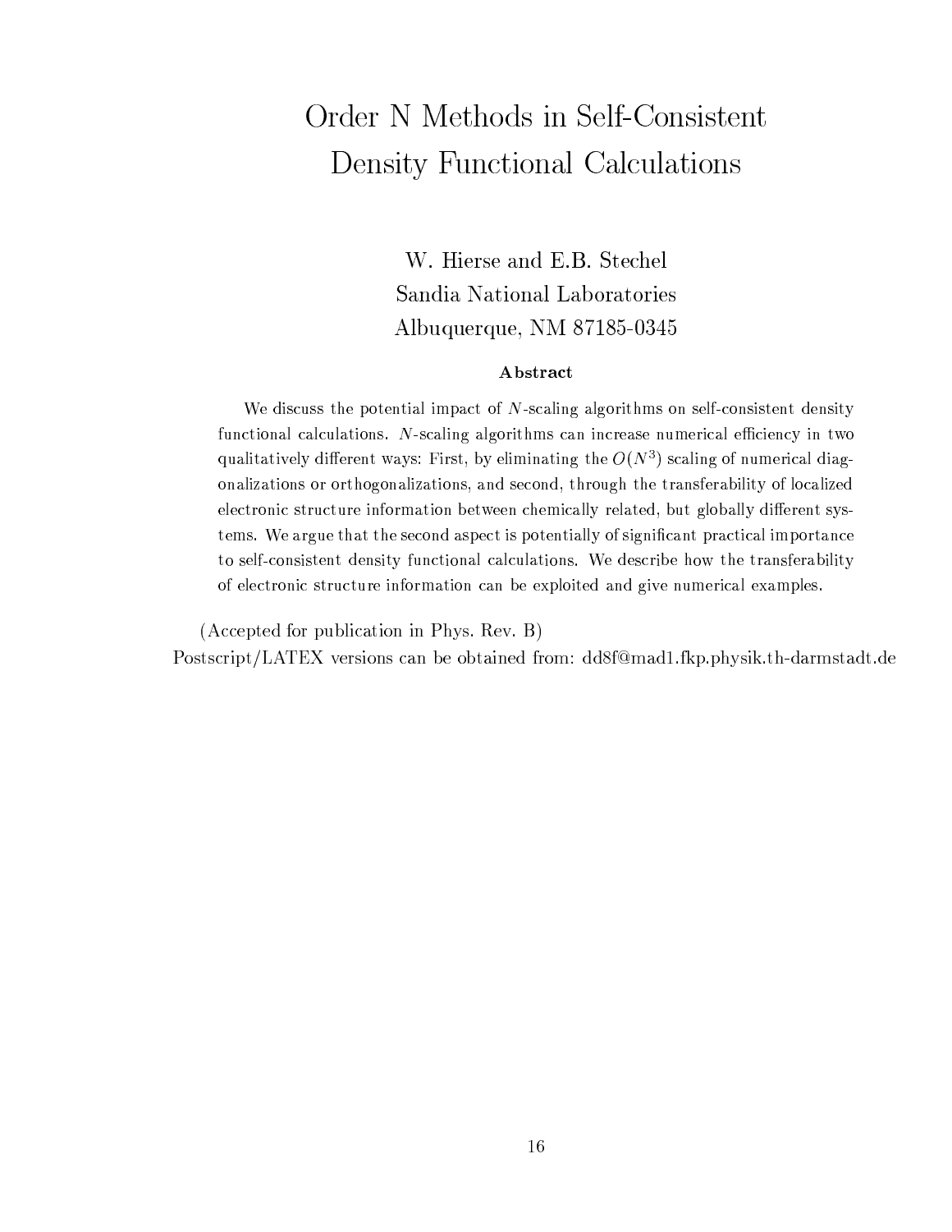# Order N Methods in Self-Consistent Density Functional Calculations

W. Hierse and E.B. Stechel
Sandia National Laboratories
Albuquerque, NM 87185-0345

### Abstract

We discuss the potential impact of $N$-scaling algorithms on self-consistent density functional calculations. $N$-scaling algorithms can increase numerical efficiency in two qualitatively different ways: First, by eliminating the $O(N^3)$ scaling of numerical diagonalizations or orthogonalizations, and second, through the transferability of localized electronic structure information between chemically related, but globally different systems. We argue that the second aspect is potentially of significant practical importance to self-consistent density functional calculations. We describe how the transferability of electronic structure information can be exploited and give numerical examples.

(Accepted for publication in Phys. Rev. B)

Postscript/LATEX versions can be obtained from: dd8f@mad1.fkp.physik.th-darmstadt.de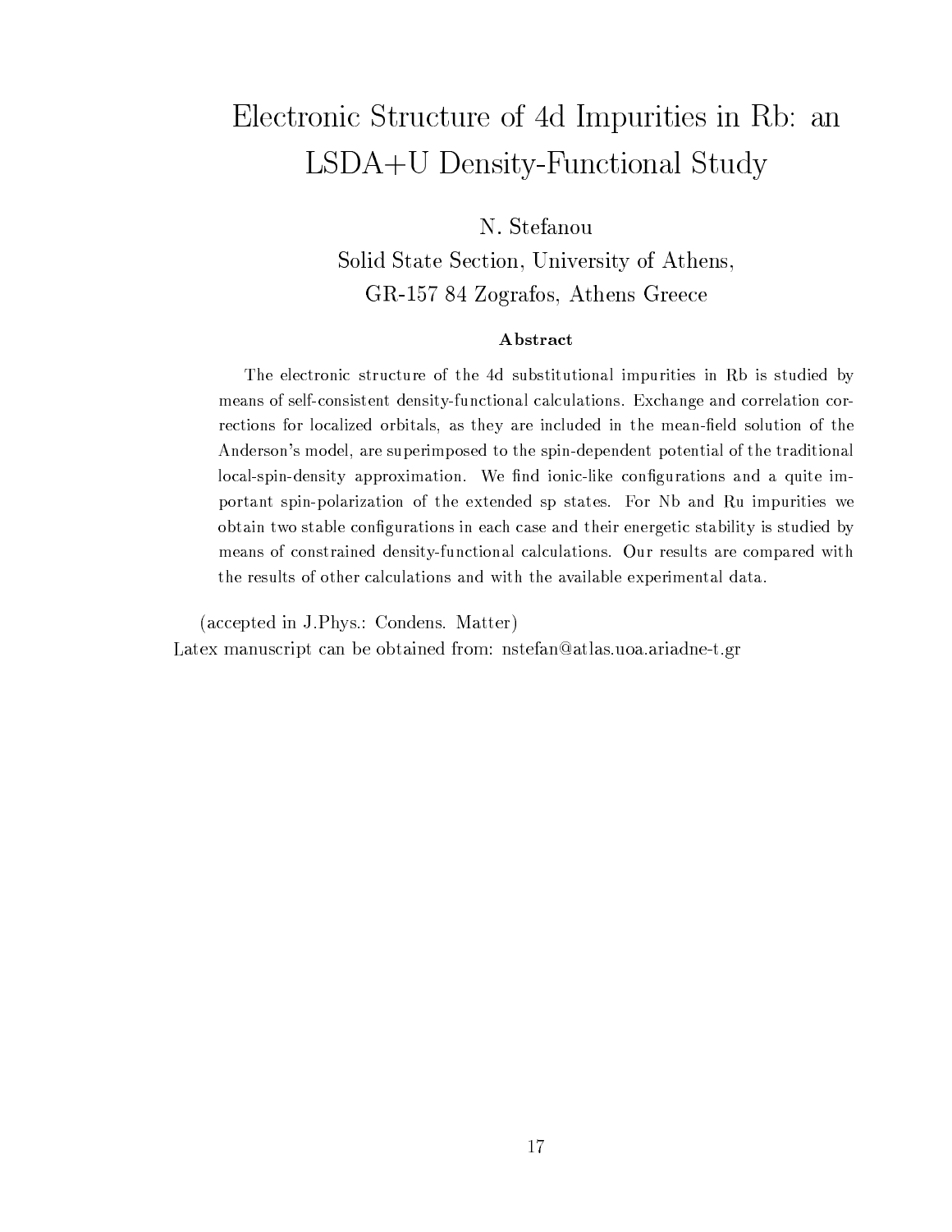# Electronic Structure of 4d Impurities in Rb: an LSDA+U Density-Functional Study

N. Stefanou

Solid State Section, University of Athens,
GR-157 84 Zografos, Athens Greece

### Abstract

The electronic structure of the 4d substitutional impurities in Rb is studied by means of self-consistent density-functional calculations. Exchange and correlation corrections for localized orbitals, as they are included in the mean-field solution of the Anderson's model, are superimposed to the spin-dependent potential of the traditional local-spin-density approximation. We find ionic-like configurations and a quite important spin-polarization of the extended sp states. For Nb and Ru impurities we obtain two stable configurations in each case and their energetic stability is studied by means of constrained density-functional calculations. Our results are compared with the results of other calculations and with the available experimental data.

(accepted in J.Phys.: Condens. Matter)

Latex manuscript can be obtained from: nstefan@atlas.uoa.ariadne-t.gr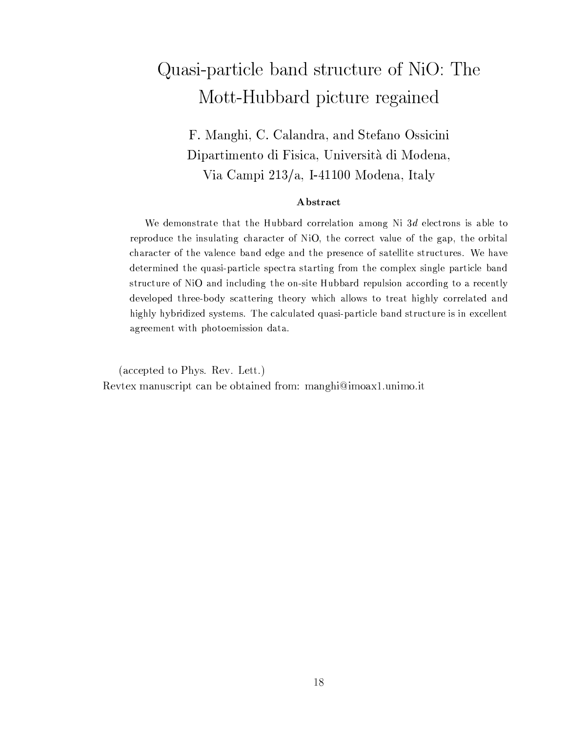# Quasi-particle band structure of NiO: The Mott-Hubbard picture regained

F. Manghi, C. Calandra, and Stefano Ossicini
Dipartimento di Fisica, Università di Modena,
Via Campi 213/a, I-41100 Modena, Italy

### Abstract

We demonstrate that the Hubbard correlation among Ni $3d$ electrons is able to reproduce the insulating character of NiO, the correct value of the gap, the orbital character of the valence band edge and the presence of satellite structures. We have determined the quasi-particle spectra starting from the complex single particle band structure of NiO and including the on-site Hubbard repulsion according to a recently developed three-body scattering theory which allows to treat highly correlated and highly hybridized systems. The calculated quasi-particle band structure is in excellent agreement with photoemission data.

(accepted to Phys. Rev. Lett.)
Revtex manuscript can be obtained from: manghi@imoax1.unimo.it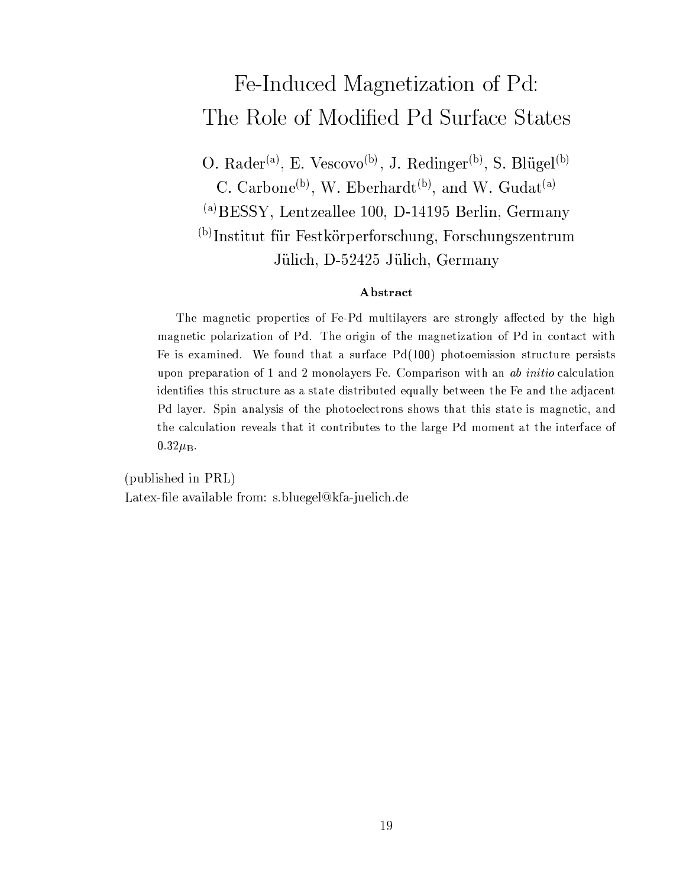# Fe-Induced Magnetization of Pd: The Role of Modified Pd Surface States

O. Rader[(a)], E. Vescovo[(b)], J. Redinger[(b)], S. Blügel[(b)]
C. Carbone[(b)], W. Eberhardt[(b)], and W. Gudat[(a)]

[(a)]BESSY, Lentzeallee 100, D-14195 Berlin, Germany

[(b)]Institut für Festkörperforschung, Forschungszentrum Jülich, D-52425 Jülich, Germany

### Abstract

The magnetic properties of Fe-Pd multilayers are strongly affected by the high magnetic polarization of Pd. The origin of the magnetization of Pd in contact with Fe is examined. We found that a surface Pd(100) photoemission structure persists upon preparation of 1 and 2 monolayers Fe. Comparison with an *ab initio* calculation identifies this structure as a state distributed equally between the Fe and the adjacent Pd layer. Spin analysis of the photoelectrons shows that this state is magnetic, and the calculation reveals that it contributes to the large Pd moment at the interface of $0.32\mu_B$.

(published in PRL)

Latex-file available from: s.bluegel@kfa-juelich.de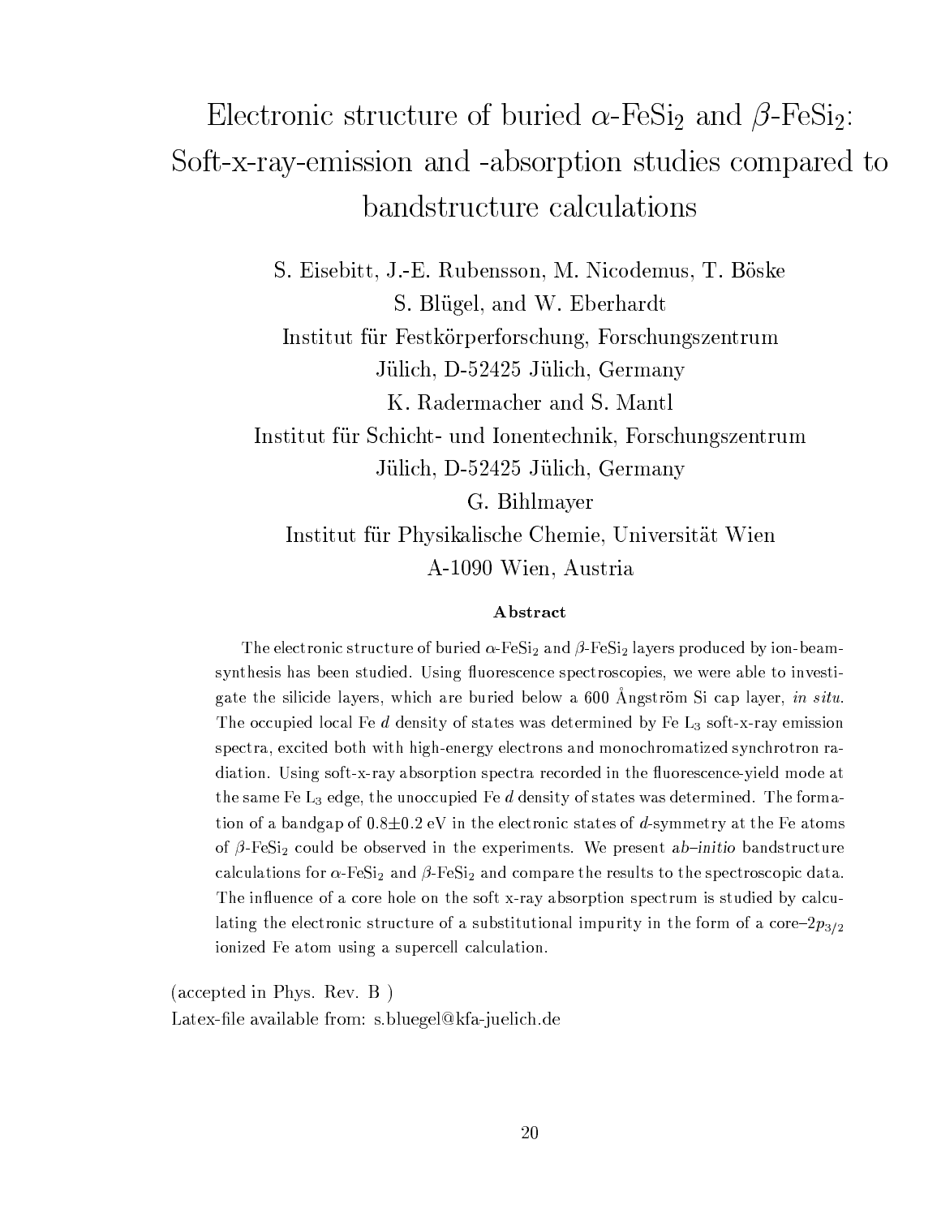# Electronic structure of buried $\alpha$-FeSi$_2$ and $\beta$-FeSi$_2$: Soft-x-ray-emission and -absorption studies compared to bandstructure calculations

S. Eisebitt, J.-E. Rubensson, M. Nicodemus, T. Böske
S. Blügel, and W. Eberhardt
Institut für Festkörperforschung, Forschungszentrum
Jülich, D-52425 Jülich, Germany
K. Radermacher and S. Mantl
Institut für Schicht- und Ionentechnik, Forschungszentrum
Jülich, D-52425 Jülich, Germany
G. Bihlmayer
Institut für Physikalische Chemie, Universität Wien
A-1090 Wien, Austria

**Abstract**

The electronic structure of buried $\alpha$-FeSi$_2$ and $\beta$-FeSi$_2$ layers produced by ion-beam-synthesis has been studied. Using fluorescence spectroscopies, we were able to investigate the silicide layers, which are buried below a 600 Ångström Si cap layer, *in situ*. The occupied local Fe *d* density of states was determined by Fe L$_3$ soft-x-ray emission spectra, excited both with high-energy electrons and monochromatized synchrotron radiation. Using soft-x-ray absorption spectra recorded in the fluorescence-yield mode at the same Fe L$_3$ edge, the unoccupied Fe *d* density of states was determined. The formation of a bandgap of 0.8±0.2 eV in the electronic states of *d*-symmetry at the Fe atoms of $\beta$-FeSi$_2$ could be observed in the experiments. We present *ab–initio* bandstructure calculations for $\alpha$-FeSi$_2$ and $\beta$-FeSi$_2$ and compare the results to the spectroscopic data. The influence of a core hole on the soft x-ray absorption spectrum is studied by calculating the electronic structure of a substitutional impurity in the form of a core–$2p_{3/2}$ ionized Fe atom using a supercell calculation.

(accepted in Phys. Rev. B )
Latex-file available from: s.bluegel@kfa-juelich.de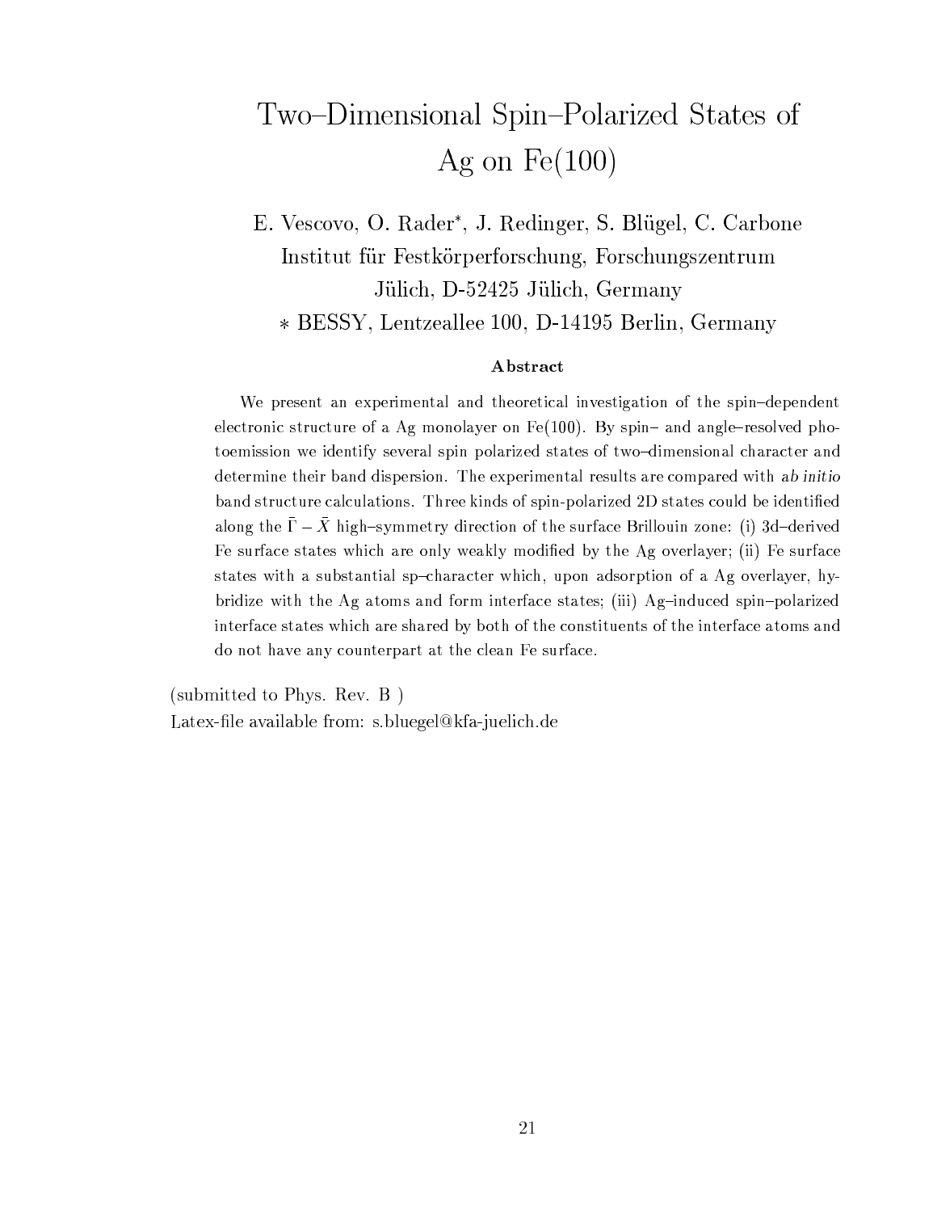# Two–Dimensional Spin–Polarized States of Ag on Fe(100)

E. Vescovo, O. Rader*, J. Redinger, S. Blügel, C. Carbone

Institut für Festkörperforschung, Forschungszentrum Jülich, D-52425 Jülich, Germany

* BESSY, Lentzeallee 100, D-14195 Berlin, Germany

### Abstract

We present an experimental and theoretical investigation of the spin–dependent electronic structure of a Ag monolayer on Fe(100). By spin– and angle–resolved photoemission we identify several spin polarized states of two–dimensional character and determine their band dispersion. The experimental results are compared with *ab initio* band structure calculations. Three kinds of spin-polarized 2D states could be identified along the $\bar{\Gamma} - \bar{X}$ high–symmetry direction of the surface Brillouin zone: (i) 3d–derived Fe surface states which are only weakly modified by the Ag overlayer; (ii) Fe surface states with a substantial sp–character which, upon adsorption of a Ag overlayer, hybridize with the Ag atoms and form interface states; (iii) Ag–induced spin–polarized interface states which are shared by both of the constituents of the interface atoms and do not have any counterpart at the clean Fe surface.

(submitted to Phys. Rev. B )

Latex-file available from: s.bluegel@kfa-juelich.de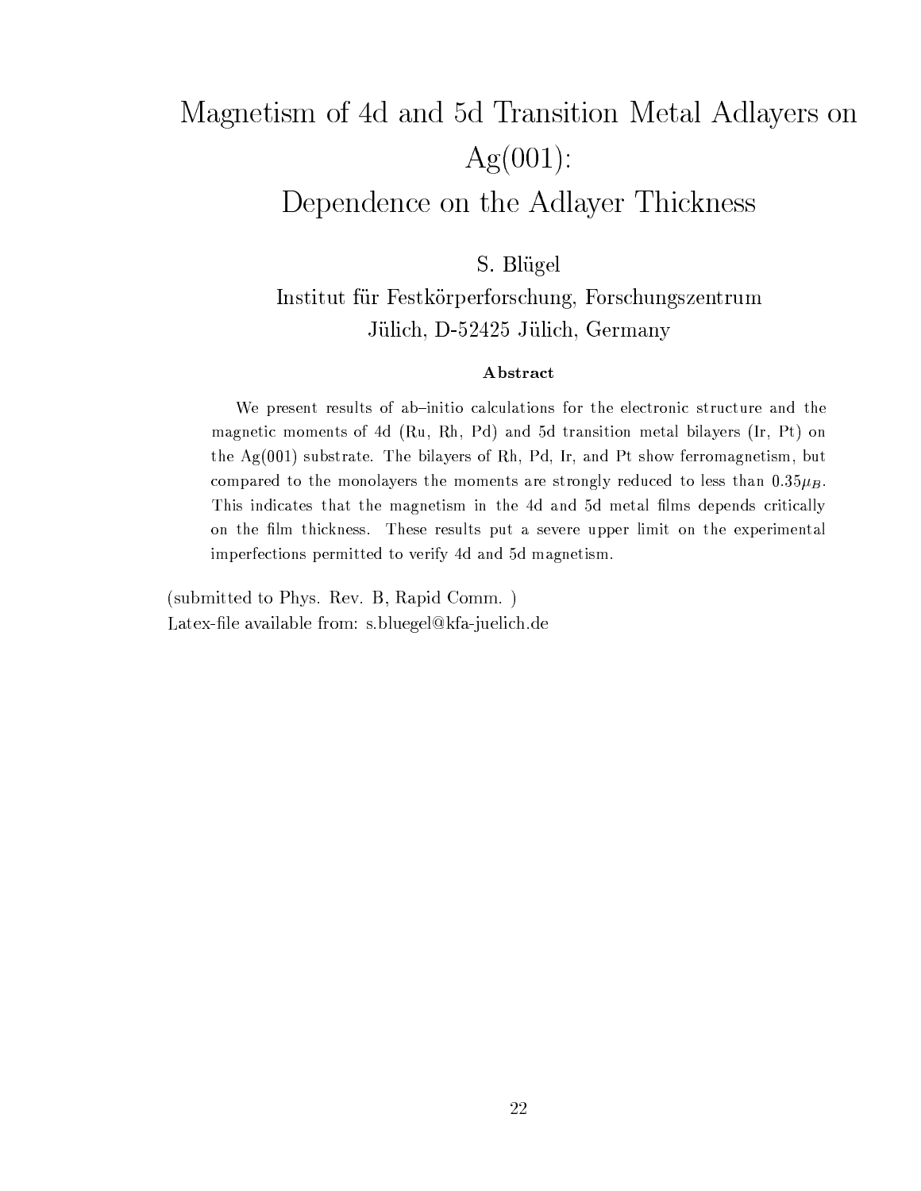# Magnetism of 4d and 5d Transition Metal Adlayers on Ag(001): Dependence on the Adlayer Thickness

S. Blügel

Institut für Festkörperforschung, Forschungszentrum Jülich, D-52425 Jülich, Germany

### Abstract

We present results of ab–initio calculations for the electronic structure and the magnetic moments of 4d (Ru, Rh, Pd) and 5d transition metal bilayers (Ir, Pt) on the Ag(001) substrate. The bilayers of Rh, Pd, Ir, and Pt show ferromagnetism, but compared to the monolayers the moments are strongly reduced to less than $0.35\mu_B$. This indicates that the magnetism in the 4d and 5d metal films depends critically on the film thickness. These results put a severe upper limit on the experimental imperfections permitted to verify 4d and 5d magnetism.

(submitted to Phys. Rev. B, Rapid Comm. )

Latex-file available from: s.bluegel@kfa-juelich.de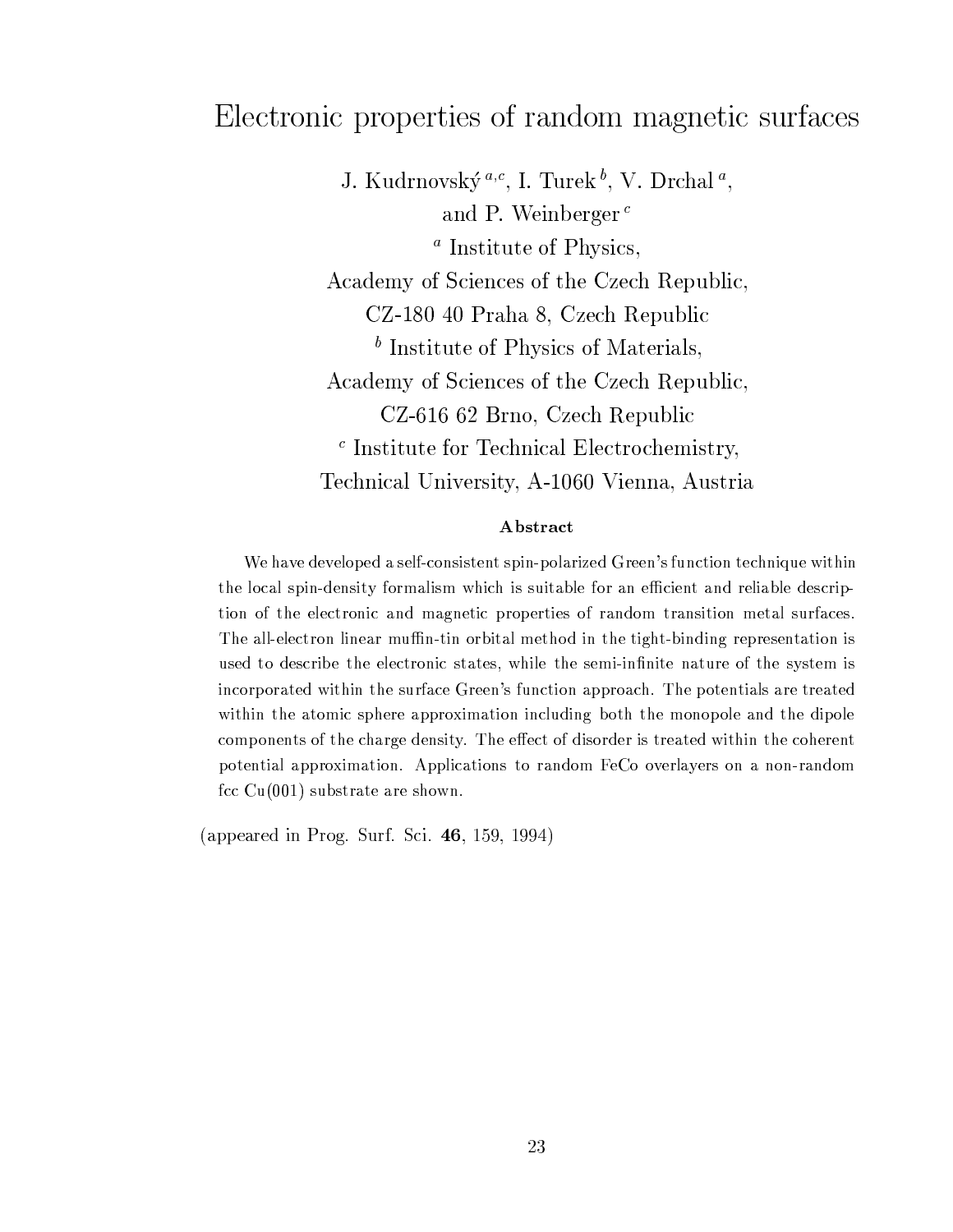# Electronic properties of random magnetic surfaces

J. Kudrnovský [a,c], I. Turek [b], V. Drchal [a], and P. Weinberger [c]

[a] Institute of Physics, Academy of Sciences of the Czech Republic, CZ-180 40 Praha 8, Czech Republic

[b] Institute of Physics of Materials, Academy of Sciences of the Czech Republic, CZ-616 62 Brno, Czech Republic

[c] Institute for Technical Electrochemistry, Technical University, A-1060 Vienna, Austria

### Abstract

We have developed a self-consistent spin-polarized Green's function technique within the local spin-density formalism which is suitable for an efficient and reliable description of the electronic and magnetic properties of random transition metal surfaces. The all-electron linear muffin-tin orbital method in the tight-binding representation is used to describe the electronic states, while the semi-infinite nature of the system is incorporated within the surface Green's function approach. The potentials are treated within the atomic sphere approximation including both the monopole and the dipole components of the charge density. The effect of disorder is treated within the coherent potential approximation. Applications to random FeCo overlayers on a non-random fcc Cu(001) substrate are shown.

(appeared in Prog. Surf. Sci. **46**, 159, 1994)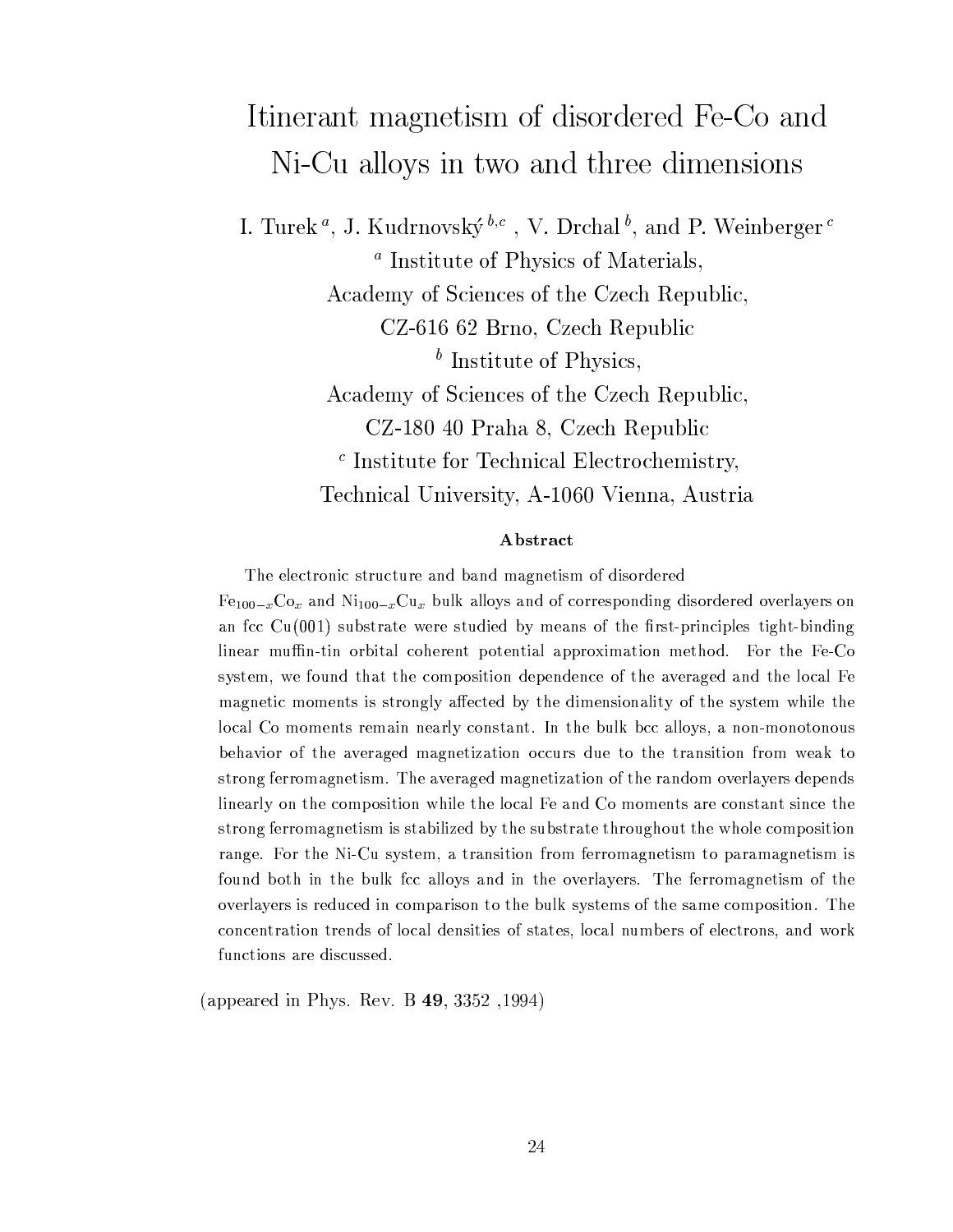# Itinerant magnetism of disordered Fe-Co and Ni-Cu alloys in two and three dimensions

I. Turek [a], J. Kudrnovský [b,c], V. Drchal [b], and P. Weinberger [c]

[a] Institute of Physics of Materials,
Academy of Sciences of the Czech Republic,
CZ-616 62 Brno, Czech Republic

[b] Institute of Physics,
Academy of Sciences of the Czech Republic,
CZ-180 40 Praha 8, Czech Republic

[c] Institute for Technical Electrochemistry,
Technical University, A-1060 Vienna, Austria

### Abstract

The electronic structure and band magnetism of disordered $Fe_{100-x}Co_x$ and $Ni_{100-x}Cu_x$ bulk alloys and of corresponding disordered overlayers on an fcc Cu(001) substrate were studied by means of the first-principles tight-binding linear muffin-tin orbital coherent potential approximation method. For the Fe-Co system, we found that the composition dependence of the averaged and the local Fe magnetic moments is strongly affected by the dimensionality of the system while the local Co moments remain nearly constant. In the bulk bcc alloys, a non-monotonous behavior of the averaged magnetization occurs due to the transition from weak to strong ferromagnetism. The averaged magnetization of the random overlayers depends linearly on the composition while the local Fe and Co moments are constant since the strong ferromagnetism is stabilized by the substrate throughout the whole composition range. For the Ni-Cu system, a transition from ferromagnetism to paramagnetism is found both in the bulk fcc alloys and in the overlayers. The ferromagnetism of the overlayers is reduced in comparison to the bulk systems of the same composition. The concentration trends of local densities of states, local numbers of electrons, and work functions are discussed.

(appeared in Phys. Rev. B **49**, 3352 ,1994)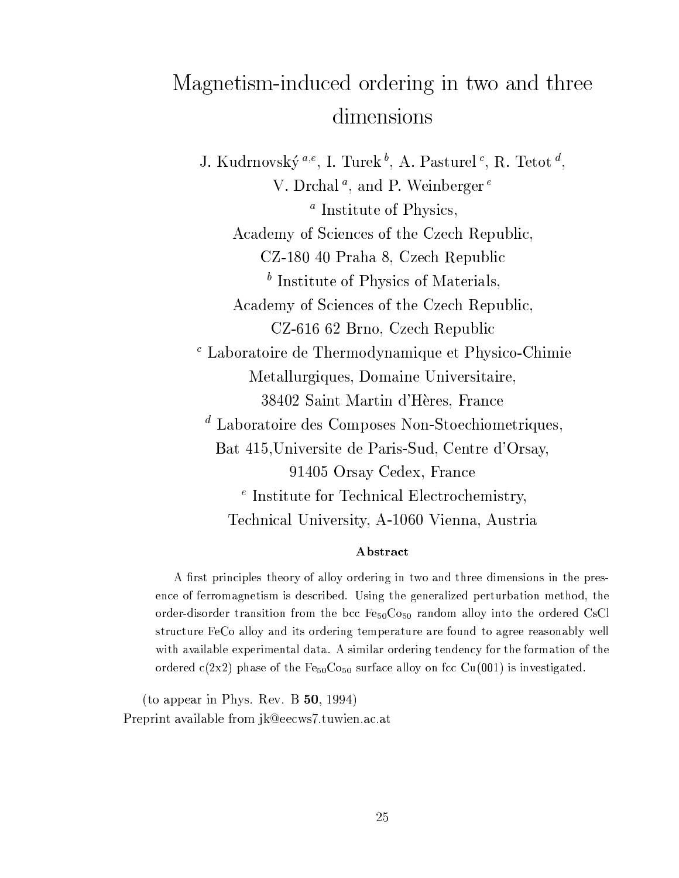# Magnetism-induced ordering in two and three dimensions

J. Kudrnovský [a,e], I. Turek [b], A. Pasturel [c], R. Tetot [d], V. Drchal [a], and P. Weinberger [e]

[a] Institute of Physics,
Academy of Sciences of the Czech Republic,
CZ-180 40 Praha 8, Czech Republic

[b] Institute of Physics of Materials,
Academy of Sciences of the Czech Republic,
CZ-616 62 Brno, Czech Republic

[c] Laboratoire de Thermodynamique et Physico-Chimie Metallurgiques, Domaine Universitaire,
38402 Saint Martin d'Hères, France

[d] Laboratoire des Composes Non-Stoechiometriques,
Bat 415,Universite de Paris-Sud, Centre d'Orsay,
91405 Orsay Cedex, France

[e] Institute for Technical Electrochemistry,
Technical University, A-1060 Vienna, Austria

**Abstract**

A first principles theory of alloy ordering in two and three dimensions in the presence of ferromagnetism is described. Using the generalized perturbation method, the order-disorder transition from the bcc $Fe_{50}Co_{50}$ random alloy into the ordered CsCl structure FeCo alloy and its ordering temperature are found to agree reasonably well with available experimental data. A similar ordering tendency for the formation of the ordered c(2x2) phase of the $Fe_{50}Co_{50}$ surface alloy on fcc Cu(001) is investigated.

(to appear in Phys. Rev. B **50**, 1994)

Preprint available from jk@eecws7.tuwien.ac.at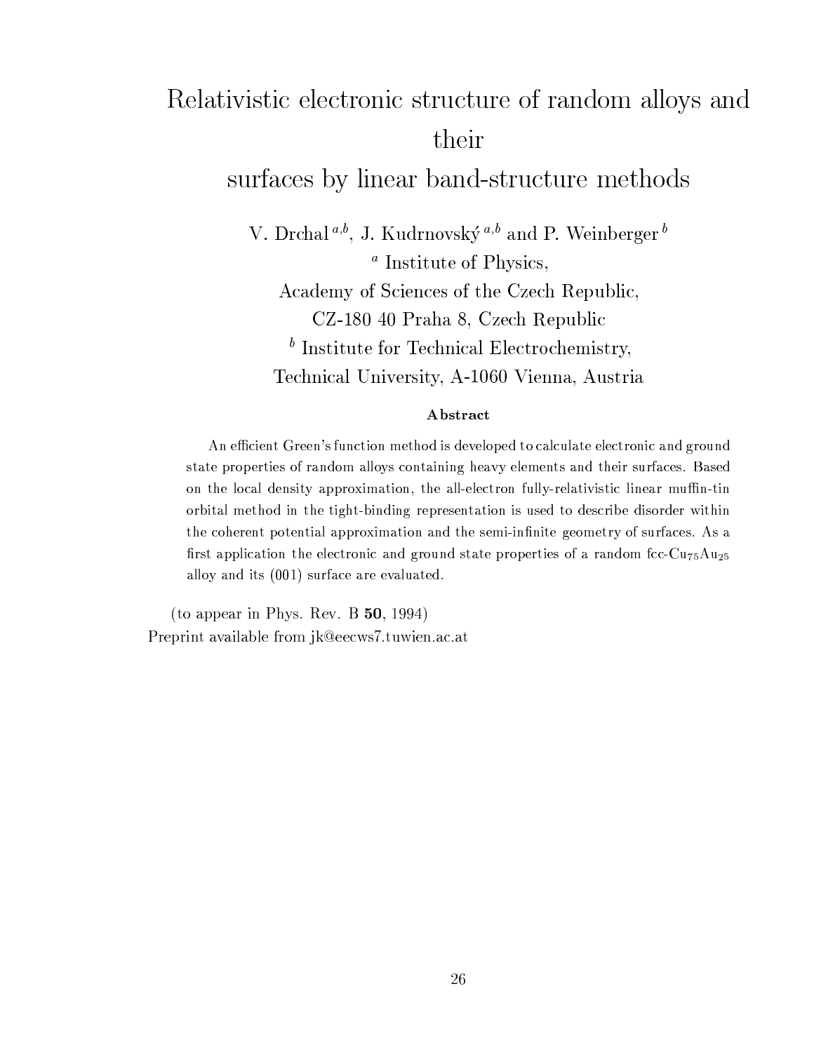# Relativistic electronic structure of random alloys and their surfaces by linear band-structure methods

V. Drchal [a,b], J. Kudrnovský [a,b] and P. Weinberger [b]

[a] Institute of Physics,
Academy of Sciences of the Czech Republic,
CZ-180 40 Praha 8, Czech Republic

[b] Institute for Technical Electrochemistry,
Technical University, A-1060 Vienna, Austria

## Abstract

An efficient Green's function method is developed to calculate electronic and ground state properties of random alloys containing heavy elements and their surfaces. Based on the local density approximation, the all-electron fully-relativistic linear muffin-tin orbital method in the tight-binding representation is used to describe disorder within the coherent potential approximation and the semi-infinite geometry of surfaces. As a first application the electronic and ground state properties of a random fcc-$Cu_{75}Au_{25}$ alloy and its (001) surface are evaluated.

(to appear in Phys. Rev. B **50**, 1994)
Preprint available from jk@eecws7.tuwien.ac.at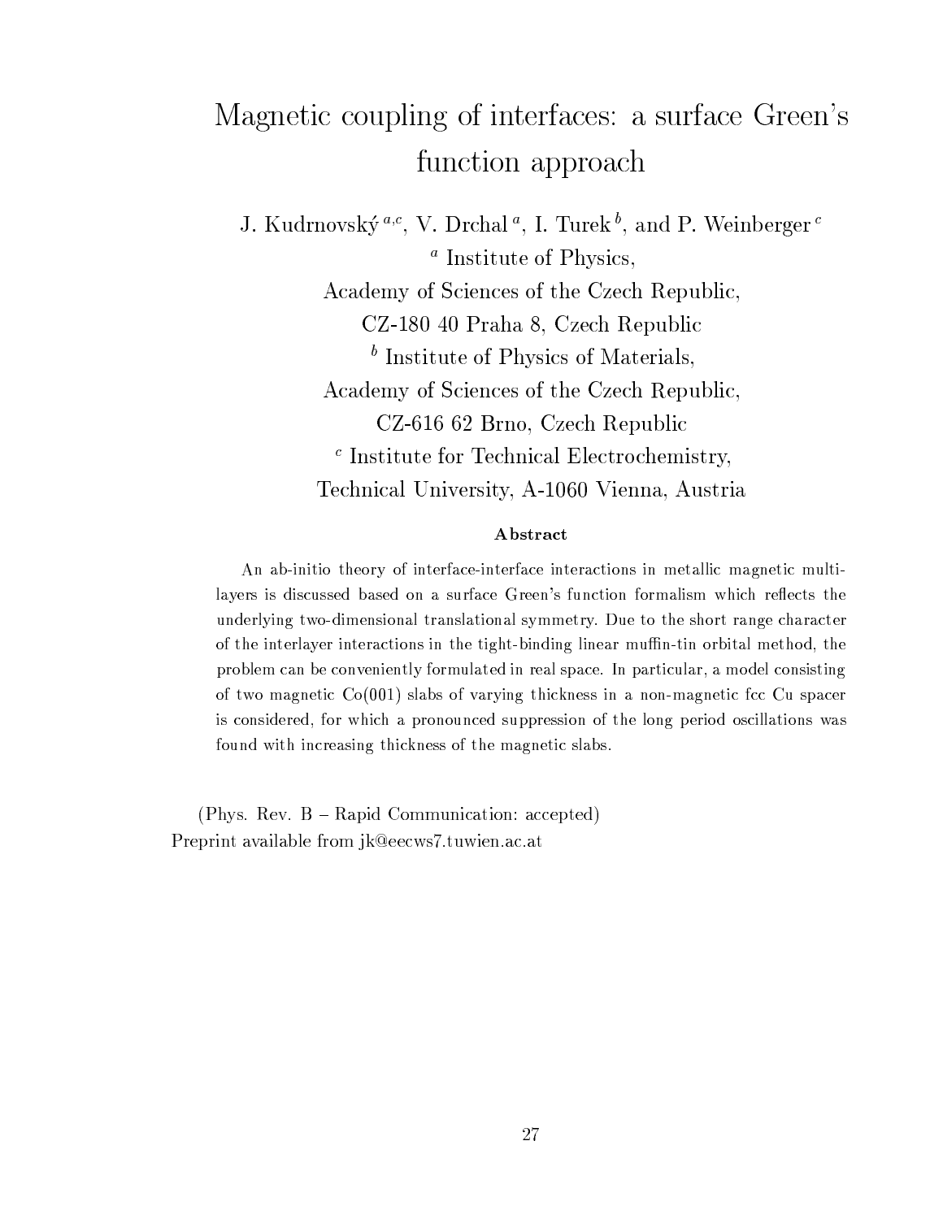# Magnetic coupling of interfaces: a surface Green's function approach

J. Kudrnovský [a,c], V. Drchal [a], I. Turek [b], and P. Weinberger [c]

[a] Institute of Physics,
Academy of Sciences of the Czech Republic,
CZ-180 40 Praha 8, Czech Republic

[b] Institute of Physics of Materials,
Academy of Sciences of the Czech Republic,
CZ-616 62 Brno, Czech Republic

[c] Institute for Technical Electrochemistry,
Technical University, A-1060 Vienna, Austria

### Abstract

An ab-initio theory of interface-interface interactions in metallic magnetic multilayers is discussed based on a surface Green's function formalism which reflects the underlying two-dimensional translational symmetry. Due to the short range character of the interlayer interactions in the tight-binding linear muffin-tin orbital method, the problem can be conveniently formulated in real space. In particular, a model consisting of two magnetic Co(001) slabs of varying thickness in a non-magnetic fcc Cu spacer is considered, for which a pronounced suppression of the long period oscillations was found with increasing thickness of the magnetic slabs.

(Phys. Rev. B – Rapid Communication: accepted)
Preprint available from jk@eecws7.tuwien.ac.at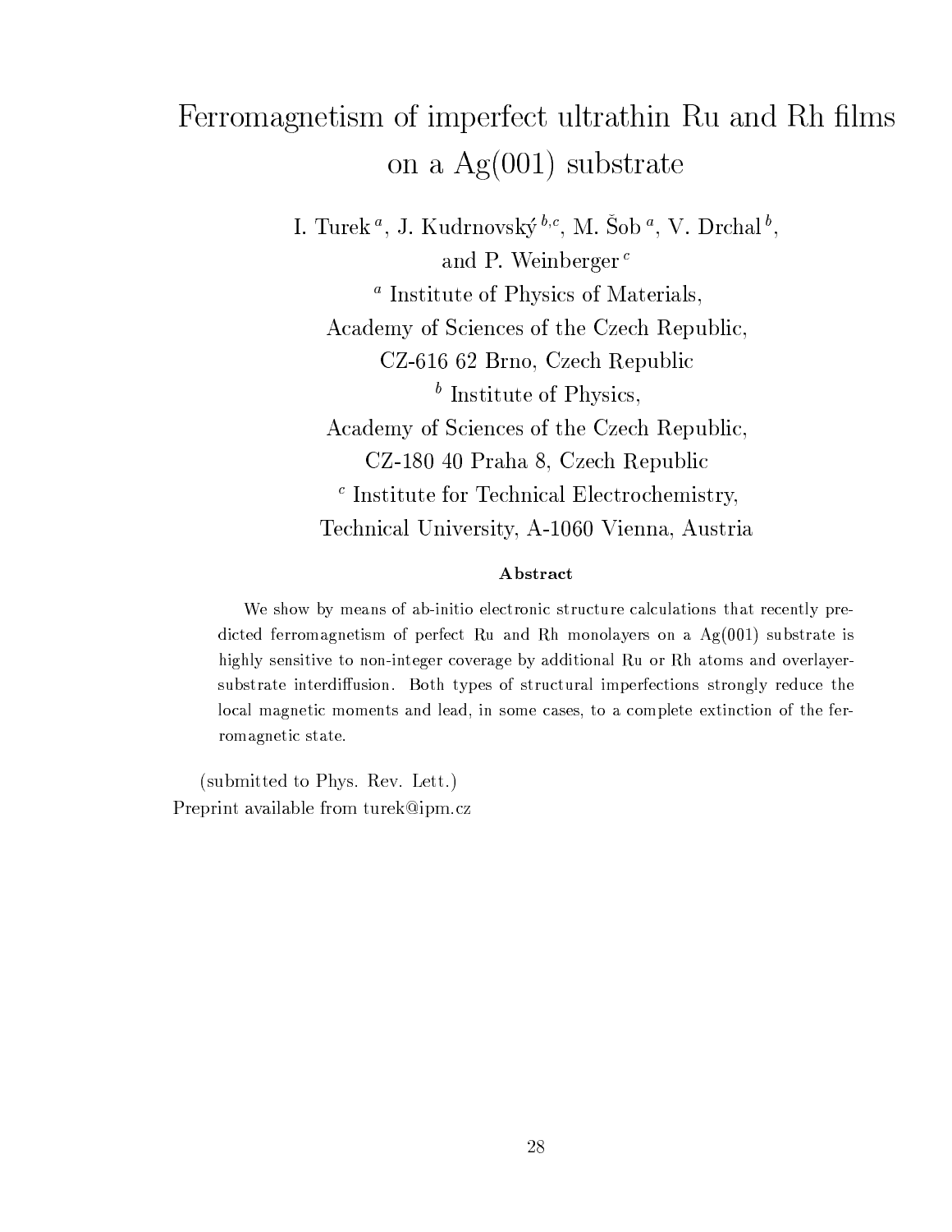# Ferromagnetism of imperfect ultrathin Ru and Rh films on a Ag(001) substrate

I. Turek [a], J. Kudrnovský [b,c], M. Šob [a], V. Drchal [b], and P. Weinberger [c]

[a] Institute of Physics of Materials, Academy of Sciences of the Czech Republic, CZ-616 62 Brno, Czech Republic

[b] Institute of Physics, Academy of Sciences of the Czech Republic, CZ-180 40 Praha 8, Czech Republic

[c] Institute for Technical Electrochemistry, Technical University, A-1060 Vienna, Austria

**Abstract**

We show by means of ab-initio electronic structure calculations that recently predicted ferromagnetism of perfect Ru and Rh monolayers on a Ag(001) substrate is highly sensitive to non-integer coverage by additional Ru or Rh atoms and overlayer-substrate interdiffusion. Both types of structural imperfections strongly reduce the local magnetic moments and lead, in some cases, to a complete extinction of the ferromagnetic state.

(submitted to Phys. Rev. Lett.)

Preprint available from turek@ipm.cz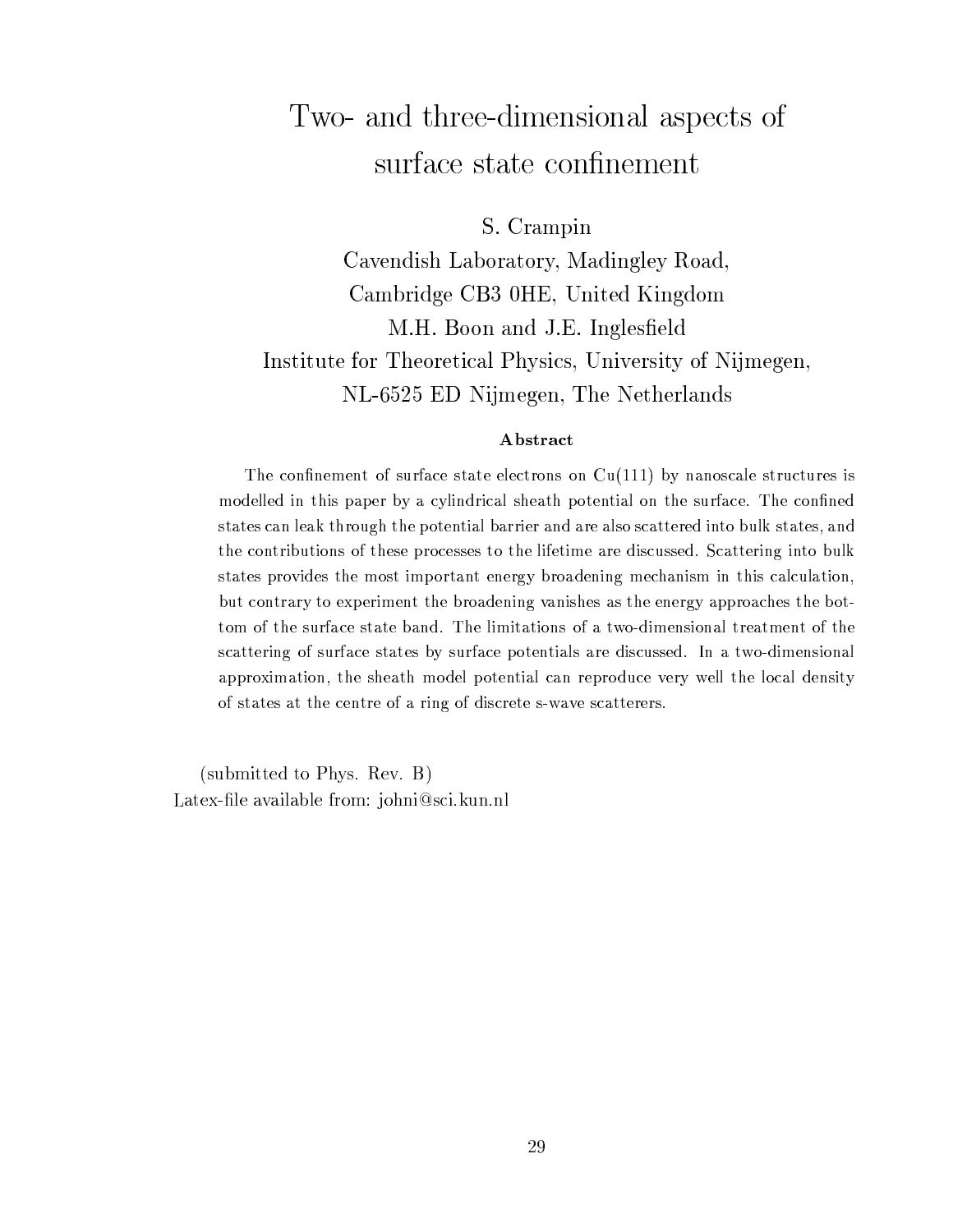# Two- and three-dimensional aspects of surface state confinement

S. Crampin

Cavendish Laboratory, Madingley Road,
Cambridge CB3 0HE, United Kingdom

M.H. Boon and J.E. Inglesfield

Institute for Theoretical Physics, University of Nijmegen,
NL-6525 ED Nijmegen, The Netherlands

**Abstract**

The confinement of surface state electrons on Cu(111) by nanoscale structures is modelled in this paper by a cylindrical sheath potential on the surface. The confined states can leak through the potential barrier and are also scattered into bulk states, and the contributions of these processes to the lifetime are discussed. Scattering into bulk states provides the most important energy broadening mechanism in this calculation, but contrary to experiment the broadening vanishes as the energy approaches the bottom of the surface state band. The limitations of a two-dimensional treatment of the scattering of surface states by surface potentials are discussed. In a two-dimensional approximation, the sheath model potential can reproduce very well the local density of states at the centre of a ring of discrete s-wave scatterers.

(submitted to Phys. Rev. B)
Latex-file available from: johni@sci.kun.nl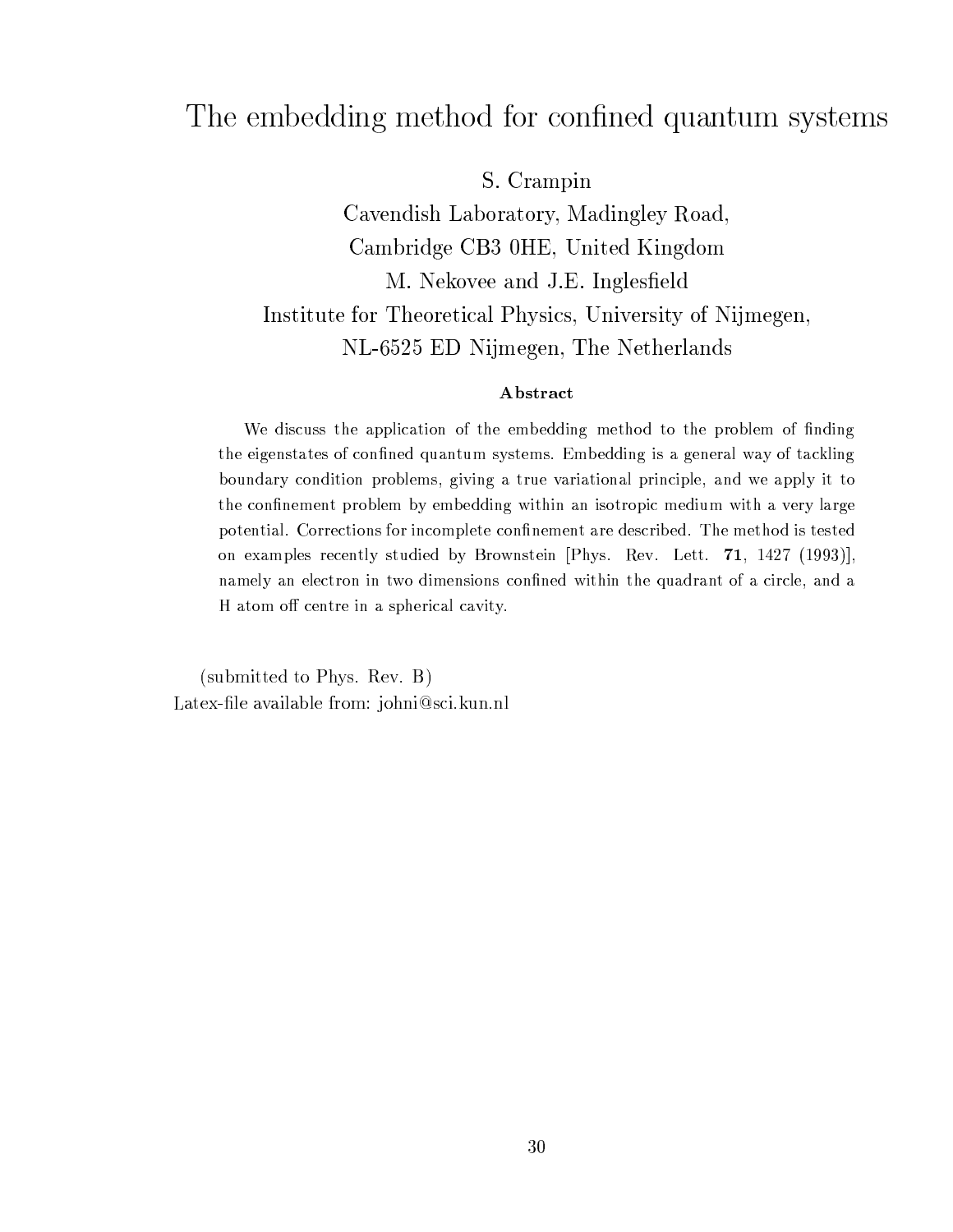# The embedding method for confined quantum systems

S. Crampin

Cavendish Laboratory, Madingley Road,
Cambridge CB3 0HE, United Kingdom

M. Nekovee and J.E. Inglesfield

Institute for Theoretical Physics, University of Nijmegen,
NL-6525 ED Nijmegen, The Netherlands

### Abstract

We discuss the application of the embedding method to the problem of finding the eigenstates of confined quantum systems. Embedding is a general way of tackling boundary condition problems, giving a true variational principle, and we apply it to the confinement problem by embedding within an isotropic medium with a very large potential. Corrections for incomplete confinement are described. The method is tested on examples recently studied by Brownstein [Phys. Rev. Lett. **71**, 1427 (1993)], namely an electron in two dimensions confined within the quadrant of a circle, and a H atom off centre in a spherical cavity.

(submitted to Phys. Rev. B)
Latex-file available from: johni@sci.kun.nl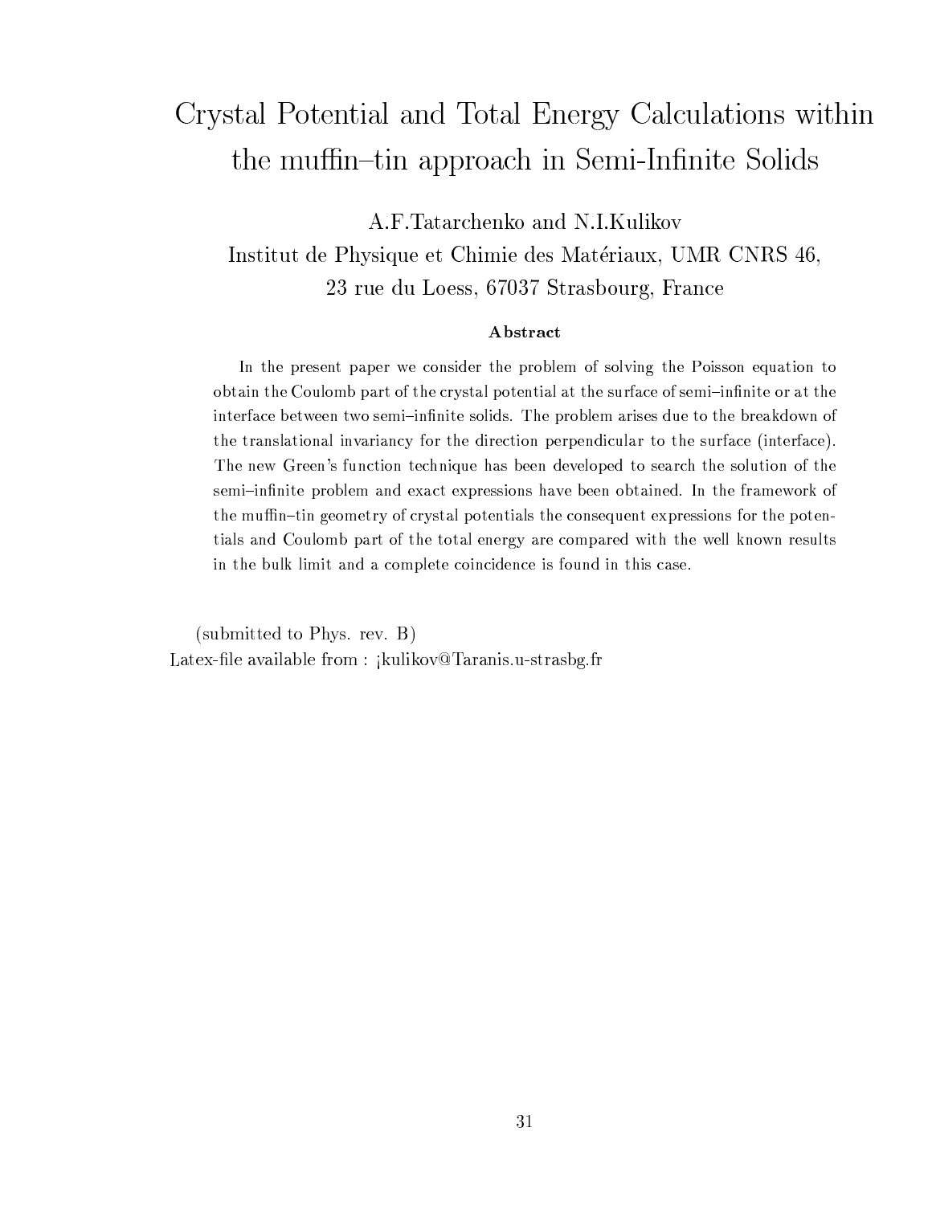# Crystal Potential and Total Energy Calculations within the muffin–tin approach in Semi-Infinite Solids

A.F.Tatarchenko and N.I.Kulikov

Institut de Physique et Chimie des Matériaux, UMR CNRS 46,
23 rue du Loess, 67037 Strasbourg, France

### Abstract

In the present paper we consider the problem of solving the Poisson equation to obtain the Coulomb part of the crystal potential at the surface of semi–infinite or at the interface between two semi–infinite solids. The problem arises due to the breakdown of the translational invariancy for the direction perpendicular to the surface (interface). The new Green's function technique has been developed to search the solution of the semi–infinite problem and exact expressions have been obtained. In the framework of the muffin–tin geometry of crystal potentials the consequent expressions for the potentials and Coulomb part of the total energy are compared with the well known results in the bulk limit and a complete coincidence is found in this case.

(submitted to Phys. rev. B)

Latex-file available from : ¡kulikov@Taranis.u-strasbg.fr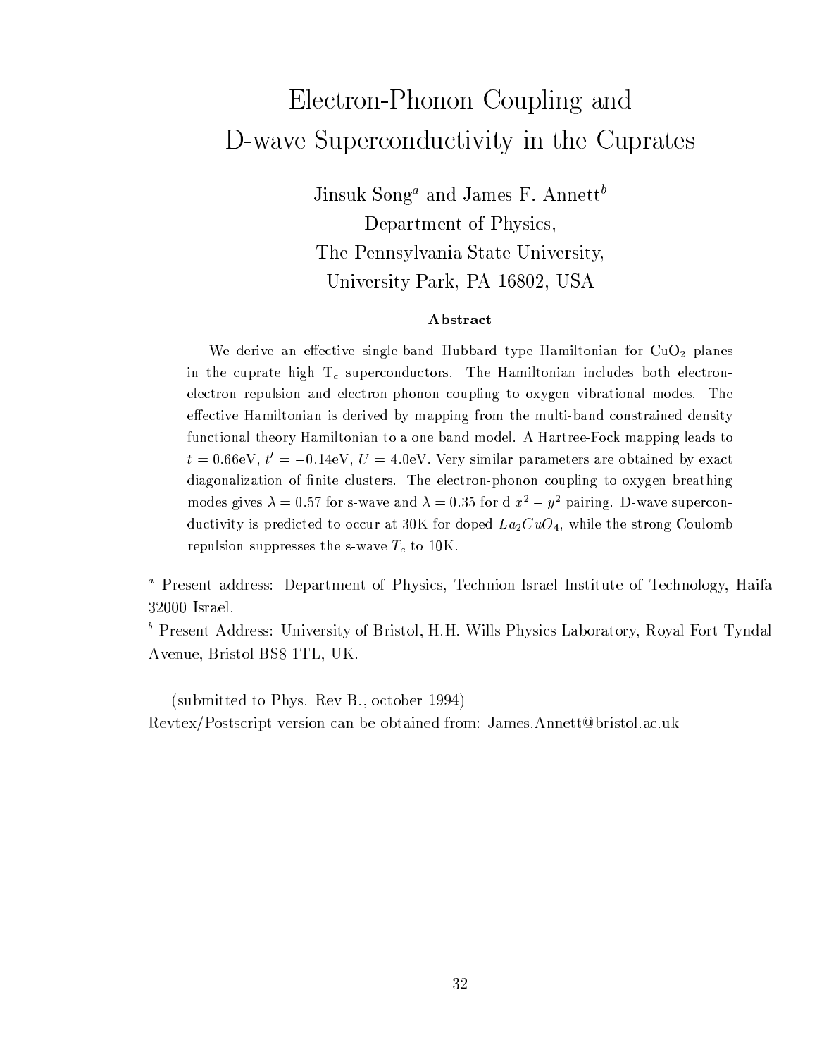# Electron-Phonon Coupling and D-wave Superconductivity in the Cuprates

Jinsuk Song[a] and James F. Annett[b]

Department of Physics,

The Pennsylvania State University,

University Park, PA 16802, USA

## Abstract

We derive an effective single-band Hubbard type Hamiltonian for $CuO_2$ planes in the cuprate high $T_c$ superconductors. The Hamiltonian includes both electron-electron repulsion and electron-phonon coupling to oxygen vibrational modes. The effective Hamiltonian is derived by mapping from the multi-band constrained density functional theory Hamiltonian to a one band model. A Hartree-Fock mapping leads to $t = 0.66$eV, $t' = -0.14$eV, $U = 4.0$eV. Very similar parameters are obtained by exact diagonalization of finite clusters. The electron-phonon coupling to oxygen breathing modes gives $\lambda = 0.57$ for s-wave and $\lambda = 0.35$ for d $x^2 - y^2$ pairing. D-wave superconductivity is predicted to occur at 30K for doped $La_2CuO_4$, while the strong Coulomb repulsion suppresses the s-wave $T_c$ to 10K.

[a] Present address: Department of Physics, Technion-Israel Institute of Technology, Haifa 32000 Israel.

[b] Present Address: University of Bristol, H.H. Wills Physics Laboratory, Royal Fort Tyndal Avenue, Bristol BS8 1TL, UK.

(submitted to Phys. Rev B., october 1994)

Revtex/Postscript version can be obtained from: James.Annett@bristol.ac.uk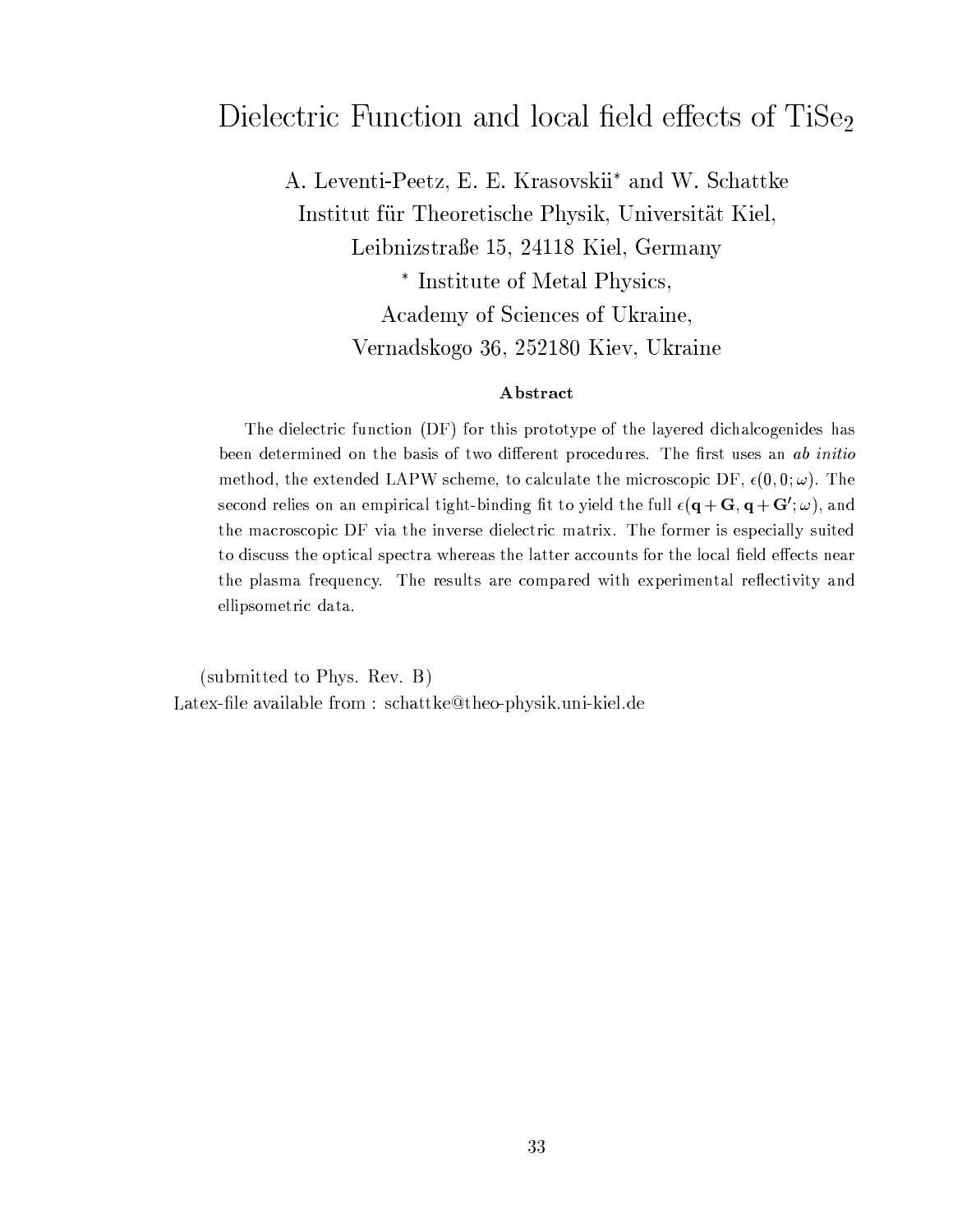# Dielectric Function and local field effects of $TiSe_2$

A. Leventi-Peetz, E. E. Krasovskii* and W. Schattke

Institut für Theoretische Physik, Universität Kiel,

Leibnizstraße 15, 24118 Kiel, Germany

\* Institute of Metal Physics,

Academy of Sciences of Ukraine,

Vernadskogo 36, 252180 Kiev, Ukraine

### Abstract

The dielectric function (DF) for this prototype of the layered dichalcogenides has been determined on the basis of two different procedures. The first uses an *ab initio* method, the extended LAPW scheme, to calculate the microscopic DF, $\epsilon(0, 0; \omega)$. The second relies on an empirical tight-binding fit to yield the full $\epsilon(\mathbf{q} + \mathbf{G}, \mathbf{q} + \mathbf{G}'; \omega)$, and the macroscopic DF via the inverse dielectric matrix. The former is especially suited to discuss the optical spectra whereas the latter accounts for the local field effects near the plasma frequency. The results are compared with experimental reflectivity and ellipsometric data.

(submitted to Phys. Rev. B)

Latex-file available from : schattke@theo-physik.uni-kiel.de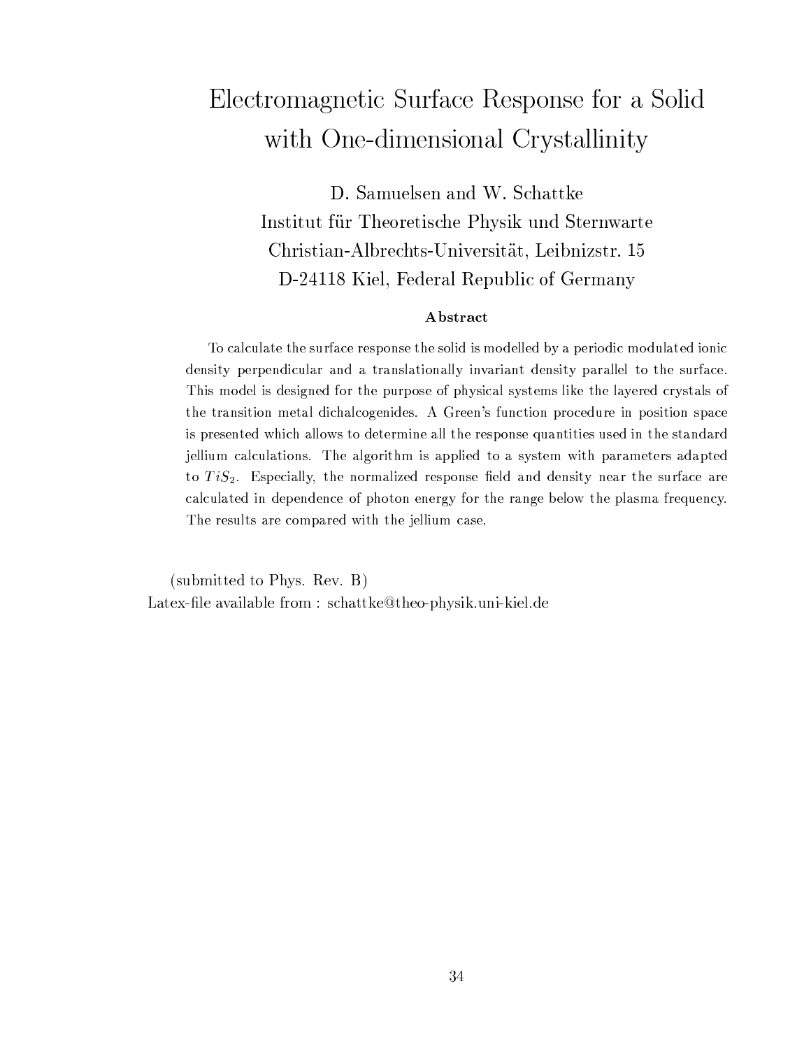# Electromagnetic Surface Response for a Solid with One-dimensional Crystallinity

D. Samuelsen and W. Schattke
Institut für Theoretische Physik und Sternwarte
Christian-Albrechts-Universität, Leibnizstr. 15
D-24118 Kiel, Federal Republic of Germany

## Abstract

To calculate the surface response the solid is modelled by a periodic modulated ionic density perpendicular and a translationally invariant density parallel to the surface. This model is designed for the purpose of physical systems like the layered crystals of the transition metal dichalcogenides. A Green's function procedure in position space is presented which allows to determine all the response quantities used in the standard jellium calculations. The algorithm is applied to a system with parameters adapted to $TiS_2$. Especially, the normalized response field and density near the surface are calculated in dependence of photon energy for the range below the plasma frequency. The results are compared with the jellium case.

(submitted to Phys. Rev. B)
Latex-file available from : schattke@theo-physik.uni-kiel.de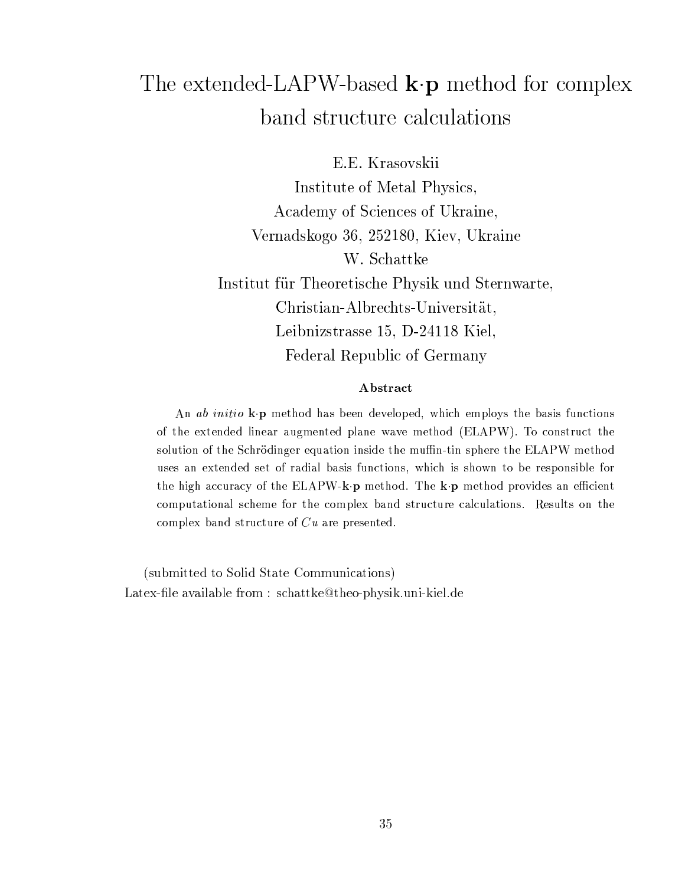# The extended-LAPW-based **k·p** method for complex band structure calculations

E.E. Krasovskii
Institute of Metal Physics,
Academy of Sciences of Ukraine,
Vernadskogo 36, 252180, Kiev, Ukraine

W. Schattke
Institut für Theoretische Physik und Sternwarte,
Christian-Albrechts-Universität,
Leibnizstrasse 15, D-24118 Kiel,
Federal Republic of Germany

**Abstract**

An *ab initio* **k·p** method has been developed, which employs the basis functions of the extended linear augmented plane wave method (ELAPW). To construct the solution of the Schrödinger equation inside the muffin-tin sphere the ELAPW method uses an extended set of radial basis functions, which is shown to be responsible for the high accuracy of the ELAPW-**k·p** method. The **k·p** method provides an efficient computational scheme for the complex band structure calculations. Results on the complex band structure of $Cu$ are presented.

(submitted to Solid State Communications)

Latex-file available from : schattke@theo-physik.uni-kiel.de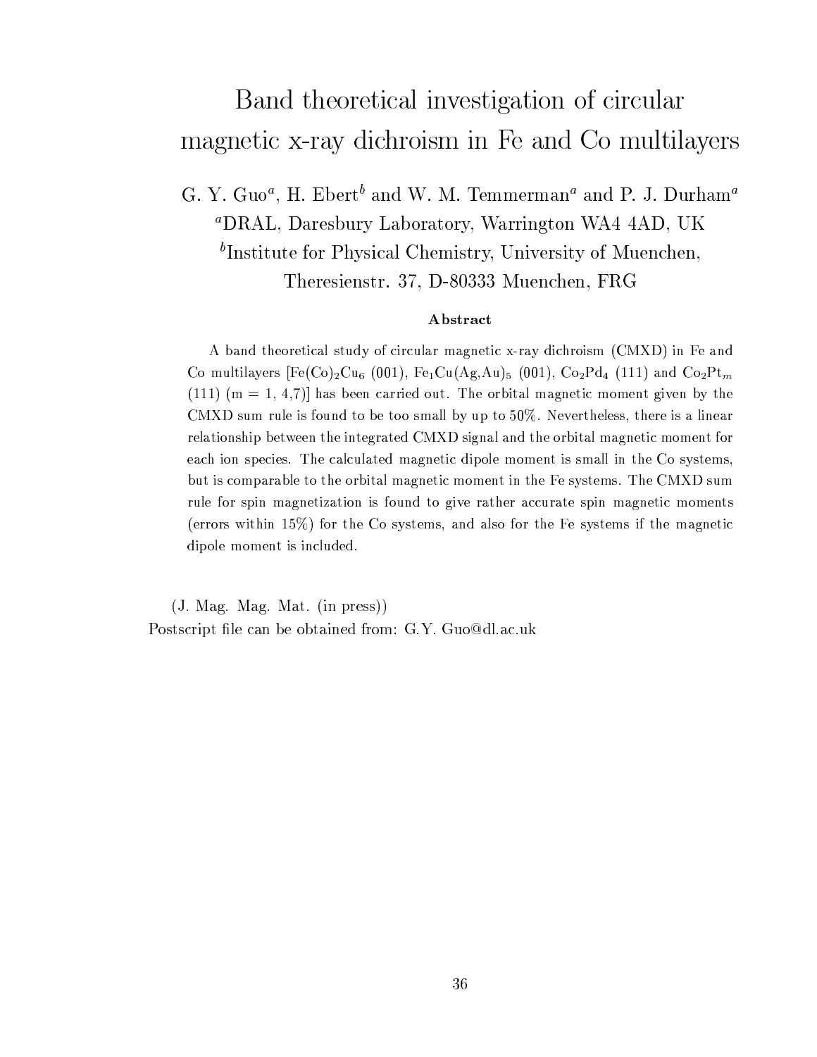# Band theoretical investigation of circular magnetic x-ray dichroism in Fe and Co multilayers

G. Y. Guo[a], H. Ebert[b] and W. M. Temmerman[a] and P. J. Durham[a]

[a]DRAL, Daresbury Laboratory, Warrington WA4 4AD, UK

[b]Institute for Physical Chemistry, University of Muenchen, Theresienstr. 37, D-80333 Muenchen, FRG

### Abstract

A band theoretical study of circular magnetic x-ray dichroism (CMXD) in Fe and Co multilayers [$Fe(Co)_2Cu_6$ (001), $Fe_1Cu(Ag,Au)_5$ (001), $Co_2Pd_4$ (111) and $Co_2Pt_m$ (111) (m = 1, 4,7)] has been carried out. The orbital magnetic moment given by the CMXD sum rule is found to be too small by up to 50%. Nevertheless, there is a linear relationship between the integrated CMXD signal and the orbital magnetic moment for each ion species. The calculated magnetic dipole moment is small in the Co systems, but is comparable to the orbital magnetic moment in the Fe systems. The CMXD sum rule for spin magnetization is found to give rather accurate spin magnetic moments (errors within 15%) for the Co systems, and also for the Fe systems if the magnetic dipole moment is included.

(J. Mag. Mag. Mat. (in press))

Postscript file can be obtained from: G.Y. Guo@dl.ac.uk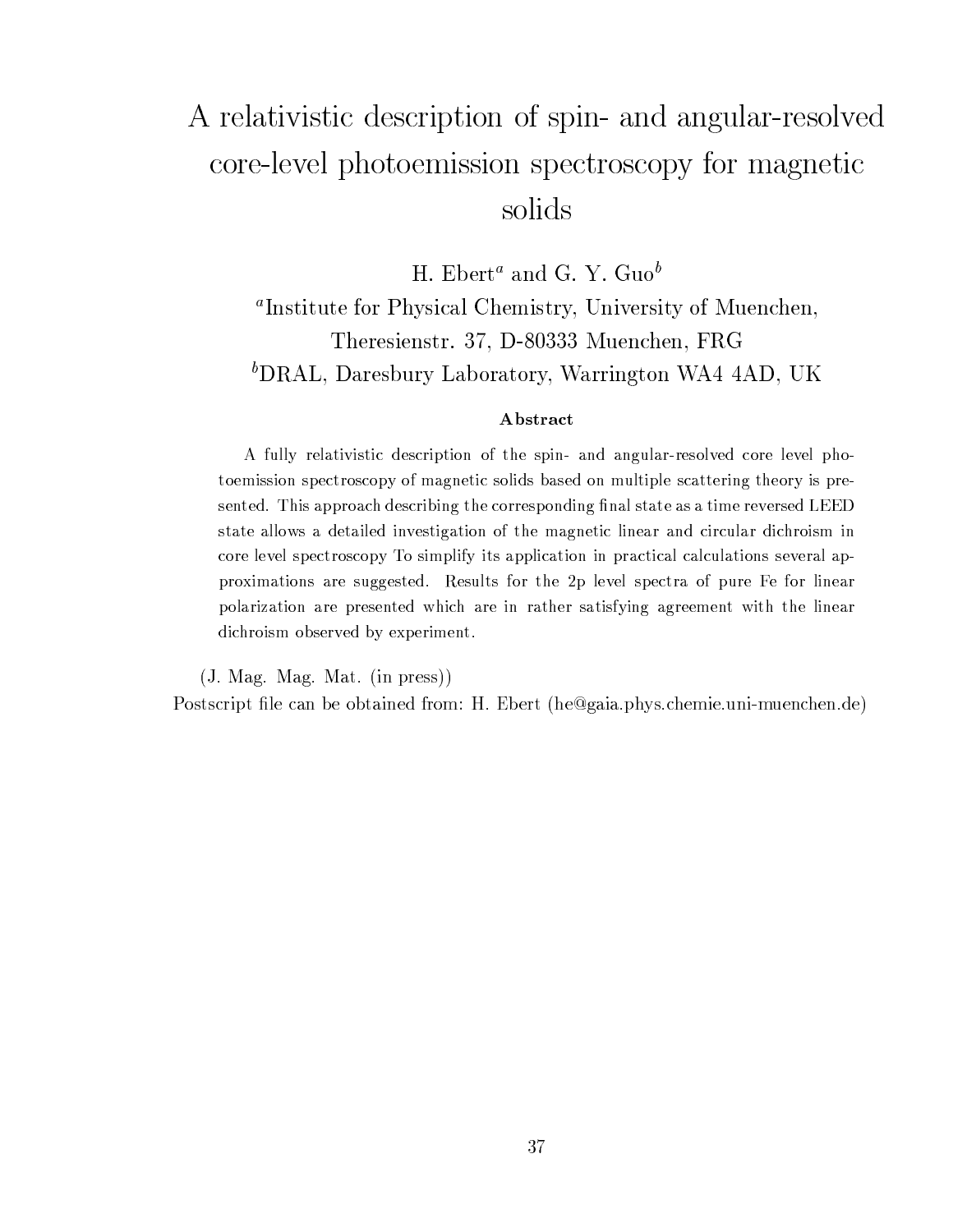# A relativistic description of spin- and angular-resolved core-level photoemission spectroscopy for magnetic solids

H. Ebert[a] and G. Y. Guo[b]

[a]Institute for Physical Chemistry, University of Muenchen, Theresienstr. 37, D-80333 Muenchen, FRG

[b]DRAL, Daresbury Laboratory, Warrington WA4 4AD, UK

### Abstract

A fully relativistic description of the spin- and angular-resolved core level photoemission spectroscopy of magnetic solids based on multiple scattering theory is presented. This approach describing the corresponding final state as a time reversed LEED state allows a detailed investigation of the magnetic linear and circular dichroism in core level spectroscopy To simplify its application in practical calculations several approximations are suggested. Results for the 2p level spectra of pure Fe for linear polarization are presented which are in rather satisfying agreement with the linear dichroism observed by experiment.

(J. Mag. Mag. Mat. (in press))

Postscript file can be obtained from: H. Ebert (he@gaia.phys.chemie.uni-muenchen.de)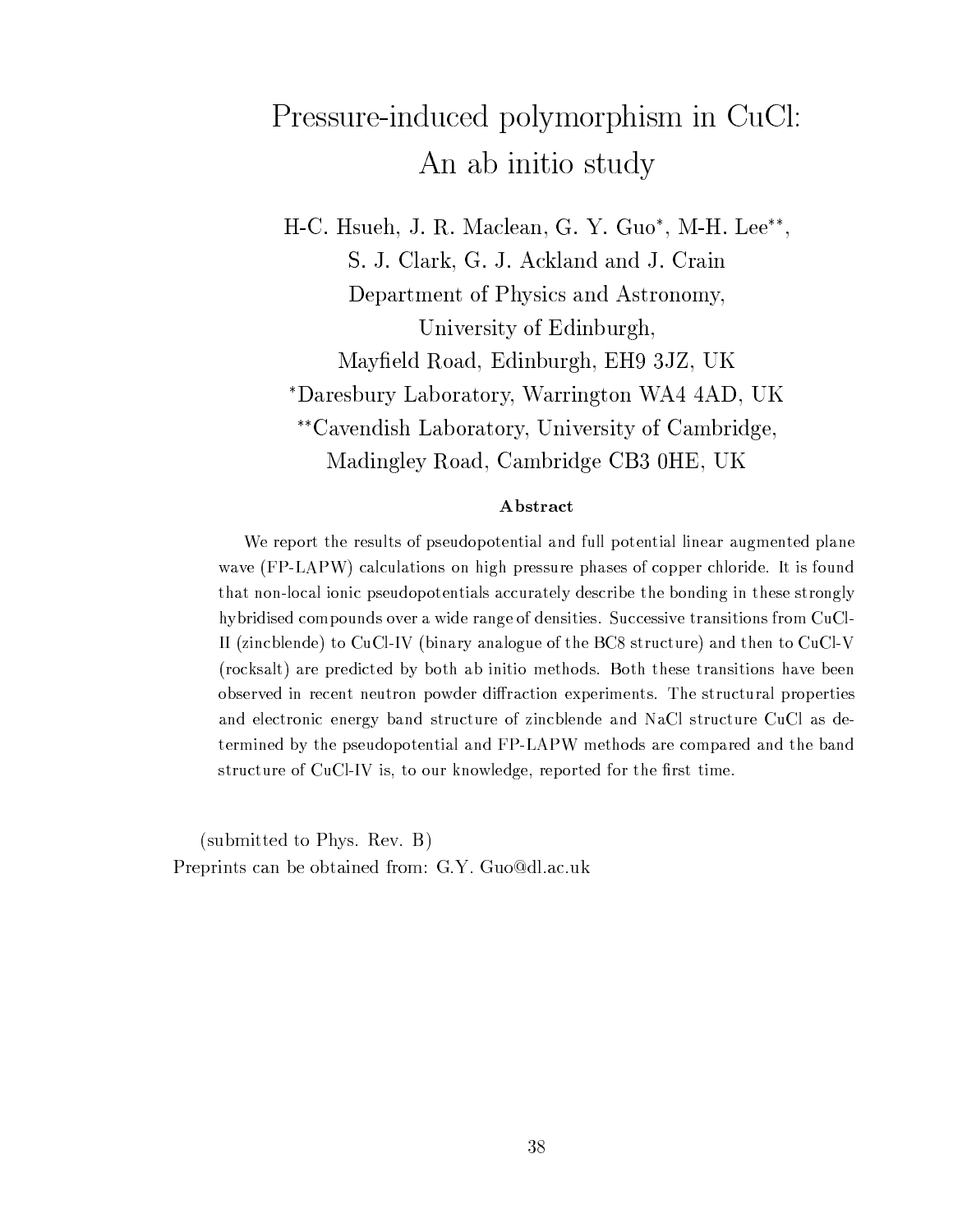# Pressure-induced polymorphism in CuCl: An ab initio study

H-C. Hsueh, J. R. Maclean, G. Y. Guo*, M-H. Lee**, S. J. Clark, G. J. Ackland and J. Crain

Department of Physics and Astronomy, University of Edinburgh, Mayfield Road, Edinburgh, EH9 3JZ, UK

*Daresbury Laboratory, Warrington WA4 4AD, UK

**Cavendish Laboratory, University of Cambridge, Madingley Road, Cambridge CB3 0HE, UK

### Abstract

We report the results of pseudopotential and full potential linear augmented plane wave (FP-LAPW) calculations on high pressure phases of copper chloride. It is found that non-local ionic pseudopotentials accurately describe the bonding in these strongly hybridised compounds over a wide range of densities. Successive transitions from CuCl-II (zincblende) to CuCl-IV (binary analogue of the BC8 structure) and then to CuCl-V (rocksalt) are predicted by both ab initio methods. Both these transitions have been observed in recent neutron powder diffraction experiments. The structural properties and electronic energy band structure of zincblende and NaCl structure CuCl as determined by the pseudopotential and FP-LAPW methods are compared and the band structure of CuCl-IV is, to our knowledge, reported for the first time.

(submitted to Phys. Rev. B)

Preprints can be obtained from: G.Y. Guo@dl.ac.uk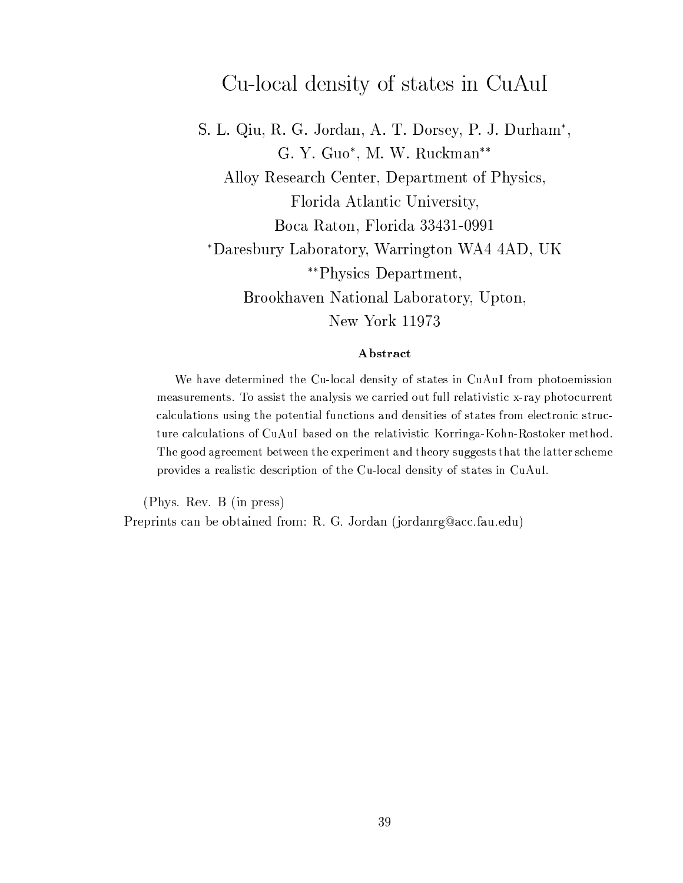# Cu-local density of states in CuAuI

S. L. Qiu, R. G. Jordan, A. T. Dorsey, P. J. Durham*,
G. Y. Guo*, M. W. Ruckman**
Alloy Research Center, Department of Physics,
Florida Atlantic University,
Boca Raton, Florida 33431-0991
*Daresbury Laboratory, Warrington WA4 4AD, UK
**Physics Department,
Brookhaven National Laboratory, Upton,
New York 11973

### Abstract

We have determined the Cu-local density of states in CuAuI from photoemission measurements. To assist the analysis we carried out full relativistic x-ray photocurrent calculations using the potential functions and densities of states from electronic structure calculations of CuAuI based on the relativistic Korringa-Kohn-Rostoker method. The good agreement between the experiment and theory suggests that the latter scheme provides a realistic description of the Cu-local density of states in CuAuI.

(Phys. Rev. B (in press)
Preprints can be obtained from: R. G. Jordan (jordanrg@acc.fau.edu)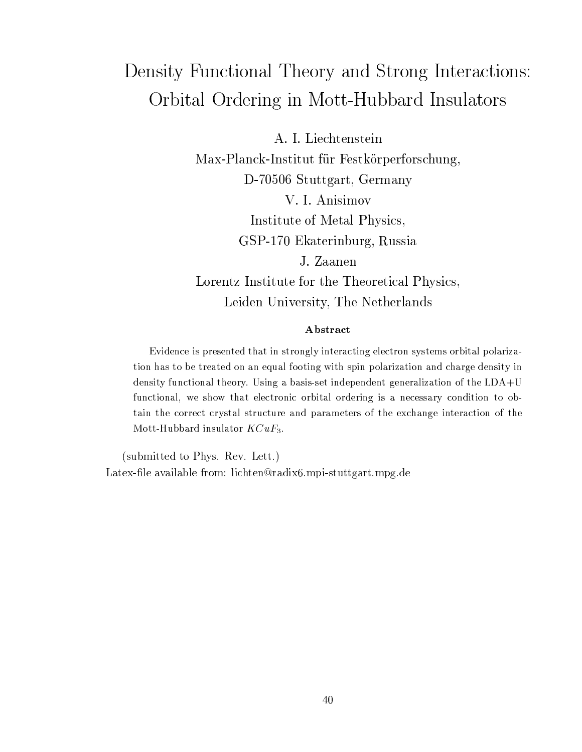# Density Functional Theory and Strong Interactions: Orbital Ordering in Mott-Hubbard Insulators

A. I. Liechtenstein

Max-Planck-Institut für Festkörperforschung,

D-70506 Stuttgart, Germany

V. I. Anisimov

Institute of Metal Physics,

GSP-170 Ekaterinburg, Russia

J. Zaanen

Lorentz Institute for the Theoretical Physics,

Leiden University, The Netherlands

### Abstract

Evidence is presented that in strongly interacting electron systems orbital polarization has to be treated on an equal footing with spin polarization and charge density in density functional theory. Using a basis-set independent generalization of the LDA+U functional, we show that electronic orbital ordering is a necessary condition to obtain the correct crystal structure and parameters of the exchange interaction of the Mott-Hubbard insulator $KCuF_3$.

(submitted to Phys. Rev. Lett.)

Latex-file available from: lichten@radix6.mpi-stuttgart.mpg.de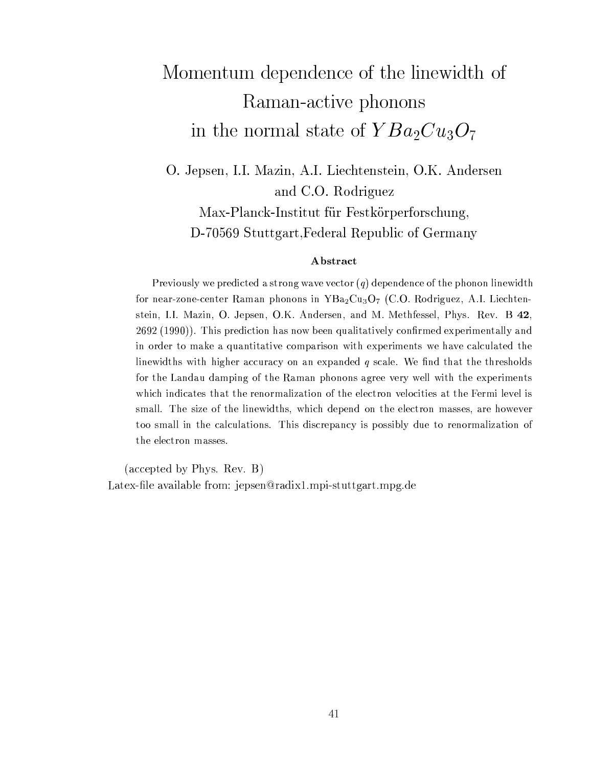# Momentum dependence of the linewidth of Raman-active phonons in the normal state of $YBa_2Cu_3O_7$

O. Jepsen, I.I. Mazin, A.I. Liechtenstein, O.K. Andersen and C.O. Rodriguez

Max-Planck-Institut für Festkörperforschung, D-70569 Stuttgart,Federal Republic of Germany

### Abstract

Previously we predicted a strong wave vector ($q$) dependence of the phonon linewidth for near-zone-center Raman phonons in $YBa_2Cu_3O_7$ (C.O. Rodriguez, A.I. Liechtenstein, I.I. Mazin, O. Jepsen, O.K. Andersen, and M. Methfessel, Phys. Rev. B **42**, 2692 (1990)). This prediction has now been qualitatively confirmed experimentally and in order to make a quantitative comparison with experiments we have calculated the linewidths with higher accuracy on an expanded $q$ scale. We find that the thresholds for the Landau damping of the Raman phonons agree very well with the experiments which indicates that the renormalization of the electron velocities at the Fermi level is small. The size of the linewidths, which depend on the electron masses, are however too small in the calculations. This discrepancy is possibly due to renormalization of the electron masses.

(accepted by Phys. Rev. B)

Latex-file available from: jepsen@radix1.mpi-stuttgart.mpg.de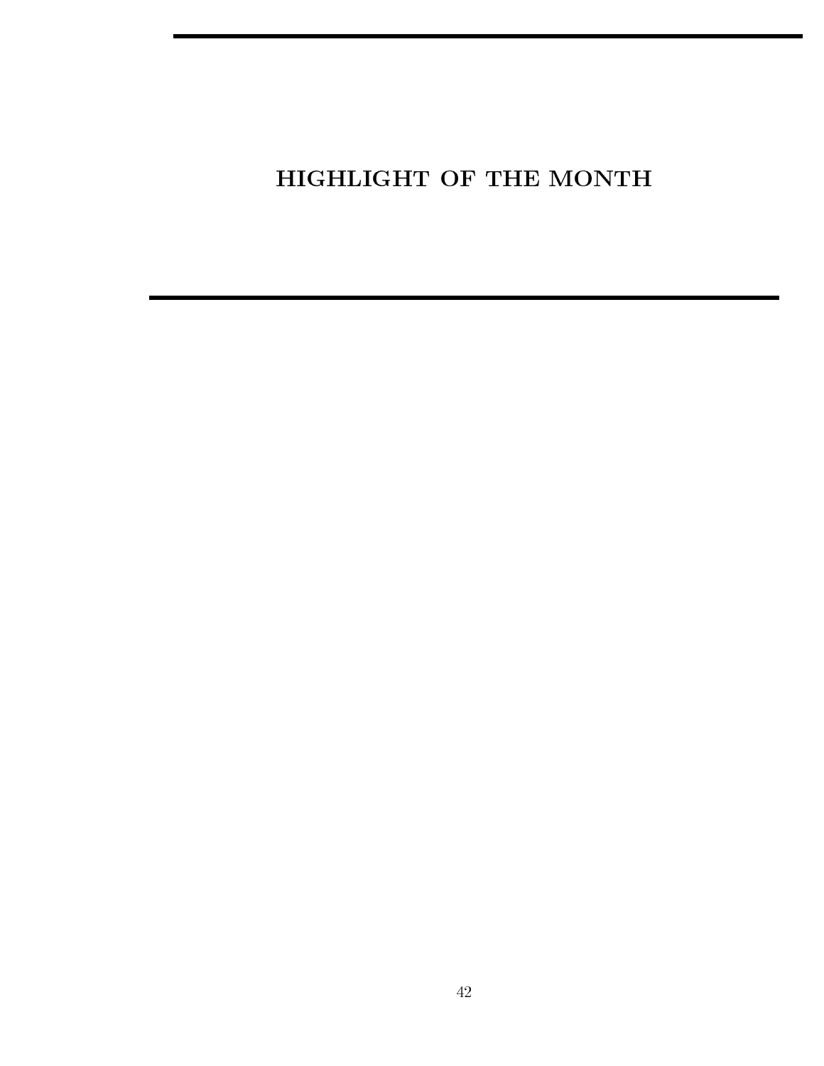# HIGHLIGHT OF THE MONTH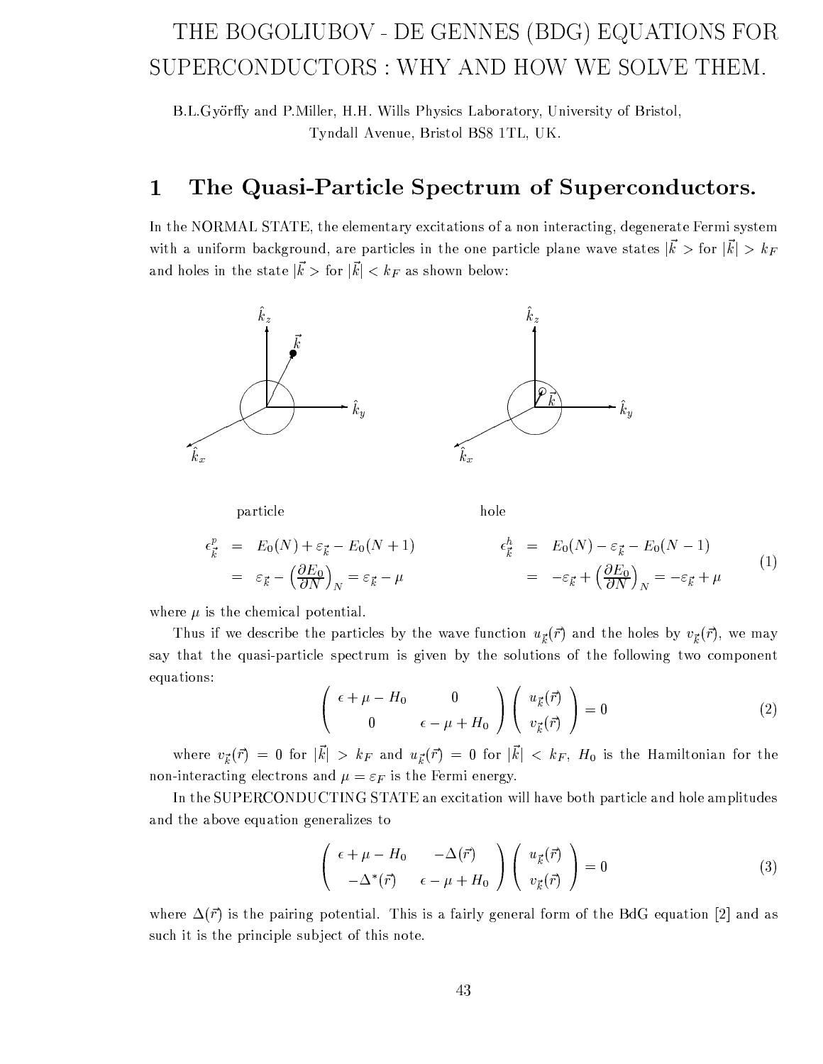# THE BOGOLIUBOV - DE GENNES (BDG) EQUATIONS FOR SUPERCONDUCTORS : WHY AND HOW WE SOLVE THEM.

B.L.Györffy and P.Miller, H.H. Wills Physics Laboratory, University of Bristol, Tyndall Avenue, Bristol BS8 1TL, UK.

## 1 The Quasi-Particle Spectrum of Superconductors.

In the NORMAL STATE, the elementary excitations of a non interacting, degenerate Fermi system with a uniform background, are particles in the one particle plane wave states $|\vec{k}>$ for $|\vec{k}| > k_F$ and holes in the state $|\vec{k}>$ for $|\vec{k}| < k_F$ as shown below:

particle | hole

$$
\begin{aligned}
\epsilon^p_{\vec{k}} &= E_0(N) + \varepsilon_{\vec{k}} - E_0(N+1) & \qquad \epsilon^h_{\vec{k}} &= E_0(N) - \varepsilon_{\vec{k}} - E_0(N-1) \\
&= \varepsilon_{\vec{k}} - \left(\frac{\partial E_0}{\partial N}\right)_N = \varepsilon_{\vec{k}} - \mu & &= -\varepsilon_{\vec{k}} + \left(\frac{\partial E_0}{\partial N}\right)_N = -\varepsilon_{\vec{k}} + \mu
\end{aligned}
\tag{1}
$$

where $\mu$ is the chemical potential.

Thus if we describe the particles by the wave function $u_{\vec{k}}(\vec{r})$ and the holes by $v_{\vec{k}}(\vec{r})$, we may say that the quasi-particle spectrum is given by the solutions of the following two component equations:

$$
\begin{pmatrix} \epsilon + \mu - H_0 & 0 \\ 0 & \epsilon - \mu + H_0 \end{pmatrix} \begin{pmatrix} u_{\vec{k}}(\vec{r}) \\ v_{\vec{k}}(\vec{r}) \end{pmatrix} = 0 \tag{2}
$$

where $v_{\vec{k}}(\vec{r}) = 0$ for $|\vec{k}| > k_F$ and $u_{\vec{k}}(\vec{r}) = 0$ for $|\vec{k}| < k_F$, $H_0$ is the Hamiltonian for the non-interacting electrons and $\mu = \varepsilon_F$ is the Fermi energy.

In the SUPERCONDUCTING STATE an excitation will have both particle and hole amplitudes and the above equation generalizes to

$$
\begin{pmatrix} \epsilon + \mu - H_0 & -\Delta(\vec{r}) \\ -\Delta^*(\vec{r}) & \epsilon - \mu + H_0 \end{pmatrix} \begin{pmatrix} u_{\vec{k}}(\vec{r}) \\ v_{\vec{k}}(\vec{r}) \end{pmatrix} = 0 \tag{3}
$$

where $\Delta(\vec{r})$ is the pairing potential. This is a fairly general form of the BdG equation [2] and as such it is the principle subject of this note.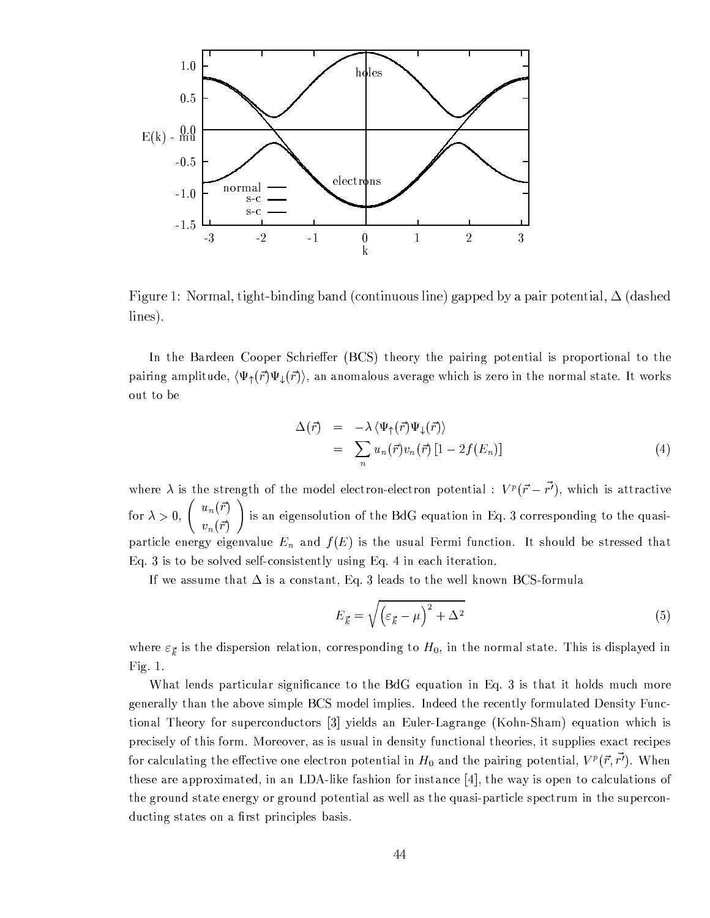Figure 1: Normal, tight-binding band (continuous line) gapped by a pair potential, $\Delta$ (dashed lines).

In the Bardeen Cooper Schrieffer (BCS) theory the pairing potential is proportional to the pairing amplitude, $\langle \Psi_\uparrow(\vec{r})\Psi_\downarrow(\vec{r})\rangle$, an anomalous average which is zero in the normal state. It works out to be

$$
\begin{aligned}
\Delta(\vec{r}) &= -\lambda \langle \Psi_\uparrow(\vec{r})\Psi_\downarrow(\vec{r})\rangle \\
&= \sum_n u_n(\vec{r}) v_n(\vec{r}) \left[1 - 2f(E_n)\right]
\end{aligned} \tag{4}
$$

where $\lambda$ is the strength of the model electron-electron potential : $V^p(\vec{r} - \vec{r'})$, which is attractive for $\lambda > 0$, $\begin{pmatrix} u_n(\vec{r}) \\ v_n(\vec{r}) \end{pmatrix}$ is an eigensolution of the BdG equation in Eq. 3 corresponding to the quasi-particle energy eigenvalue $E_n$ and $f(E)$ is the usual Fermi function. It should be stressed that Eq. 3 is to be solved self-consistently using Eq. 4 in each iteration.

If we assume that $\Delta$ is a constant, Eq. 3 leads to the well known BCS-formula

$$
E_{\vec{k}} = \sqrt{\left(\varepsilon_{\vec{k}} - \mu\right)^2 + \Delta^2} \tag{5}
$$

where $\varepsilon_{\vec{k}}$ is the dispersion relation, corresponding to $H_0$, in the normal state. This is displayed in Fig. 1.

What lends particular significance to the BdG equation in Eq. 3 is that it holds much more generally than the above simple BCS model implies. Indeed the recently formulated Density Functional Theory for superconductors [3] yields an Euler-Lagrange (Kohn-Sham) equation which is precisely of this form. Moreover, as is usual in density functional theories, it supplies exact recipes for calculating the effective one electron potential in $H_0$ and the pairing potential, $V^p(\vec{r}, \vec{r'})$. When these are approximated, in an LDA-like fashion for instance [4], the way is open to calculations of the ground state energy or ground potential as well as the quasi-particle spectrum in the superconducting states on a first principles basis.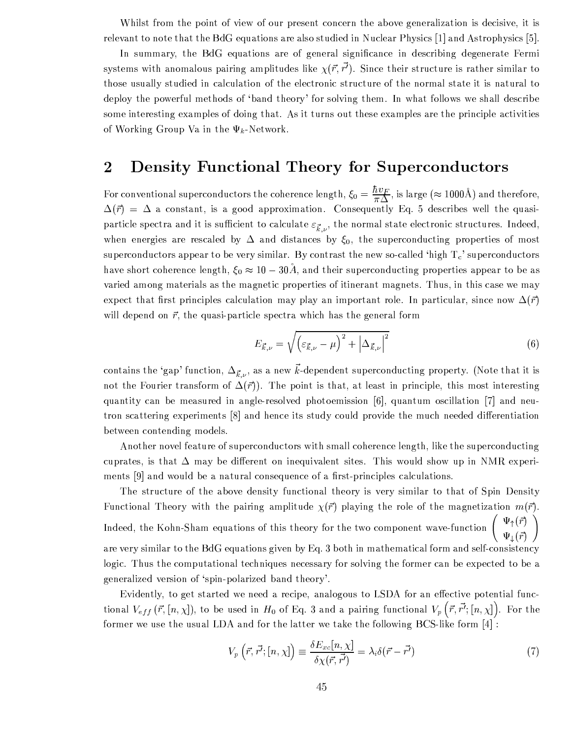Whilst from the point of view of our present concern the above generalization is decisive, it is relevant to note that the BdG equations are also studied in Nuclear Physics [1] and Astrophysics [5].

In summary, the BdG equations are of general significance in describing degenerate Fermi systems with anomalous pairing amplitudes like $\chi(\vec{r}, \vec{r}')$. Since their structure is rather similar to those usually studied in calculation of the electronic structure of the normal state it is natural to deploy the powerful methods of 'band theory' for solving them. In what follows we shall describe some interesting examples of doing that. As it turns out these examples are the principle activities of Working Group Va in the $\Psi_k$-Network.

## 2 Density Functional Theory for Superconductors

For conventional superconductors the coherence length, $\xi_0 = \frac{\hbar v_F}{\pi \Delta}$, is large ($\approx 1000$Å) and therefore, $\Delta(\vec{r}) = \Delta$ a constant, is a good approximation. Consequently Eq. 5 describes well the quasi-particle spectra and it is sufficient to calculate $\varepsilon_{\vec{k},\nu}$, the normal state electronic structures. Indeed, when energies are rescaled by $\Delta$ and distances by $\xi_0$, the superconducting properties of most superconductors appear to be very similar. By contrast the new so-called 'high $T_c$' superconductors have short coherence length, $\xi_0 \approx 10 - 30$Å, and their superconducting properties appear to be as varied among materials as the magnetic properties of itinerant magnets. Thus, in this case we may expect that first principles calculation may play an important role. In particular, since now $\Delta(\vec{r})$ will depend on $\vec{r}$, the quasi-particle spectra which has the general form

$$E_{\vec{k},\nu} = \sqrt{\left(\varepsilon_{\vec{k},\nu} - \mu\right)^2 + \left|\Delta_{\vec{k},\nu}\right|^2} \tag{6}$$

contains the 'gap' function, $\Delta_{\vec{k},\nu}$, as a new $\vec{k}$-dependent superconducting property. (Note that it is not the Fourier transform of $\Delta(\vec{r})$). The point is that, at least in principle, this most interesting quantity can be measured in angle-resolved photoemission [6], quantum oscillation [7] and neutron scattering experiments [8] and hence its study could provide the much needed differentiation between contending models.

Another novel feature of superconductors with small coherence length, like the superconducting cuprates, is that $\Delta$ may be different on inequivalent sites. This would show up in NMR experiments [9] and would be a natural consequence of a first-principles calculations.

The structure of the above density functional theory is very similar to that of Spin Density Functional Theory with the pairing amplitude $\chi(\vec{r})$ playing the role of the magnetization $m(\vec{r})$. Indeed, the Kohn-Sham equations of this theory for the two component wave-function $\begin{pmatrix} \Psi_\uparrow(\vec{r}) \\ \Psi_\downarrow(\vec{r}) \end{pmatrix}$ are very similar to the BdG equations given by Eq. 3 both in mathematical form and self-consistency logic. Thus the computational techniques necessary for solving the former can be expected to be a generalized version of 'spin-polarized band theory'.

Evidently, to get started we need a recipe, analogous to LSDA for an effective potential functional $V_{eff}(\vec{r}, [n, \chi])$, to be used in $H_0$ of Eq. 3 and a pairing functional $V_p\left(\vec{r}, \vec{r}'; [n, \chi]\right)$. For the former we use the usual LDA and for the latter we take the following BCS-like form [4] :

$$V_p\left(\vec{r}, \vec{r}'; [n, \chi]\right) \equiv \frac{\delta E_{xc}[n, \chi]}{\delta \chi(\vec{r}, \vec{r}')} = \lambda_i \delta(\vec{r} - \vec{r}') \tag{7}$$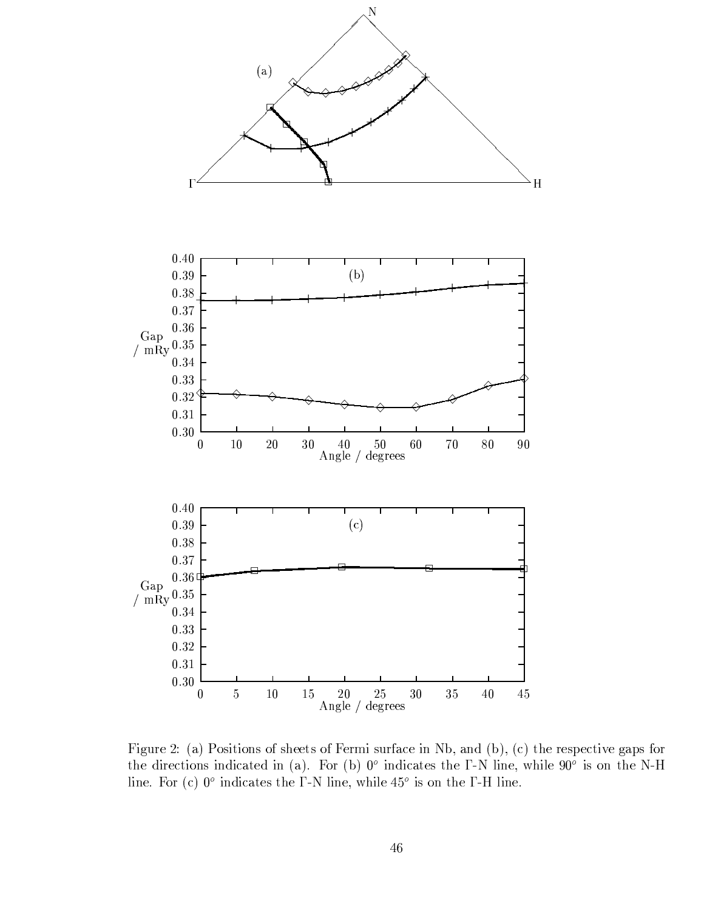Figure 2: (a) Positions of sheets of Fermi surface in Nb, and (b), (c) the respective gaps for the directions indicated in (a). For (b) $0^o$ indicates the Γ-N line, while $90^o$ is on the N-H line. For (c) $0^o$ indicates the Γ-N line, while $45^o$ is on the Γ-H line.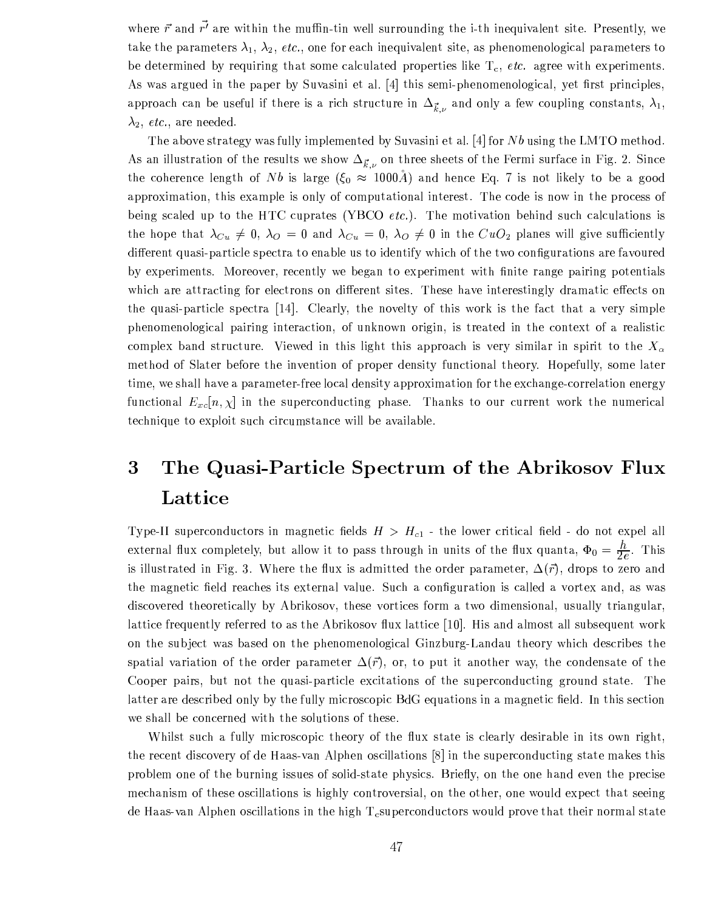where $\vec{r}$ and $\vec{r'}$ are within the muffin-tin well surrounding the i-th inequivalent site. Presently, we take the parameters $\lambda_1$, $\lambda_2$, *etc.*, one for each inequivalent site, as phenomenological parameters to be determined by requiring that some calculated properties like $T_c$, *etc.* agree with experiments. As was argued in the paper by Suvasini et al. [4] this semi-phenomenological, yet first principles, approach can be useful if there is a rich structure in $\Delta_{\vec{k},\nu}$ and only a few coupling constants, $\lambda_1$, $\lambda_2$, *etc.*, are needed.

The above strategy was fully implemented by Suvasini et al. [4] for $Nb$ using the LMTO method. As an illustration of the results we show $\Delta_{\vec{k},\nu}$ on three sheets of the Fermi surface in Fig. 2. Since the coherence length of $Nb$ is large ($\xi_0 \approx 1000\mathring{A}$) and hence Eq. 7 is not likely to be a good approximation, this example is only of computational interest. The code is now in the process of being scaled up to the HTC cuprates (YBCO *etc.*). The motivation behind such calculations is the hope that $\lambda_{Cu} \neq 0$, $\lambda_O = 0$ and $\lambda_{Cu} = 0$, $\lambda_O \neq 0$ in the $CuO_2$ planes will give sufficiently different quasi-particle spectra to enable us to identify which of the two configurations are favoured by experiments. Moreover, recently we began to experiment with finite range pairing potentials which are attracting for electrons on different sites. These have interestingly dramatic effects on the quasi-particle spectra [14]. Clearly, the novelty of this work is the fact that a very simple phenomenological pairing interaction, of unknown origin, is treated in the context of a realistic complex band structure. Viewed in this light this approach is very similar in spirit to the $X_\alpha$ method of Slater before the invention of proper density functional theory. Hopefully, some later time, we shall have a parameter-free local density approximation for the exchange-correlation energy functional $E_{xc}[n, \chi]$ in the superconducting phase. Thanks to our current work the numerical technique to exploit such circumstance will be available.

# 3 The Quasi-Particle Spectrum of the Abrikosov Flux Lattice

Type-II superconductors in magnetic fields $H > H_{c1}$ - the lower critical field - do not expel all external flux completely, but allow it to pass through in units of the flux quanta, $\Phi_0 = \frac{h}{2e}$. This is illustrated in Fig. 3. Where the flux is admitted the order parameter, $\Delta(\vec{r})$, drops to zero and the magnetic field reaches its external value. Such a configuration is called a vortex and, as was discovered theoretically by Abrikosov, these vortices form a two dimensional, usually triangular, lattice frequently referred to as the Abrikosov flux lattice [10]. His and almost all subsequent work on the subject was based on the phenomenological Ginzburg-Landau theory which describes the spatial variation of the order parameter $\Delta(\vec{r})$, or, to put it another way, the condensate of the Cooper pairs, but not the quasi-particle excitations of the superconducting ground state. The latter are described only by the fully microscopic BdG equations in a magnetic field. In this section we shall be concerned with the solutions of these.

Whilst such a fully microscopic theory of the flux state is clearly desirable in its own right, the recent discovery of de Haas-van Alphen oscillations [8] in the superconducting state makes this problem one of the burning issues of solid-state physics. Briefly, on the one hand even the precise mechanism of these oscillations is highly controversial, on the other, one would expect that seeing de Haas-van Alphen oscillations in the high $T_c$superconductors would prove that their normal state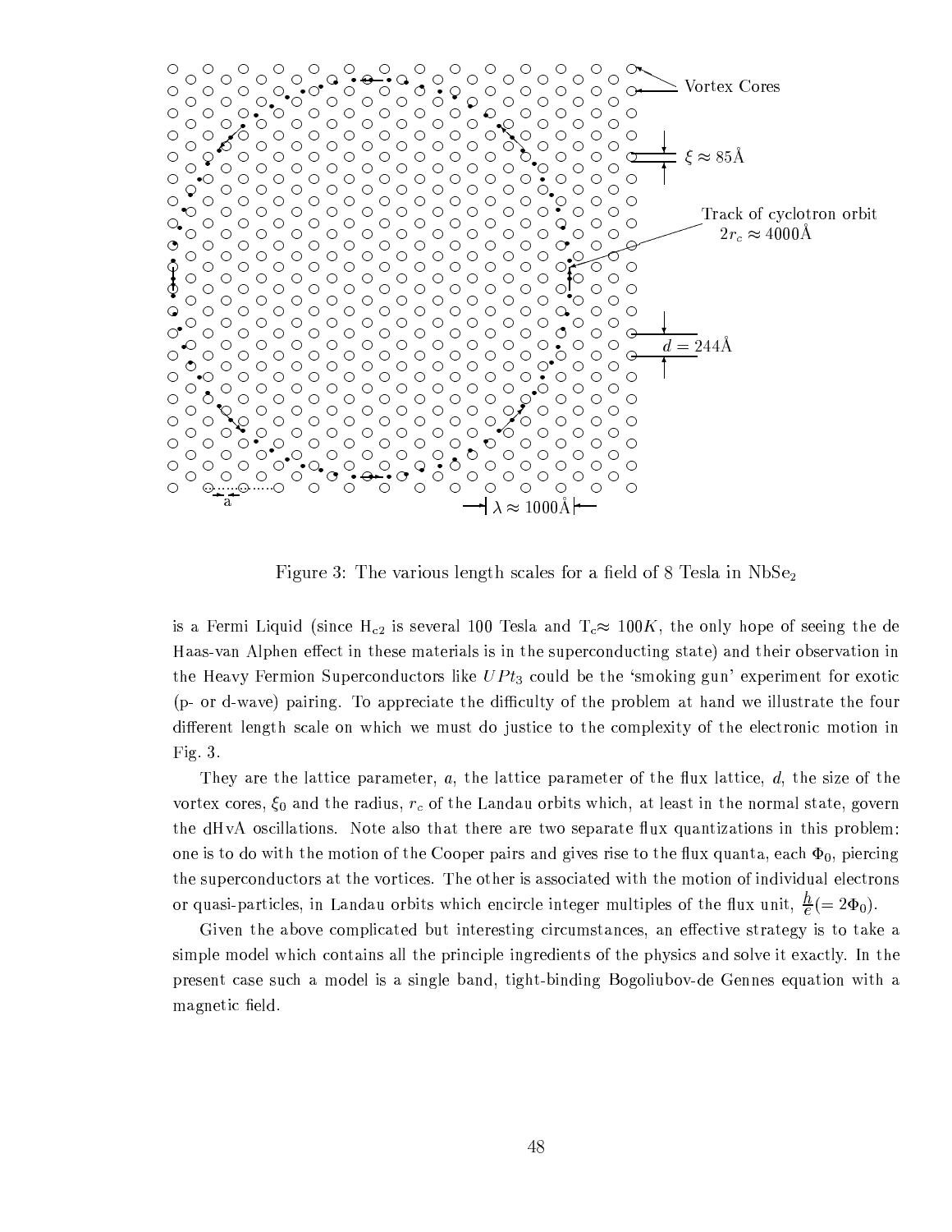Figure 3: The various length scales for a field of 8 Tesla in $NbSe_2$

is a Fermi Liquid (since $H_{c2}$ is several 100 Tesla and $T_c \approx 100K$, the only hope of seeing the de Haas-van Alphen effect in these materials is in the superconducting state) and their observation in the Heavy Fermion Superconductors like $UPt_3$ could be the 'smoking gun' experiment for exotic (p- or d-wave) pairing. To appreciate the difficulty of the problem at hand we illustrate the four different length scale on which we must do justice to the complexity of the electronic motion in Fig. 3.

They are the lattice parameter, $a$, the lattice parameter of the flux lattice, $d$, the size of the vortex cores, $\xi_0$ and the radius, $r_c$ of the Landau orbits which, at least in the normal state, govern the dHvA oscillations. Note also that there are two separate flux quantizations in this problem: one is to do with the motion of the Cooper pairs and gives rise to the flux quanta, each $\Phi_0$, piercing the superconductors at the vortices. The other is associated with the motion of individual electrons or quasi-particles, in Landau orbits which encircle integer multiples of the flux unit, $\frac{h}{e}(=2\Phi_0)$.

Given the above complicated but interesting circumstances, an effective strategy is to take a simple model which contains all the principle ingredients of the physics and solve it exactly. In the present case such a model is a single band, tight-binding Bogoliubov-de Gennes equation with a magnetic field.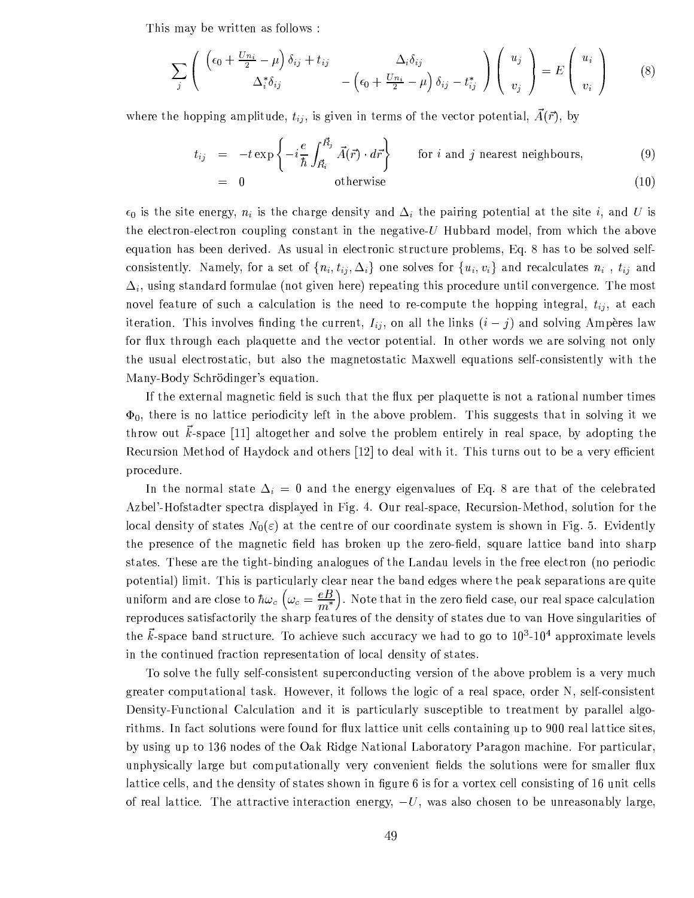This may be written as follows :

$$\sum_j \begin{pmatrix} \left(\epsilon_0 + \frac{U n_i}{2} - \mu\right)\delta_{ij} + t_{ij} & \Delta_i \delta_{ij} \\ \Delta_i^* \delta_{ij} & -\left(\epsilon_0 + \frac{U n_i}{2} - \mu\right)\delta_{ij} - t_{ij}^* \end{pmatrix} \begin{pmatrix} u_j \\ v_j \end{pmatrix} = E \begin{pmatrix} u_i \\ v_i \end{pmatrix} \tag{8}$$

where the hopping amplitude, $t_{ij}$, is given in terms of the vector potential, $\vec{A}(\vec{r})$, by

$$t_{ij} = -t \exp\left\{-i\frac{e}{\hbar}\int_{\vec{R}_i}^{\vec{R}_j} \vec{A}(\vec{r}) \cdot d\vec{r}\right\} \qquad \text{for } i \text{ and } j \text{ nearest neighbours,} \tag{9}$$

$$= 0 \qquad \text{otherwise} \tag{10}$$

$\epsilon_0$ is the site energy, $n_i$ is the charge density and $\Delta_i$ the pairing potential at the site $i$, and $U$ is the electron-electron coupling constant in the negative-$U$ Hubbard model, from which the above equation has been derived. As usual in electronic structure problems, Eq. 8 has to be solved self-consistently. Namely, for a set of $\{n_i, t_{ij}, \Delta_i\}$ one solves for $\{u_i, v_i\}$ and recalculates $n_i$ , $t_{ij}$ and $\Delta_i$, using standard formulae (not given here) repeating this procedure until convergence. The most novel feature of such a calculation is the need to re-compute the hopping integral, $t_{ij}$, at each iteration. This involves finding the current, $I_{ij}$, on all the links $(i-j)$ and solving Ampères law for flux through each plaquette and the vector potential. In other words we are solving not only the usual electrostatic, but also the magnetostatic Maxwell equations self-consistently with the Many-Body Schrödinger's equation.

If the external magnetic field is such that the flux per plaquette is not a rational number times $\Phi_0$, there is no lattice periodicity left in the above problem. This suggests that in solving it we throw out $\vec{k}$-space [11] altogether and solve the problem entirely in real space, by adopting the Recursion Method of Haydock and others [12] to deal with it. This turns out to be a very efficient procedure.

In the normal state $\Delta_i = 0$ and the energy eigenvalues of Eq. 8 are that of the celebrated Azbel'-Hofstadter spectra displayed in Fig. 4. Our real-space, Recursion-Method, solution for the local density of states $N_0(\varepsilon)$ at the centre of our coordinate system is shown in Fig. 5. Evidently the presence of the magnetic field has broken up the zero-field, square lattice band into sharp states. These are the tight-binding analogues of the Landau levels in the free electron (no periodic potential) limit. This is particularly clear near the band edges where the peak separations are quite uniform and are close to $\hbar\omega_c \left(\omega_c = \frac{eB}{m^*}\right)$. Note that in the zero field case, our real space calculation reproduces satisfactorily the sharp features of the density of states due to van Hove singularities of the $\vec{k}$-space band structure. To achieve such accuracy we had to go to $10^3$-$10^4$ approximate levels in the continued fraction representation of local density of states.

To solve the fully self-consistent superconducting version of the above problem is a very much greater computational task. However, it follows the logic of a real space, order N, self-consistent Density-Functional Calculation and it is particularly susceptible to treatment by parallel algorithms. In fact solutions were found for flux lattice unit cells containing up to 900 real lattice sites, by using up to 136 nodes of the Oak Ridge National Laboratory Paragon machine. For particular, unphysically large but computationally very convenient fields the solutions were for smaller flux lattice cells, and the density of states shown in figure 6 is for a vortex cell consisting of 16 unit cells of real lattice. The attractive interaction energy, $-U$, was also chosen to be unreasonably large,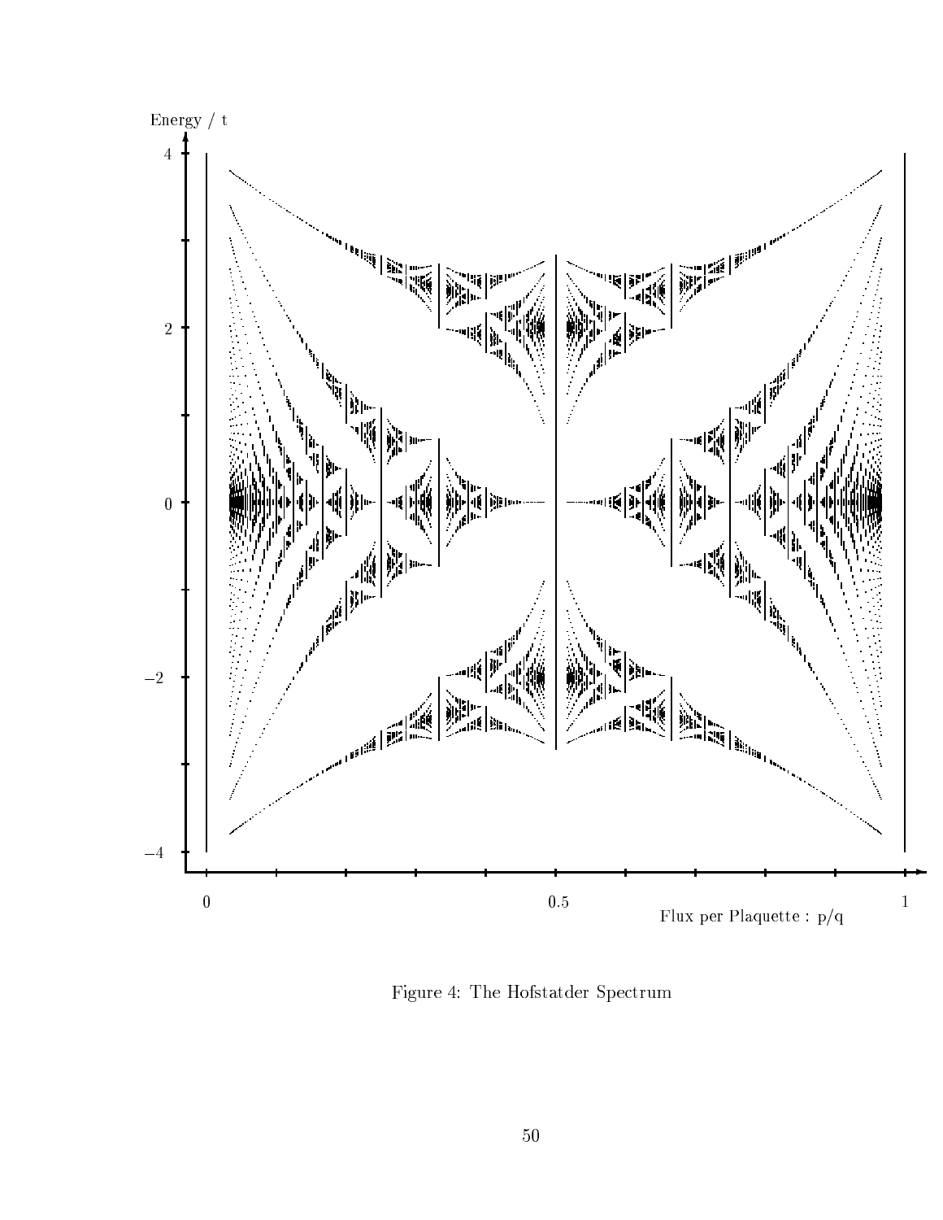Figure 4: The Hofstatder Spectrum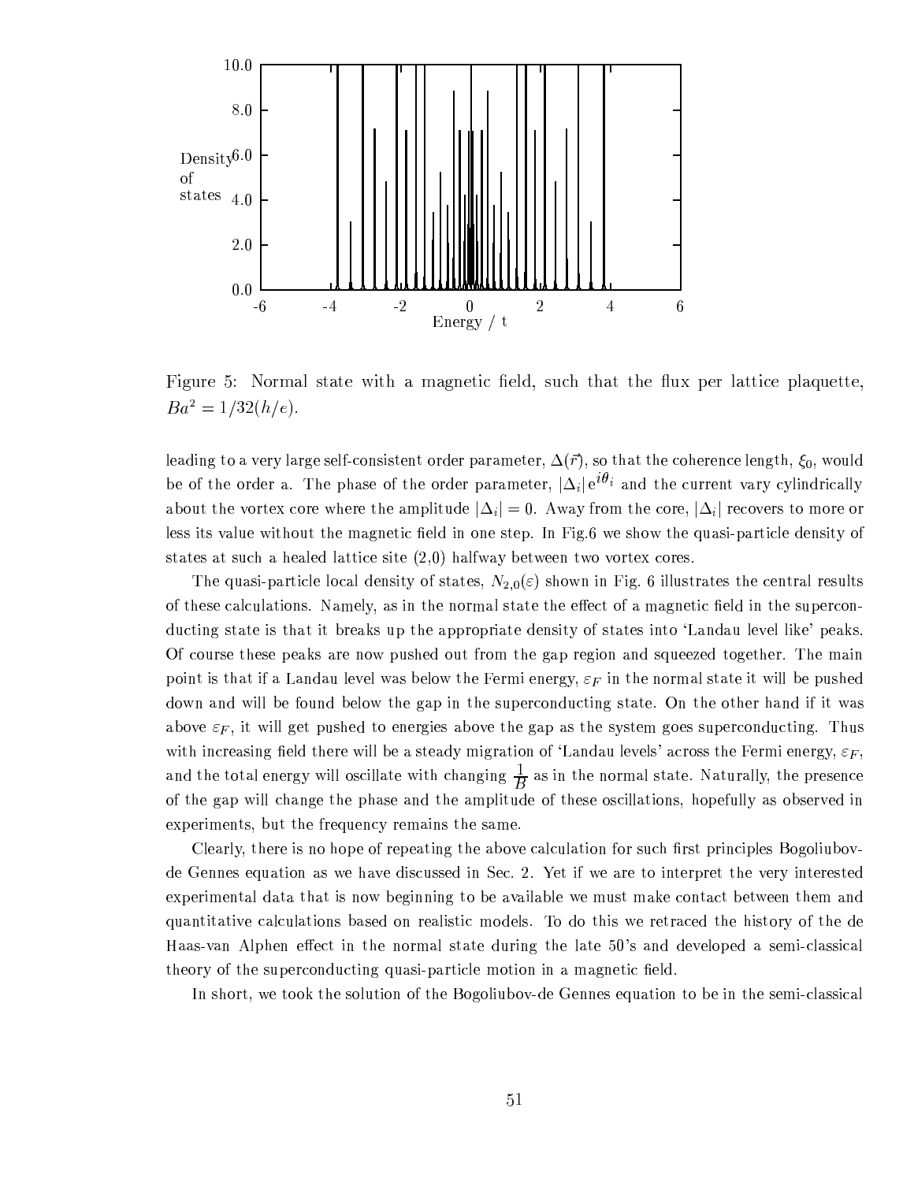Figure 5: Normal state with a magnetic field, such that the flux per lattice plaquette, $Ba^2 = 1/32(h/e)$.

leading to a very large self-consistent order parameter, $\Delta(\vec{r})$, so that the coherence length, $\xi_0$, would be of the order a. The phase of the order parameter, $|\Delta_i|\, e^{i\theta_i}$ and the current vary cylindrically about the vortex core where the amplitude $|\Delta_i| = 0$. Away from the core, $|\Delta_i|$ recovers to more or less its value without the magnetic field in one step. In Fig.6 we show the quasi-particle density of states at such a healed lattice site (2,0) halfway between two vortex cores.

The quasi-particle local density of states, $N_{2,0}(\varepsilon)$ shown in Fig. 6 illustrates the central results of these calculations. Namely, as in the normal state the effect of a magnetic field in the superconducting state is that it breaks up the appropriate density of states into 'Landau level like' peaks. Of course these peaks are now pushed out from the gap region and squeezed together. The main point is that if a Landau level was below the Fermi energy, $\varepsilon_F$ in the normal state it will be pushed down and will be found below the gap in the superconducting state. On the other hand if it was above $\varepsilon_F$, it will get pushed to energies above the gap as the system goes superconducting. Thus with increasing field there will be a steady migration of 'Landau levels' across the Fermi energy, $\varepsilon_F$, and the total energy will oscillate with changing $\frac{1}{B}$ as in the normal state. Naturally, the presence of the gap will change the phase and the amplitude of these oscillations, hopefully as observed in experiments, but the frequency remains the same.

Clearly, there is no hope of repeating the above calculation for such first principles Bogoliubov-de Gennes equation as we have discussed in Sec. 2. Yet if we are to interpret the very interested experimental data that is now beginning to be available we must make contact between them and quantitative calculations based on realistic models. To do this we retraced the history of the de Haas-van Alphen effect in the normal state during the late 50's and developed a semi-classical theory of the superconducting quasi-particle motion in a magnetic field.

In short, we took the solution of the Bogoliubov-de Gennes equation to be in the semi-classical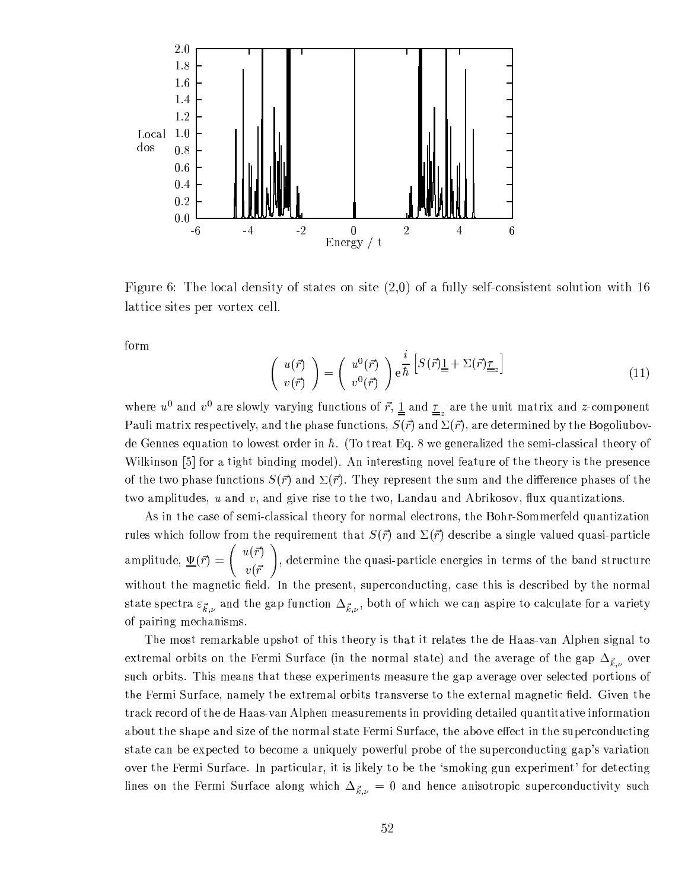Figure 6: The local density of states on site (2,0) of a fully self-consistent solution with 16 lattice sites per vortex cell.

form

$$\left( \begin{array}{c} u(\vec{r}) \\ v(\vec{r}) \end{array} \right) = \left( \begin{array}{c} u^0(\vec{r}) \\ v^0(\vec{r}) \end{array} \right) e^{\frac{i}{\hbar}\left[S(\vec{r})\underline{\underline{1}} + \Sigma(\vec{r})\underline{\underline{\tau}}_z\right]} \tag{11}$$

where $u^0$ and $v^0$ are slowly varying functions of $\vec{r}$, $\underline{\underline{1}}$ and $\underline{\underline{\tau}}_z$ are the unit matrix and $z$-component Pauli matrix respectively, and the phase functions, $S(\vec{r})$ and $\Sigma(\vec{r})$, are determined by the Bogoliubov-de Gennes equation to lowest order in $\hbar$. (To treat Eq. 8 we generalized the semi-classical theory of Wilkinson [5] for a tight binding model). An interesting novel feature of the theory is the presence of the two phase functions $S(\vec{r})$ and $\Sigma(\vec{r})$. They represent the sum and the difference phases of the two amplitudes, $u$ and $v$, and give rise to the two, Landau and Abrikosov, flux quantizations.

As in the case of semi-classical theory for normal electrons, the Bohr-Sommerfeld quantization rules which follow from the requirement that $S(\vec{r})$ and $\Sigma(\vec{r})$ describe a single valued quasi-particle amplitude, $\underline{\Psi}(\vec{r}) = \left( \begin{array}{c} u(\vec{r}) \\ v(\vec{r} \end{array} \right)$, determine the quasi-particle energies in terms of the band structure without the magnetic field. In the present, superconducting, case this is described by the normal state spectra $\varepsilon_{\vec{k},\nu}$ and the gap function $\Delta_{\vec{k},\nu}$, both of which we can aspire to calculate for a variety of pairing mechanisms.

The most remarkable upshot of this theory is that it relates the de Haas-van Alphen signal to extremal orbits on the Fermi Surface (in the normal state) and the average of the gap $\Delta_{\vec{k},\nu}$ over such orbits. This means that these experiments measure the gap average over selected portions of the Fermi Surface, namely the extremal orbits transverse to the external magnetic field. Given the track record of the de Haas-van Alphen measurements in providing detailed quantitative information about the shape and size of the normal state Fermi Surface, the above effect in the superconducting state can be expected to become a uniquely powerful probe of the superconducting gap's variation over the Fermi Surface. In particular, it is likely to be the 'smoking gun experiment' for detecting lines on the Fermi Surface along which $\Delta_{\vec{k},\nu} = 0$ and hence anisotropic superconductivity such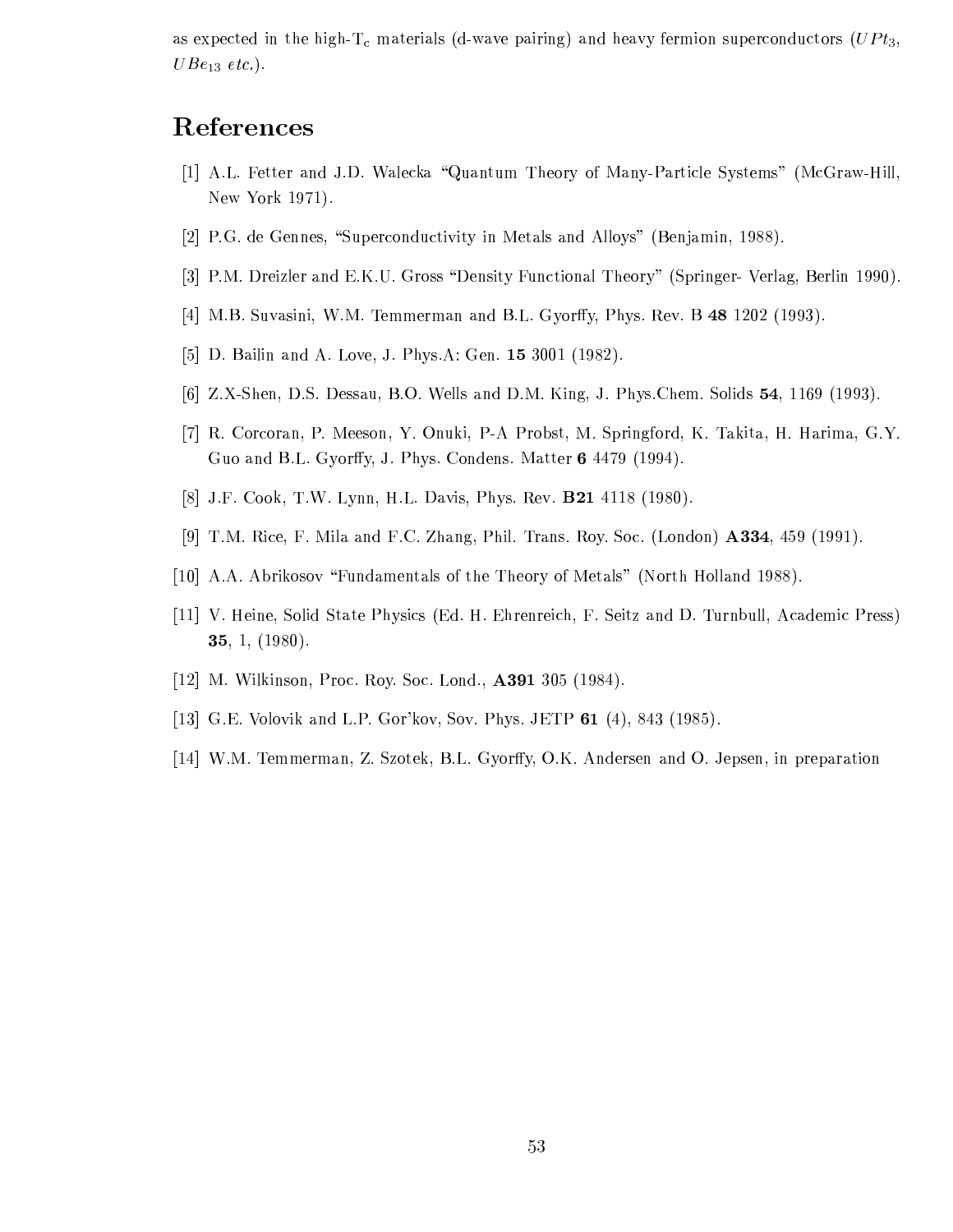as expected in the high-$T_c$ materials (d-wave pairing) and heavy fermion superconductors ($UPt_3$, $UBe_{13}$ *etc.*).

# References

[1] A.L. Fetter and J.D. Walecka "Quantum Theory of Many-Particle Systems" (McGraw-Hill, New York 1971).

[2] P.G. de Gennes, "Superconductivity in Metals and Alloys" (Benjamin, 1988).

[3] P.M. Dreizler and E.K.U. Gross "Density Functional Theory" (Springer- Verlag, Berlin 1990).

[4] M.B. Suvasini, W.M. Temmerman and B.L. Gyorffy, Phys. Rev. B **48** 1202 (1993).

[5] D. Bailin and A. Love, J. Phys.A: Gen. **15** 3001 (1982).

[6] Z.X-Shen, D.S. Dessau, B.O. Wells and D.M. King, J. Phys.Chem. Solids **54**, 1169 (1993).

[7] R. Corcoran, P. Meeson, Y. Onuki, P-A Probst, M. Springford, K. Takita, H. Harima, G.Y. Guo and B.L. Gyorffy, J. Phys. Condens. Matter **6** 4479 (1994).

[8] J.F. Cook, T.W. Lynn, H.L. Davis, Phys. Rev. **B21** 4118 (1980).

[9] T.M. Rice, F. Mila and F.C. Zhang, Phil. Trans. Roy. Soc. (London) **A334**, 459 (1991).

[10] A.A. Abrikosov "Fundamentals of the Theory of Metals" (North Holland 1988).

[11] V. Heine, Solid State Physics (Ed. H. Ehrenreich, F. Seitz and D. Turnbull, Academic Press) **35**, 1, (1980).

[12] M. Wilkinson, Proc. Roy. Soc. Lond., **A391** 305 (1984).

[13] G.E. Volovik and L.P. Gor'kov, Sov. Phys. JETP **61** (4), 843 (1985).

[14] W.M. Temmerman, Z. Szotek, B.L. Gyorffy, O.K. Andersen and O. Jepsen, in preparation